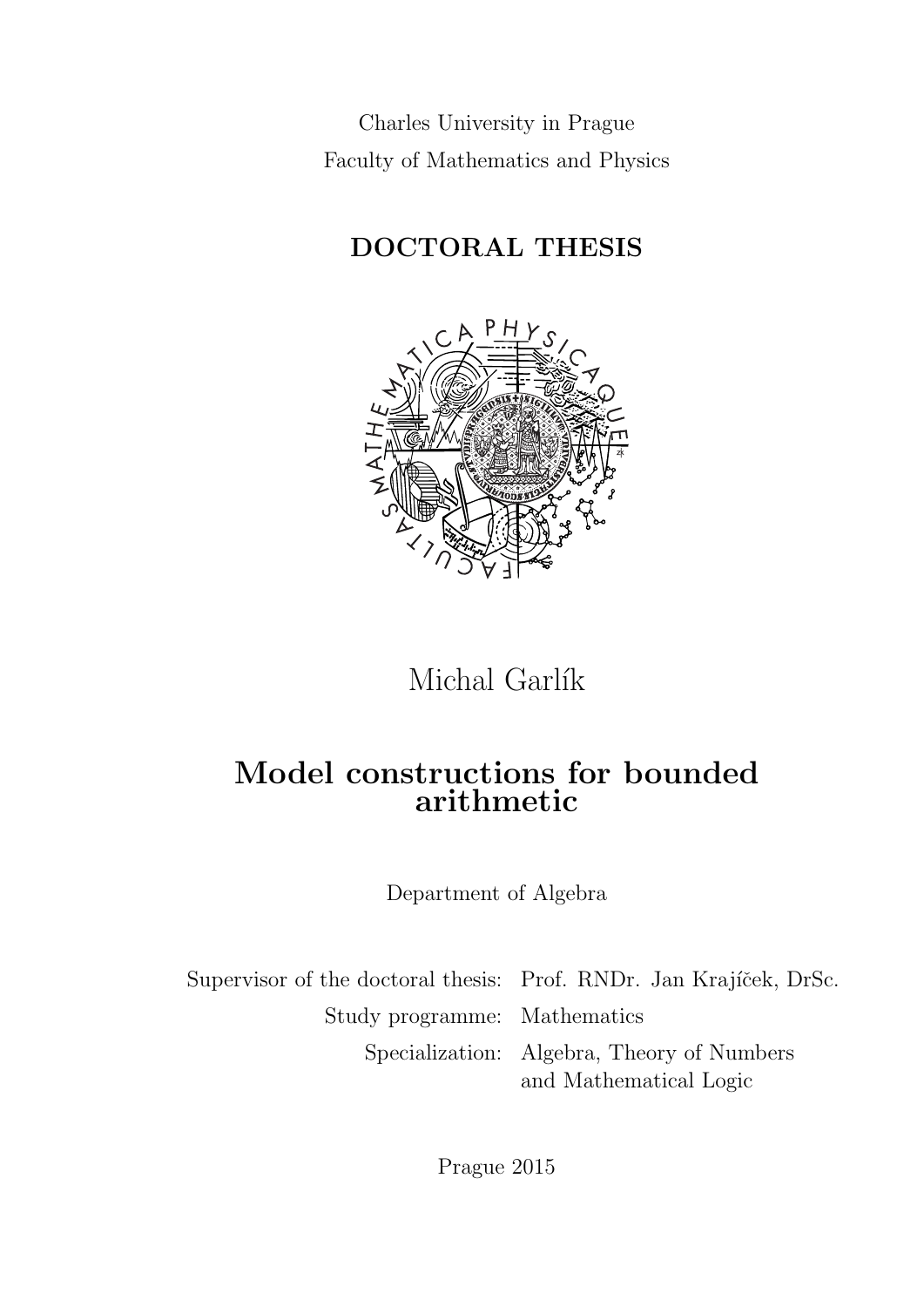Charles University in Prague

Faculty of Mathematics and Physics

**DOCTORAL THESIS**

Michal Garlík

# Model constructions for bounded arithmetic

Department of Algebra

| | |
|---|---|
| Supervisor of the doctoral thesis: | Prof. RNDr. Jan Krajíček, DrSc. |
| Study programme: | Mathematics |
| Specialization: | Algebra, Theory of Numbers and Mathematical Logic |

Prague 2015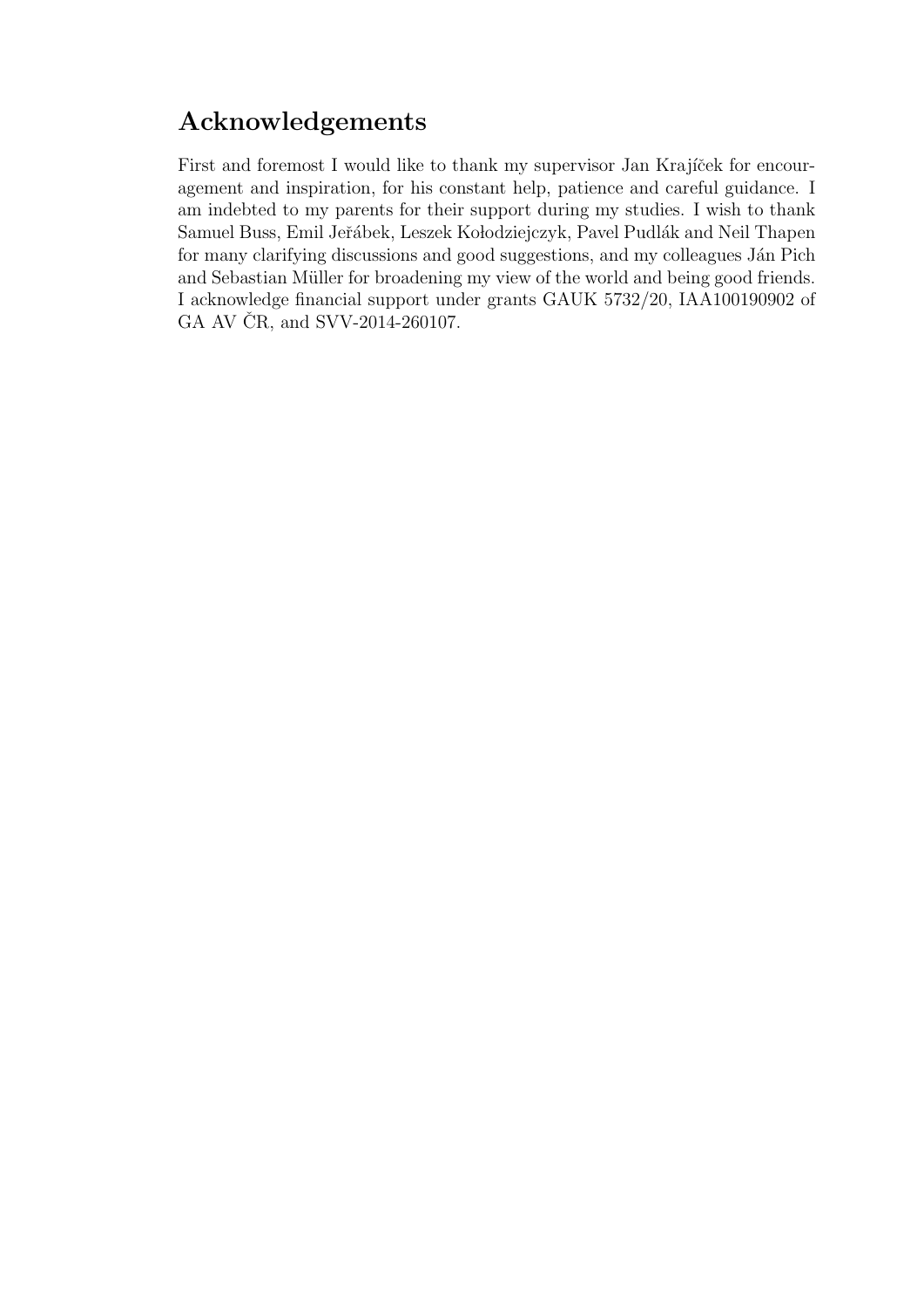## Acknowledgements

First and foremost I would like to thank my supervisor Jan Krajíček for encouragement and inspiration, for his constant help, patience and careful guidance. I am indebted to my parents for their support during my studies. I wish to thank Samuel Buss, Emil Jeřábek, Leszek Kołodziejczyk, Pavel Pudlák and Neil Thapen for many clarifying discussions and good suggestions, and my colleagues Ján Pich and Sebastian Müller for broadening my view of the world and being good friends. I acknowledge financial support under grants GAUK 5732/20, IAA100190902 of GA AV ČR, and SVV-2014-260107.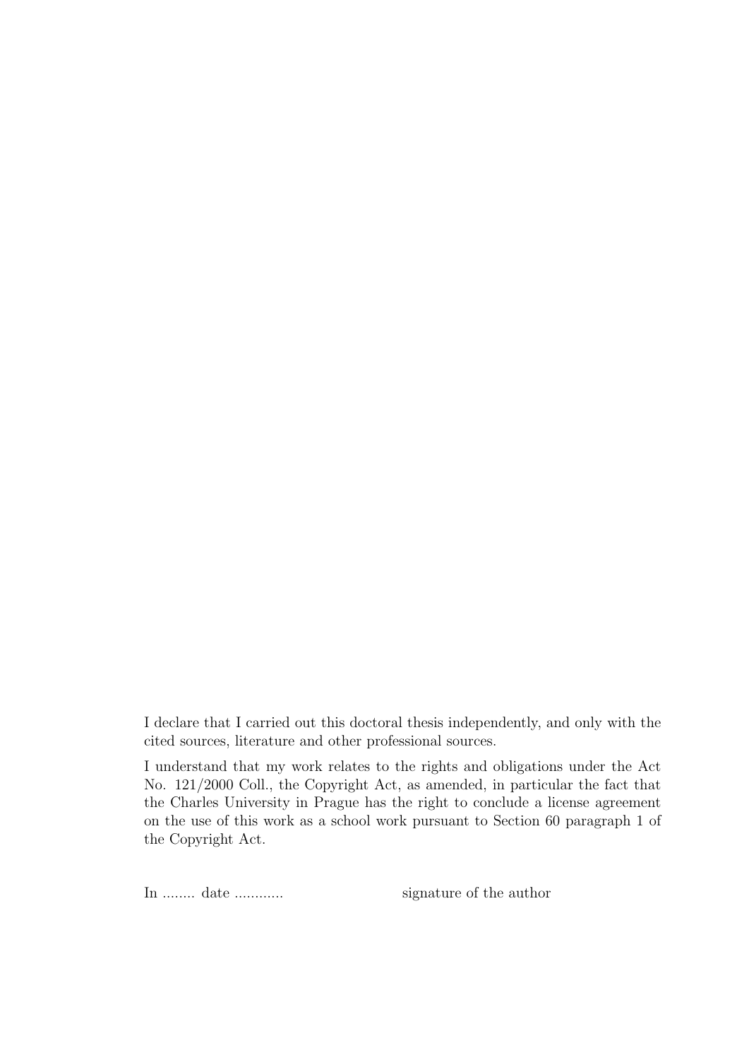I declare that I carried out this doctoral thesis independently, and only with the cited sources, literature and other professional sources.

I understand that my work relates to the rights and obligations under the Act No. 121/2000 Coll., the Copyright Act, as amended, in particular the fact that the Charles University in Prague has the right to conclude a license agreement on the use of this work as a school work pursuant to Section 60 paragraph 1 of the Copyright Act.

In ........ date ............ signature of the author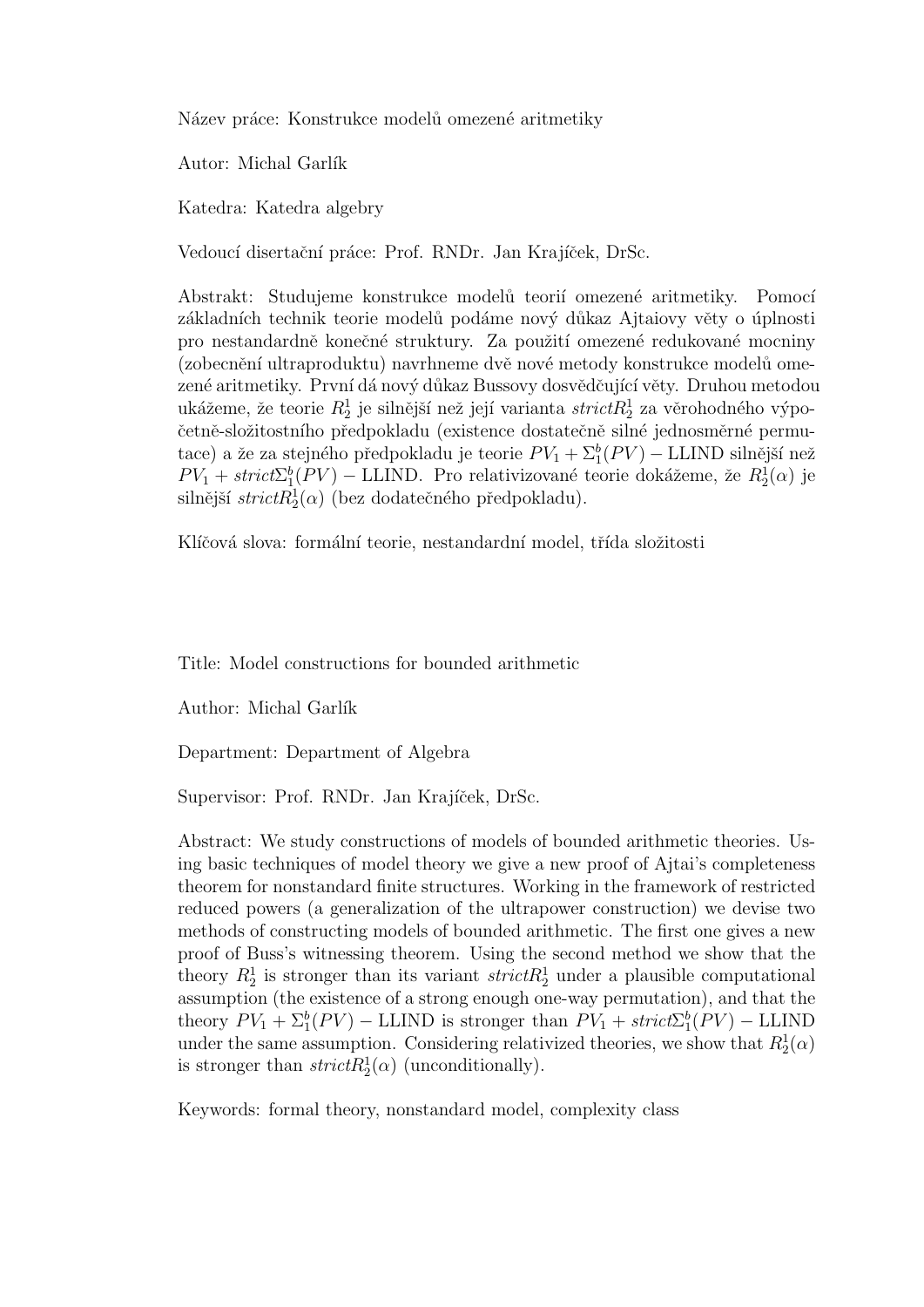Název práce: Konstrukce modelů omezené aritmetiky

Autor: Michal Garlík

Katedra: Katedra algebry

Vedoucí disertační práce: Prof. RNDr. Jan Krajíček, DrSc.

Abstrakt: Studujeme konstrukce modelů teorií omezené aritmetiky. Pomocí základních technik teorie modelů podáme nový důkaz Ajtaiovy věty o úplnosti pro nestandardně konečné struktury. Za použití omezené redukované mocniny (zobecnění ultraproduktu) navrhneme dvě nové metody konstrukce modelů omezené aritmetiky. První dá nový důkaz Bussovy dosvědčující věty. Druhou metodou ukážeme, že teorie $R^1_2$ je silnější než její varianta $strictR^1_2$ za věrohodného výpočetně-složitostního předpokladu (existence dostatečně silné jednosměrné permutace) a že za stejného předpokladu je teorie $PV_1 + \Sigma^b_1(PV) - \text{LLIND}$ silnější než $PV_1 + strict\Sigma^b_1(PV) - \text{LLIND}$. Pro relativizované teorie dokážeme, že $R^1_2(\alpha)$ je silnější $strictR^1_2(\alpha)$ (bez dodatečného předpokladu).

Klíčová slova: formální teorie, nestandardní model, třída složitosti

Title: Model constructions for bounded arithmetic

Author: Michal Garlík

Department: Department of Algebra

Supervisor: Prof. RNDr. Jan Krajíček, DrSc.

Abstract: We study constructions of models of bounded arithmetic theories. Using basic techniques of model theory we give a new proof of Ajtai's completeness theorem for nonstandard finite structures. Working in the framework of restricted reduced powers (a generalization of the ultrapower construction) we devise two methods of constructing models of bounded arithmetic. The first one gives a new proof of Buss's witnessing theorem. Using the second method we show that the theory $R^1_2$ is stronger than its variant $strictR^1_2$ under a plausible computational assumption (the existence of a strong enough one-way permutation), and that the theory $PV_1 + \Sigma^b_1(PV) - \text{LLIND}$ is stronger than $PV_1 + strict\Sigma^b_1(PV) - \text{LLIND}$ under the same assumption. Considering relativized theories, we show that $R^1_2(\alpha)$ is stronger than $strictR^1_2(\alpha)$ (unconditionally).

Keywords: formal theory, nonstandard model, complexity class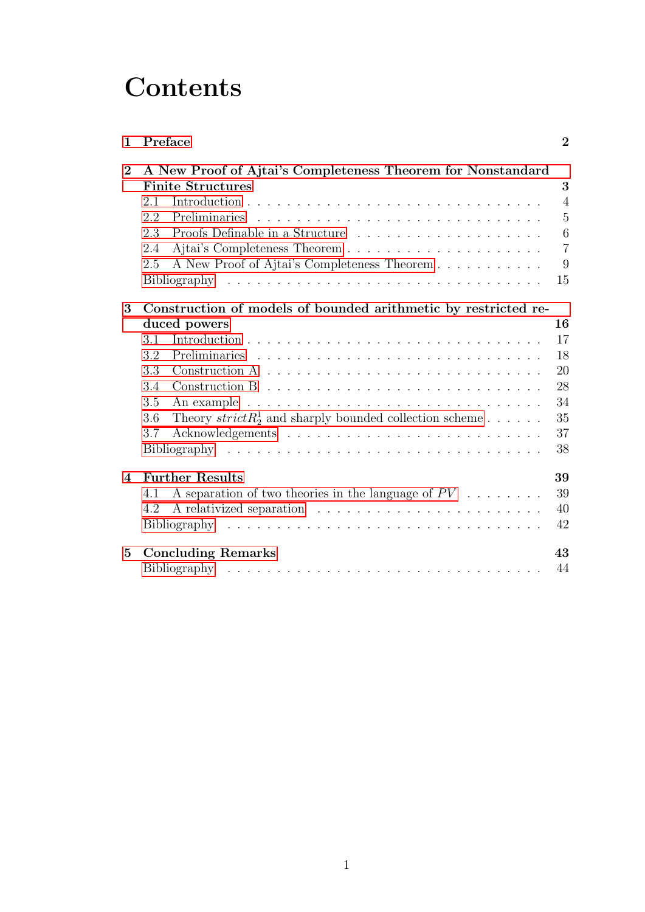# Contents

**1 Preface** **2**

**2 A New Proof of Ajtai's Completeness Theorem for Nonstandard Finite Structures** **3**

- 2.1 Introduction . . . . . . . . . . . . . . . . . . . . . . . . . . . . 4
- 2.2 Preliminaries . . . . . . . . . . . . . . . . . . . . . . . . . . . . 5
- 2.3 Proofs Definable in a Structure . . . . . . . . . . . . . . . . . . 6
- 2.4 Ajtai's Completeness Theorem . . . . . . . . . . . . . . . . . . . 7
- 2.5 A New Proof of Ajtai's Completeness Theorem . . . . . . . . . . 9
- Bibliography . . . . . . . . . . . . . . . . . . . . . . . . . . . . 15

**3 Construction of models of bounded arithmetic by restricted reduced powers** **16**

- 3.1 Introduction . . . . . . . . . . . . . . . . . . . . . . . . . . . . 17
- 3.2 Preliminaries . . . . . . . . . . . . . . . . . . . . . . . . . . . . 18
- 3.3 Construction A . . . . . . . . . . . . . . . . . . . . . . . . . . . 20
- 3.4 Construction B . . . . . . . . . . . . . . . . . . . . . . . . . . . 28
- 3.5 An example . . . . . . . . . . . . . . . . . . . . . . . . . . . . 34
- 3.6 Theory $strictR^1_2$ and sharply bounded collection scheme . . . . . . 35
- 3.7 Acknowledgements . . . . . . . . . . . . . . . . . . . . . . . . . 37
- Bibliography . . . . . . . . . . . . . . . . . . . . . . . . . . . . 38

**4 Further Results** **39**

- 4.1 A separation of two theories in the language of $PV$ . . . . . . . . 39
- 4.2 A relativized separation . . . . . . . . . . . . . . . . . . . . . . 40
- Bibliography . . . . . . . . . . . . . . . . . . . . . . . . . . . . 42

**5 Concluding Remarks** **43**

- Bibliography . . . . . . . . . . . . . . . . . . . . . . . . . . . . 44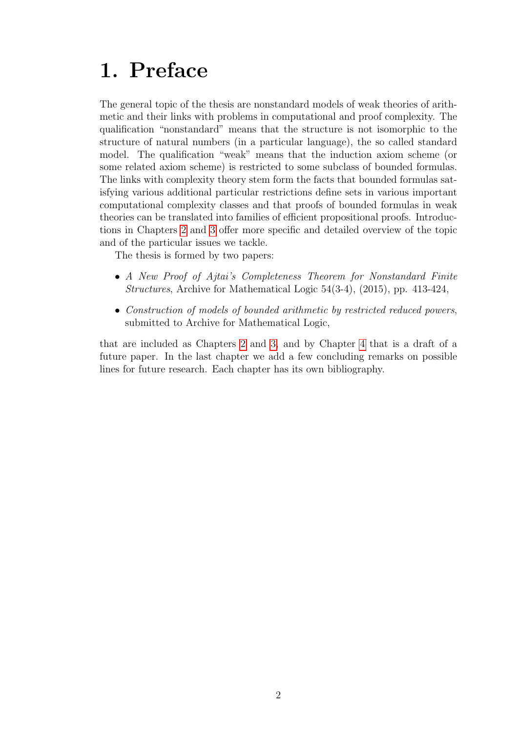# 1. Preface

The general topic of the thesis are nonstandard models of weak theories of arithmetic and their links with problems in computational and proof complexity. The qualification "nonstandard" means that the structure is not isomorphic to the structure of natural numbers (in a particular language), the so called standard model. The qualification "weak" means that the induction axiom scheme (or some related axiom scheme) is restricted to some subclass of bounded formulas. The links with complexity theory stem form the facts that bounded formulas satisfying various additional particular restrictions define sets in various important computational complexity classes and that proofs of bounded formulas in weak theories can be translated into families of efficient propositional proofs. Introductions in Chapters 2 and 3 offer more specific and detailed overview of the topic and of the particular issues we tackle.

The thesis is formed by two papers:

- *A New Proof of Ajtai's Completeness Theorem for Nonstandard Finite Structures*, Archive for Mathematical Logic 54(3-4), (2015), pp. 413-424,
- *Construction of models of bounded arithmetic by restricted reduced powers*, submitted to Archive for Mathematical Logic,

that are included as Chapters 2 and 3, and by Chapter 4 that is a draft of a future paper. In the last chapter we add a few concluding remarks on possible lines for future research. Each chapter has its own bibliography.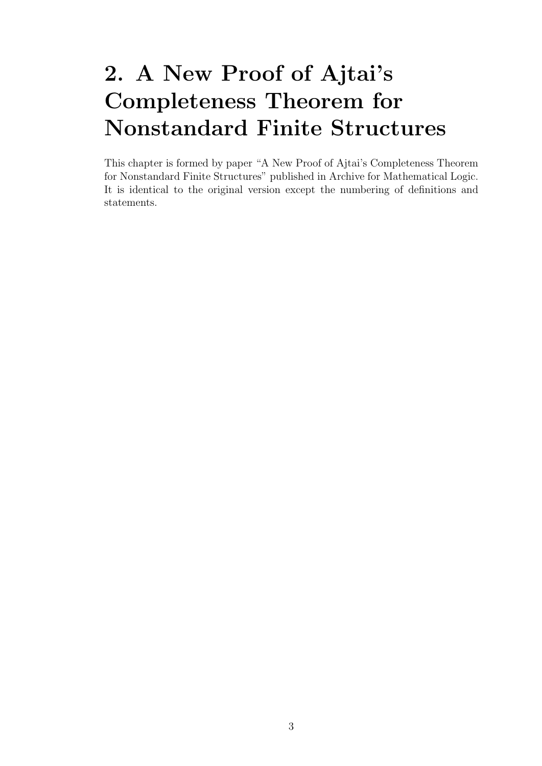# 2. A New Proof of Ajtai's Completeness Theorem for Nonstandard Finite Structures

This chapter is formed by paper "A New Proof of Ajtai's Completeness Theorem for Nonstandard Finite Structures" published in Archive for Mathematical Logic. It is identical to the original version except the numbering of definitions and statements.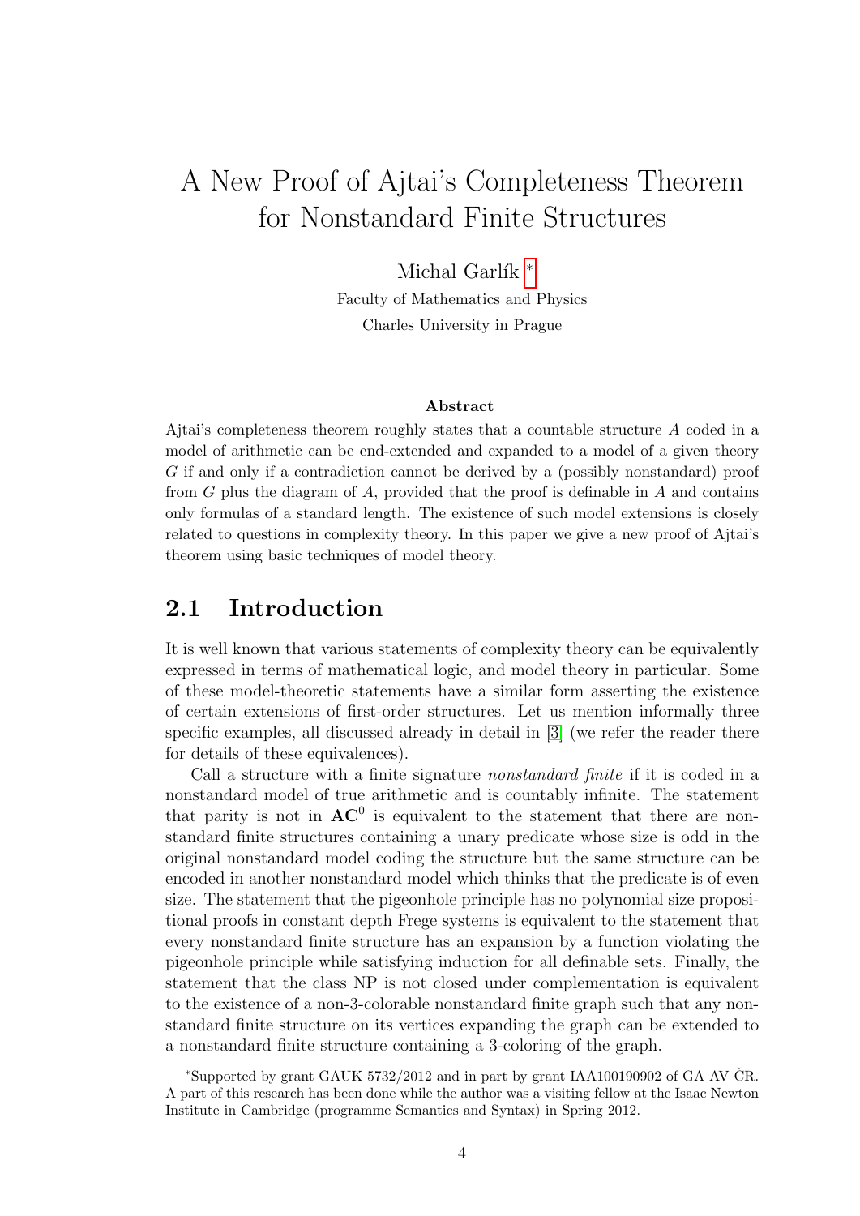# A New Proof of Ajtai's Completeness Theorem for Nonstandard Finite Structures

Michal Garlík *

Faculty of Mathematics and Physics

Charles University in Prague

**Abstract**

Ajtai's completeness theorem roughly states that a countable structure $A$ coded in a model of arithmetic can be end-extended and expanded to a model of a given theory $G$ if and only if a contradiction cannot be derived by a (possibly nonstandard) proof from $G$ plus the diagram of $A$, provided that the proof is definable in $A$ and contains only formulas of a standard length. The existence of such model extensions is closely related to questions in complexity theory. In this paper we give a new proof of Ajtai's theorem using basic techniques of model theory.

## 2.1 Introduction

It is well known that various statements of complexity theory can be equivalently expressed in terms of mathematical logic, and model theory in particular. Some of these model-theoretic statements have a similar form asserting the existence of certain extensions of first-order structures. Let us mention informally three specific examples, all discussed already in detail in [3] (we refer the reader there for details of these equivalences).

Call a structure with a finite signature *nonstandard finite* if it is coded in a nonstandard model of true arithmetic and is countably infinite. The statement that parity is not in $\mathbf{AC}^0$ is equivalent to the statement that there are nonstandard finite structures containing a unary predicate whose size is odd in the original nonstandard model coding the structure but the same structure can be encoded in another nonstandard model which thinks that the predicate is of even size. The statement that the pigeonhole principle has no polynomial size propositional proofs in constant depth Frege systems is equivalent to the statement that every nonstandard finite structure has an expansion by a function violating the pigeonhole principle while satisfying induction for all definable sets. Finally, the statement that the class NP is not closed under complementation is equivalent to the existence of a non-3-colorable nonstandard finite graph such that any nonstandard finite structure on its vertices expanding the graph can be extended to a nonstandard finite structure containing a 3-coloring of the graph.

*Supported by grant GAUK 5732/2012 and in part by grant IAA100190902 of GA AV ČR. A part of this research has been done while the author was a visiting fellow at the Isaac Newton Institute in Cambridge (programme Semantics and Syntax) in Spring 2012.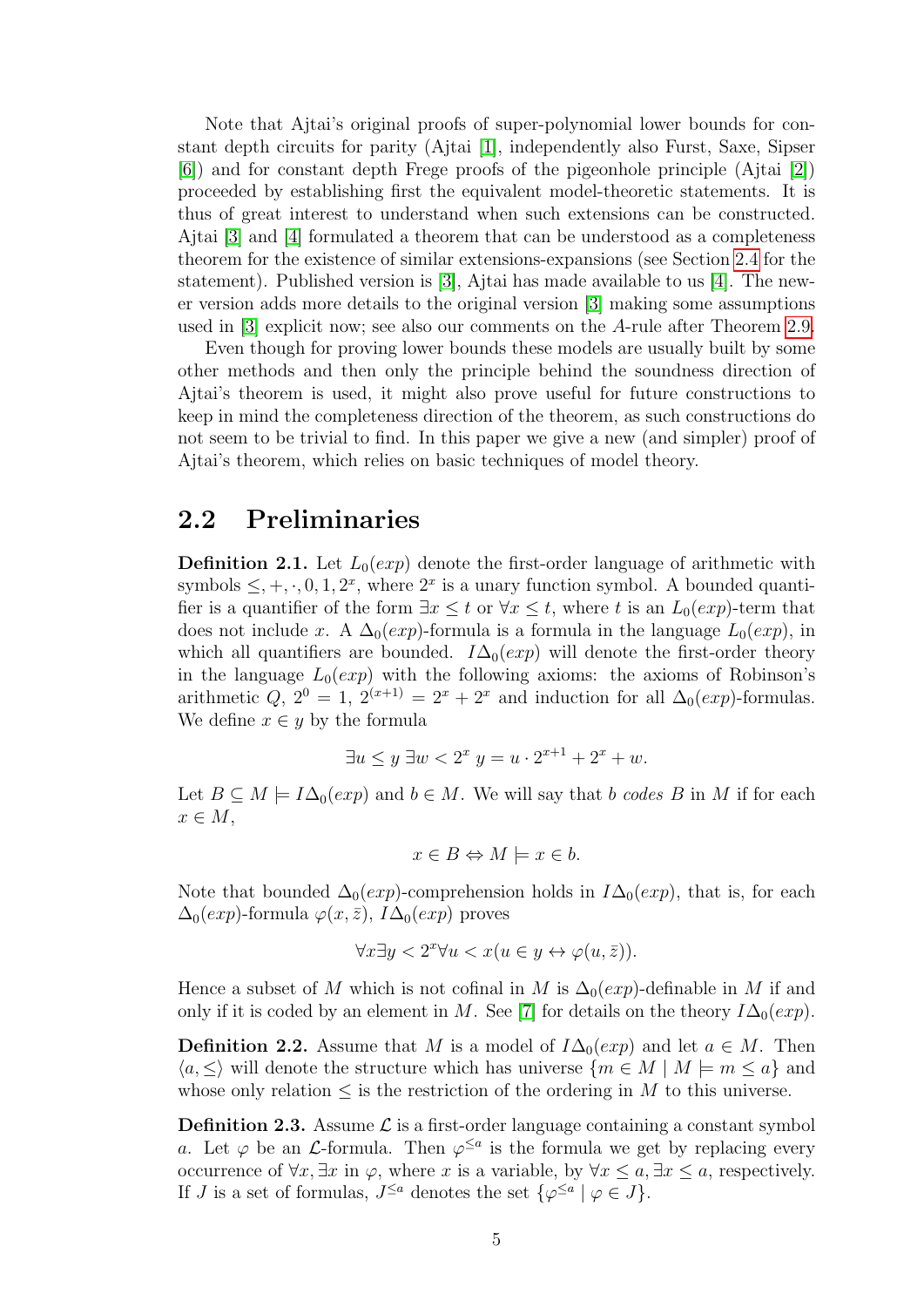Note that Ajtai's original proofs of super-polynomial lower bounds for constant depth circuits for parity (Ajtai [1], independently also Furst, Saxe, Sipser [6]) and for constant depth Frege proofs of the pigeonhole principle (Ajtai [2]) proceeded by establishing first the equivalent model-theoretic statements. It is thus of great interest to understand when such extensions can be constructed. Ajtai [3] and [4] formulated a theorem that can be understood as a completeness theorem for the existence of similar extensions-expansions (see Section 2.4 for the statement). Published version is [3], Ajtai has made available to us [4]. The newer version adds more details to the original version [3] making some assumptions used in [3] explicit now; see also our comments on the $A$-rule after Theorem 2.9.

Even though for proving lower bounds these models are usually built by some other methods and then only the principle behind the soundness direction of Ajtai's theorem is used, it might also prove useful for future constructions to keep in mind the completeness direction of the theorem, as such constructions do not seem to be trivial to find. In this paper we give a new (and simpler) proof of Ajtai's theorem, which relies on basic techniques of model theory.

## 2.2 Preliminaries

**Definition 2.1.** Let $L_0(exp)$ denote the first-order language of arithmetic with symbols $\leq, +, \cdot, 0, 1, 2^x$, where $2^x$ is a unary function symbol. A bounded quantifier is a quantifier of the form $\exists x \leq t$ or $\forall x \leq t$, where $t$ is an $L_0(exp)$-term that does not include $x$. A $\Delta_0(exp)$-formula is a formula in the language $L_0(exp)$, in which all quantifiers are bounded. $I\Delta_0(exp)$ will denote the first-order theory in the language $L_0(exp)$ with the following axioms: the axioms of Robinson's arithmetic $Q$, $2^0 = 1$, $2^{(x+1)} = 2^x + 2^x$ and induction for all $\Delta_0(exp)$-formulas. We define $x \in y$ by the formula

$$\exists u \leq y \, \exists w < 2^x \; y = u \cdot 2^{x+1} + 2^x + w.$$

Let $B \subseteq M \models I\Delta_0(exp)$ and $b \in M$. We will say that $b$ *codes* $B$ in $M$ if for each $x \in M$,

$$x \in B \Leftrightarrow M \models x \in b.$$

Note that bounded $\Delta_0(exp)$-comprehension holds in $I\Delta_0(exp)$, that is, for each $\Delta_0(exp)$-formula $\varphi(x, \bar{z})$, $I\Delta_0(exp)$ proves

$$\forall x \exists y < 2^x \forall u < x (u \in y \leftrightarrow \varphi(u, \bar{z})).$$

Hence a subset of $M$ which is not cofinal in $M$ is $\Delta_0(exp)$-definable in $M$ if and only if it is coded by an element in $M$. See [7] for details on the theory $I\Delta_0(exp)$.

**Definition 2.2.** Assume that $M$ is a model of $I\Delta_0(exp)$ and let $a \in M$. Then $\langle a, \leq \rangle$ will denote the structure which has universe $\{m \in M \mid M \models m \leq a\}$ and whose only relation $\leq$ is the restriction of the ordering in $M$ to this universe.

**Definition 2.3.** Assume $\mathcal{L}$ is a first-order language containing a constant symbol $a$. Let $\varphi$ be an $\mathcal{L}$-formula. Then $\varphi^{\leq a}$ is the formula we get by replacing every occurrence of $\forall x, \exists x$ in $\varphi$, where $x$ is a variable, by $\forall x \leq a, \exists x \leq a$, respectively. If $J$ is a set of formulas, $J^{\leq a}$ denotes the set $\{\varphi^{\leq a} \mid \varphi \in J\}$.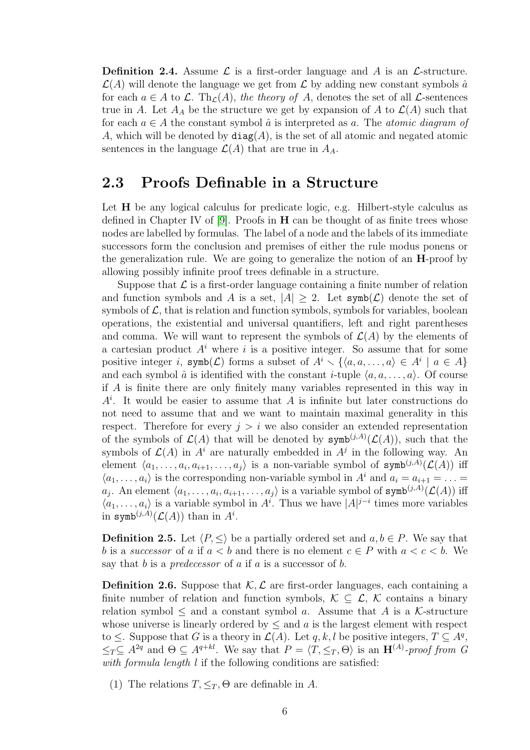**Definition 2.4.** Assume $\mathcal{L}$ is a first-order language and $A$ is an $\mathcal{L}$-structure. $\mathcal{L}(A)$ will denote the language we get from $\mathcal{L}$ by adding new constant symbols $\hat{a}$ for each $a \in A$ to $\mathcal{L}$. $\mathrm{Th}_{\mathcal{L}}(A)$, *the theory of* $A$, denotes the set of all $\mathcal{L}$-sentences true in $A$. Let $A_A$ be the structure we get by expansion of $A$ to $\mathcal{L}(A)$ such that for each $a \in A$ the constant symbol $\hat{a}$ is interpreted as $a$. The *atomic diagram of* $A$, which will be denoted by $\mathtt{diag}(A)$, is the set of all atomic and negated atomic sentences in the language $\mathcal{L}(A)$ that are true in $A_A$.

## 2.3 Proofs Definable in a Structure

Let $\mathbf{H}$ be any logical calculus for predicate logic, e.g. Hilbert-style calculus as defined in Chapter IV of [9]. Proofs in $\mathbf{H}$ can be thought of as finite trees whose nodes are labelled by formulas. The label of a node and the labels of its immediate successors form the conclusion and premises of either the rule modus ponens or the generalization rule. We are going to generalize the notion of an $\mathbf{H}$-proof by allowing possibly infinite proof trees definable in a structure.

Suppose that $\mathcal{L}$ is a first-order language containing a finite number of relation and function symbols and $A$ is a set, $|A| \geq 2$. Let $\mathtt{symb}(\mathcal{L})$ denote the set of symbols of $\mathcal{L}$, that is relation and function symbols, symbols for variables, boolean operations, the existential and universal quantifiers, left and right parentheses and comma. We will want to represent the symbols of $\mathcal{L}(A)$ by the elements of a cartesian product $A^i$ where $i$ is a positive integer. So assume that for some positive integer $i$, $\mathtt{symb}(\mathcal{L})$ forms a subset of $A^i \smallsetminus \{\langle a, a, \ldots, a\rangle \in A^i \mid a \in A\}$ and each symbol $\hat{a}$ is identified with the constant $i$-tuple $\langle a, a, \ldots, a\rangle$. Of course if $A$ is finite there are only finitely many variables represented in this way in $A^i$. It would be easier to assume that $A$ is infinite but later constructions do not need to assume that and we want to maintain maximal generality in this respect. Therefore for every $j > i$ we also consider an extended representation of the symbols of $\mathcal{L}(A)$ that will be denoted by $\mathtt{symb}^{(j,A)}(\mathcal{L}(A))$, such that the symbols of $\mathcal{L}(A)$ in $A^i$ are naturally embedded in $A^j$ in the following way. An element $\langle a_1, \ldots, a_i, a_{i+1}, \ldots, a_j\rangle$ is a non-variable symbol of $\mathtt{symb}^{(j,A)}(\mathcal{L}(A))$ iff $\langle a_1, \ldots, a_i\rangle$ is the corresponding non-variable symbol in $A^i$ and $a_i = a_{i+1} = \ldots = a_j$. An element $\langle a_1, \ldots, a_i, a_{i+1}, \ldots, a_j\rangle$ is a variable symbol of $\mathtt{symb}^{(j,A)}(\mathcal{L}(A))$ iff $\langle a_1, \ldots, a_i\rangle$ is a variable symbol in $A^i$. Thus we have $|A|^{j-i}$ times more variables in $\mathtt{symb}^{(j,A)}(\mathcal{L}(A))$ than in $A^i$.

**Definition 2.5.** Let $\langle P, \leq\rangle$ be a partially ordered set and $a, b \in P$. We say that $b$ is a *successor* of $a$ if $a < b$ and there is no element $c \in P$ with $a < c < b$. We say that $b$ is a *predecessor* of $a$ if $a$ is a successor of $b$.

**Definition 2.6.** Suppose that $\mathcal{K}, \mathcal{L}$ are first-order languages, each containing a finite number of relation and function symbols, $\mathcal{K} \subseteq \mathcal{L}$, $\mathcal{K}$ contains a binary relation symbol $\leq$ and a constant symbol $a$. Assume that $A$ is a $\mathcal{K}$-structure whose universe is linearly ordered by $\leq$ and $a$ is the largest element with respect to $\leq$. Suppose that $G$ is a theory in $\mathcal{L}(A)$. Let $q, k, l$ be positive integers, $T \subseteq A^q$, $\leq_T \subseteq A^{2q}$ and $\Theta \subseteq A^{q+kl}$. We say that $P = \langle T, \leq_T, \Theta\rangle$ is an $\mathbf{H}^{(A)}$*-proof from* $G$ *with formula length* $l$ if the following conditions are satisfied:

(1) The relations $T, \leq_T, \Theta$ are definable in $A$.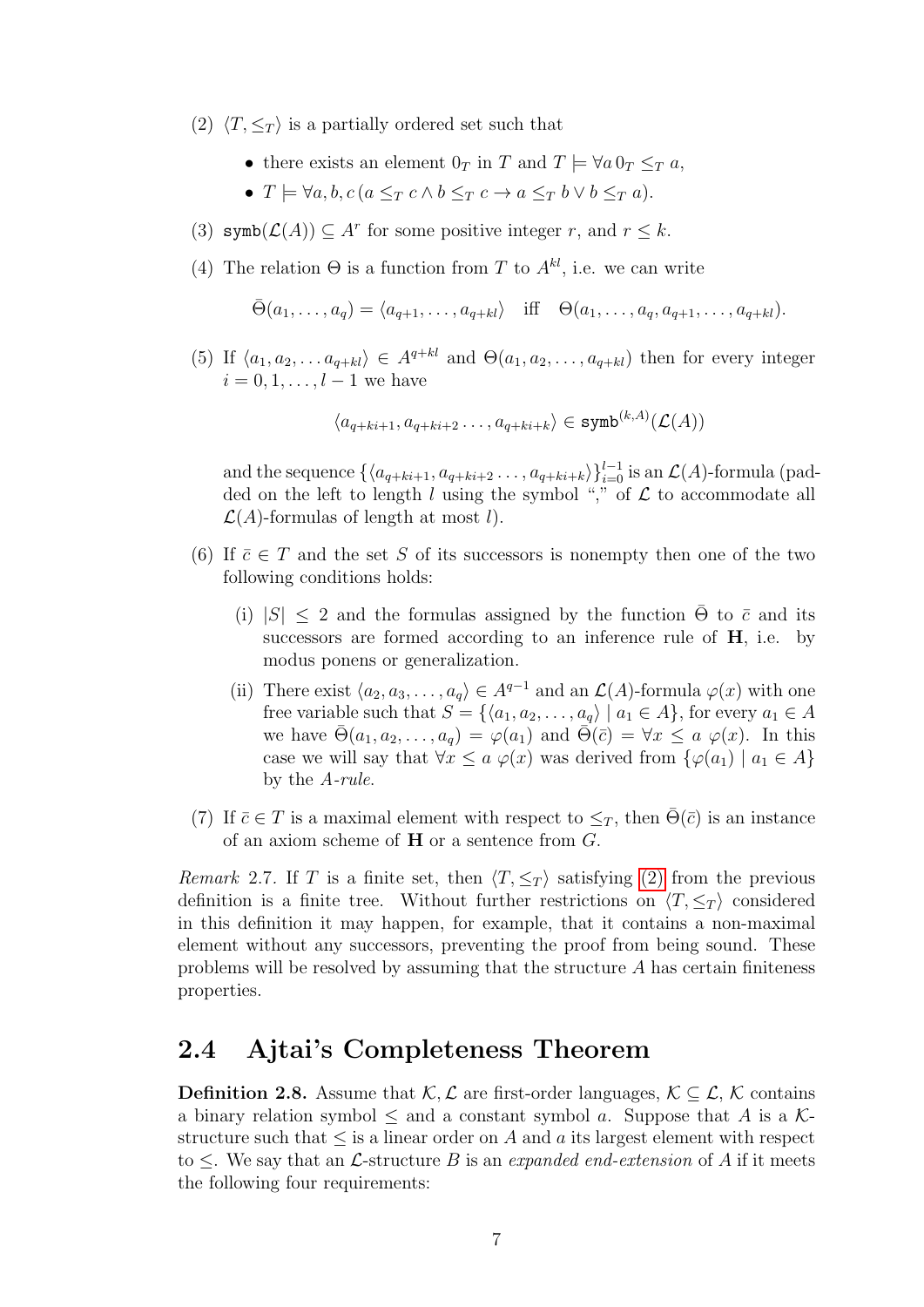(2) $\langle T, \leq_T \rangle$ is a partially ordered set such that

- there exists an element $0_T$ in $T$ and $T \models \forall a\, 0_T \leq_T a$,
- $T \models \forall a, b, c\, (a \leq_T c \wedge b \leq_T c \rightarrow a \leq_T b \vee b \leq_T a)$.

(3) $\mathtt{symb}(\mathcal{L}(A)) \subseteq A^r$ for some positive integer $r$, and $r \leq k$.

(4) The relation $\Theta$ is a function from $T$ to $A^{kl}$, i.e. we can write

$$\bar{\Theta}(a_1, \ldots, a_q) = \langle a_{q+1}, \ldots, a_{q+kl} \rangle \quad \text{iff} \quad \Theta(a_1, \ldots, a_q, a_{q+1}, \ldots, a_{q+kl}).$$

(5) If $\langle a_1, a_2, \ldots a_{q+kl} \rangle \in A^{q+kl}$ and $\Theta(a_1, a_2, \ldots, a_{q+kl})$ then for every integer $i = 0, 1, \ldots, l-1$ we have

$$\langle a_{q+ki+1}, a_{q+ki+2} \ldots, a_{q+ki+k} \rangle \in \mathtt{symb}^{(k,A)}(\mathcal{L}(A))$$

and the sequence $\{\langle a_{q+ki+1}, a_{q+ki+2} \ldots, a_{q+ki+k} \rangle\}_{i=0}^{l-1}$ is an $\mathcal{L}(A)$-formula (padded on the left to length $l$ using the symbol "," of $\mathcal{L}$ to accommodate all $\mathcal{L}(A)$-formulas of length at most $l$).

(6) If $\bar{c} \in T$ and the set $S$ of its successors is nonempty then one of the two following conditions holds:

(i) $|S| \leq 2$ and the formulas assigned by the function $\bar{\Theta}$ to $\bar{c}$ and its successors are formed according to an inference rule of $\mathbf{H}$, i.e. by modus ponens or generalization.

(ii) There exist $\langle a_2, a_3, \ldots, a_q \rangle \in A^{q-1}$ and an $\mathcal{L}(A)$-formula $\varphi(x)$ with one free variable such that $S = \{\langle a_1, a_2, \ldots, a_q \rangle \mid a_1 \in A\}$, for every $a_1 \in A$ we have $\bar{\Theta}(a_1, a_2, \ldots, a_q) = \varphi(a_1)$ and $\bar{\Theta}(\bar{c}) = \forall x \leq a\ \varphi(x)$. In this case we will say that $\forall x \leq a\ \varphi(x)$ was derived from $\{\varphi(a_1) \mid a_1 \in A\}$ by the *A-rule*.

(7) If $\bar{c} \in T$ is a maximal element with respect to $\leq_T$, then $\bar{\Theta}(\bar{c})$ is an instance of an axiom scheme of $\mathbf{H}$ or a sentence from $G$.

*Remark* 2.7. If $T$ is a finite set, then $\langle T, \leq_T \rangle$ satisfying (2) from the previous definition is a finite tree. Without further restrictions on $\langle T, \leq_T \rangle$ considered in this definition it may happen, for example, that it contains a non-maximal element without any successors, preventing the proof from being sound. These problems will be resolved by assuming that the structure $A$ has certain finiteness properties.

## 2.4 Ajtai's Completeness Theorem

**Definition 2.8.** Assume that $\mathcal{K}, \mathcal{L}$ are first-order languages, $\mathcal{K} \subseteq \mathcal{L}$, $\mathcal{K}$ contains a binary relation symbol $\leq$ and a constant symbol $a$. Suppose that $A$ is a $\mathcal{K}$-structure such that $\leq$ is a linear order on $A$ and $a$ its largest element with respect to $\leq$. We say that an $\mathcal{L}$-structure $B$ is an *expanded end-extension* of $A$ if it meets the following four requirements: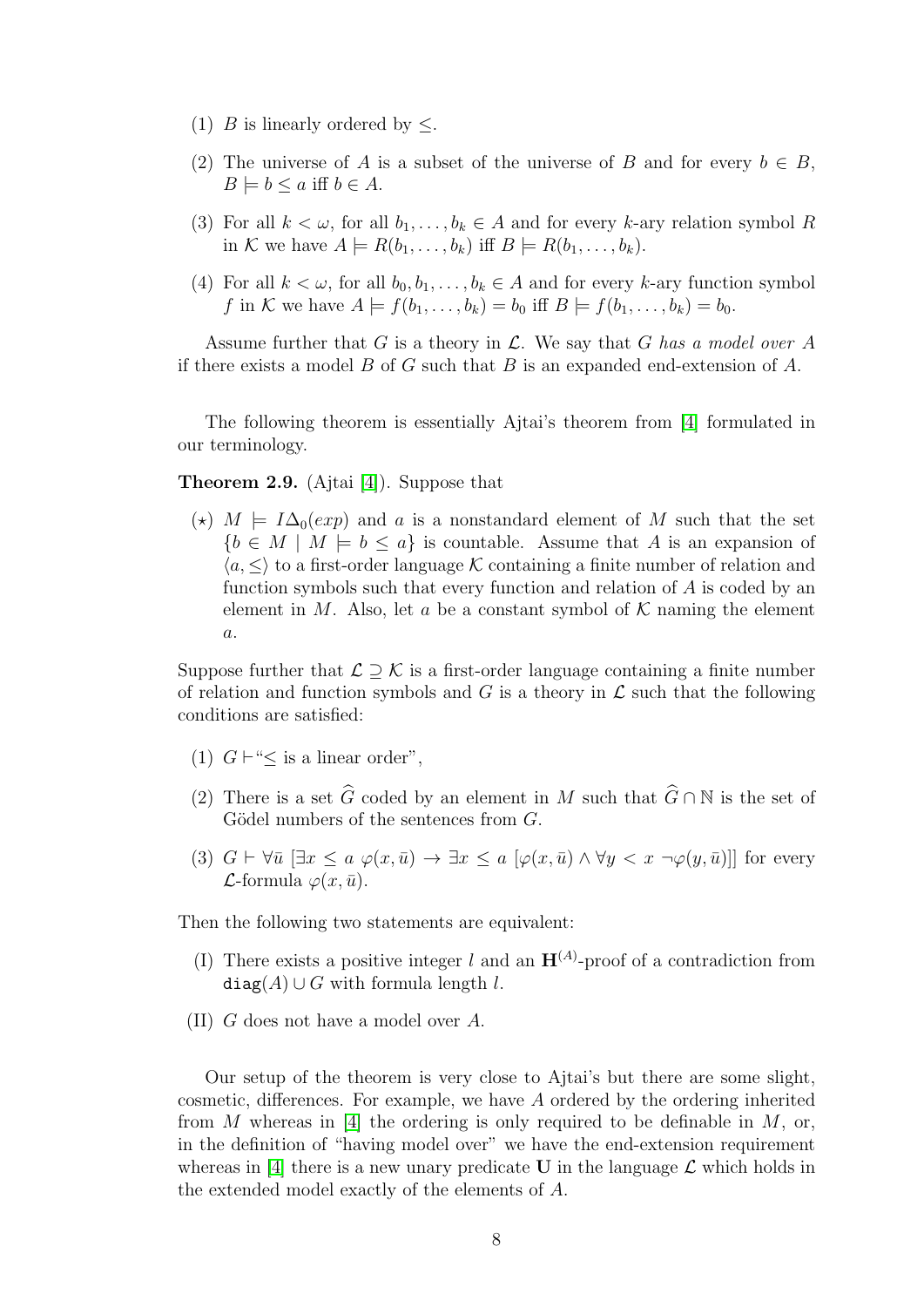(1) $B$ is linearly ordered by $\leq$.

(2) The universe of $A$ is a subset of the universe of $B$ and for every $b \in B$, $B \models b \leq a$ iff $b \in A$.

(3) For all $k < \omega$, for all $b_1, \ldots, b_k \in A$ and for every $k$-ary relation symbol $R$ in $\mathcal{K}$ we have $A \models R(b_1, \ldots, b_k)$ iff $B \models R(b_1, \ldots, b_k)$.

(4) For all $k < \omega$, for all $b_0, b_1, \ldots, b_k \in A$ and for every $k$-ary function symbol $f$ in $\mathcal{K}$ we have $A \models f(b_1, \ldots, b_k) = b_0$ iff $B \models f(b_1, \ldots, b_k) = b_0$.

Assume further that $G$ is a theory in $\mathcal{L}$. We say that $G$ *has a model over* $A$ if there exists a model $B$ of $G$ such that $B$ is an expanded end-extension of $A$.

The following theorem is essentially Ajtai's theorem from [4] formulated in our terminology.

**Theorem 2.9.** (Ajtai [4]). Suppose that

($\star$) $M \models I\Delta_0(exp)$ and $a$ is a nonstandard element of $M$ such that the set $\{b \in M \mid M \models b \leq a\}$ is countable. Assume that $A$ is an expansion of $\langle a, \leq \rangle$ to a first-order language $\mathcal{K}$ containing a finite number of relation and function symbols such that every function and relation of $A$ is coded by an element in $M$. Also, let $a$ be a constant symbol of $\mathcal{K}$ naming the element $a$.

Suppose further that $\mathcal{L} \supseteq \mathcal{K}$ is a first-order language containing a finite number of relation and function symbols and $G$ is a theory in $\mathcal{L}$ such that the following conditions are satisfied:

(1) $G \vdash$ "$\leq$ is a linear order",

(2) There is a set $\widehat{G}$ coded by an element in $M$ such that $\widehat{G} \cap \mathbb{N}$ is the set of Gödel numbers of the sentences from $G$.

(3) $G \vdash \forall \bar{u}\ [\exists x \leq a\ \varphi(x, \bar{u}) \rightarrow \exists x \leq a\ [\varphi(x, \bar{u}) \wedge \forall y < x\ \neg\varphi(y, \bar{u})]]$ for every $\mathcal{L}$-formula $\varphi(x, \bar{u})$.

Then the following two statements are equivalent:

(I) There exists a positive integer $l$ and an $\mathbf{H}^{(A)}$-proof of a contradiction from $\mathtt{diag}(A) \cup G$ with formula length $l$.

(II) $G$ does not have a model over $A$.

Our setup of the theorem is very close to Ajtai's but there are some slight, cosmetic, differences. For example, we have $A$ ordered by the ordering inherited from $M$ whereas in [4] the ordering is only required to be definable in $M$, or, in the definition of "having model over" we have the end-extension requirement whereas in [4] there is a new unary predicate $\mathbf{U}$ in the language $\mathcal{L}$ which holds in the extended model exactly of the elements of $A$.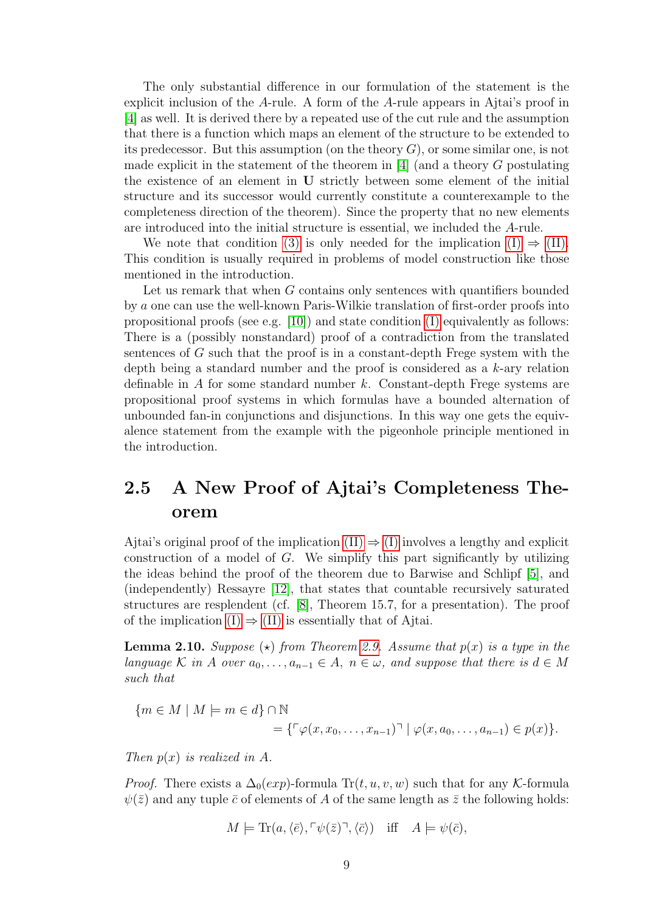The only substantial difference in our formulation of the statement is the explicit inclusion of the $A$-rule. A form of the $A$-rule appears in Ajtai's proof in [4] as well. It is derived there by a repeated use of the cut rule and the assumption that there is a function which maps an element of the structure to be extended to its predecessor. But this assumption (on the theory $G$), or some similar one, is not made explicit in the statement of the theorem in [4] (and a theory $G$ postulating the existence of an element in $\mathbf{U}$ strictly between some element of the initial structure and its successor would currently constitute a counterexample to the completeness direction of the theorem). Since the property that no new elements are introduced into the initial structure is essential, we included the $A$-rule.

We note that condition (3) is only needed for the implication (I) $\Rightarrow$ (II). This condition is usually required in problems of model construction like those mentioned in the introduction.

Let us remark that when $G$ contains only sentences with quantifiers bounded by $a$ one can use the well-known Paris-Wilkie translation of first-order proofs into propositional proofs (see e.g. [10]) and state condition (I) equivalently as follows: There is a (possibly nonstandard) proof of a contradiction from the translated sentences of $G$ such that the proof is in a constant-depth Frege system with the depth being a standard number and the proof is considered as a $k$-ary relation definable in $A$ for some standard number $k$. Constant-depth Frege systems are propositional proof systems in which formulas have a bounded alternation of unbounded fan-in conjunctions and disjunctions. In this way one gets the equivalence statement from the example with the pigeonhole principle mentioned in the introduction.

## 2.5 A New Proof of Ajtai's Completeness Theorem

Ajtai's original proof of the implication (II) $\Rightarrow$ (I) involves a lengthy and explicit construction of a model of $G$. We simplify this part significantly by utilizing the ideas behind the proof of the theorem due to Barwise and Schlipf [5], and (independently) Ressayre [12], that states that countable recursively saturated structures are resplendent (cf. [8], Theorem 15.7, for a presentation). The proof of the implication (I) $\Rightarrow$ (II) is essentially that of Ajtai.

**Lemma 2.10.** *Suppose $(\star)$ from Theorem 2.9. Assume that $p(x)$ is a type in the language $\mathcal{K}$ in $A$ over $a_0, \dots, a_{n-1} \in A$, $n \in \omega$, and suppose that there is $d \in M$ such that*

$$\{m \in M \mid M \models m \in d\} \cap \mathbb{N} = \{\ulcorner \varphi(x, x_0, \dots, x_{n-1}) \urcorner \mid \varphi(x, a_0, \dots, a_{n-1}) \in p(x)\}.$$

*Then $p(x)$ is realized in $A$.*

*Proof.* There exists a $\Delta_0(exp)$-formula $\mathrm{Tr}(t, u, v, w)$ such that for any $\mathcal{K}$-formula $\psi(\bar{z})$ and any tuple $\bar{c}$ of elements of $A$ of the same length as $\bar{z}$ the following holds:

$$M \models \mathrm{Tr}(a, \langle \bar{e} \rangle, \ulcorner \psi(\bar{z}) \urcorner, \langle \bar{c} \rangle) \quad \text{iff} \quad A \models \psi(\bar{c}),$$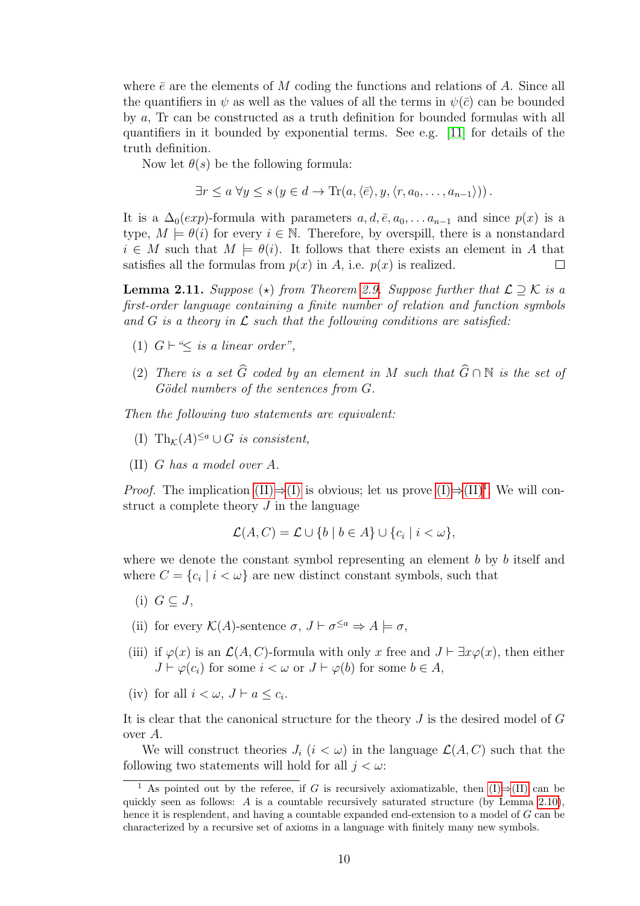where $\bar{e}$ are the elements of $M$ coding the functions and relations of $A$. Since all the quantifiers in $\psi$ as well as the values of all the terms in $\psi(\bar{c})$ can be bounded by $a$, Tr can be constructed as a truth definition for bounded formulas with all quantifiers in it bounded by exponential terms. See e.g. [11] for details of the truth definition.

Now let $\theta(s)$ be the following formula:

$$\exists r \leq a \, \forall y \leq s \, (y \in d \rightarrow \mathrm{Tr}(a, \langle \bar{e} \rangle, y, \langle r, a_0, \ldots, a_{n-1} \rangle)) \, .$$

It is a $\Delta_0(exp)$-formula with parameters $a, d, \bar{e}, a_0, \ldots a_{n-1}$ and since $p(x)$ is a type, $M \models \theta(i)$ for every $i \in \mathbb{N}$. Therefore, by overspill, there is a nonstandard $i \in M$ such that $M \models \theta(i)$. It follows that there exists an element in $A$ that satisfies all the formulas from $p(x)$ in $A$, i.e. $p(x)$ is realized. □

**Lemma 2.11.** *Suppose* $(\star)$ *from Theorem 2.9. Suppose further that* $\mathcal{L} \supseteq \mathcal{K}$ *is a first-order language containing a finite number of relation and function symbols and* $G$ *is a theory in* $\mathcal{L}$ *such that the following conditions are satisfied:*

1. $G \vdash$ *"$\leq$ is a linear order",*
2. *There is a set* $\widehat{G}$ *coded by an element in* $M$ *such that* $\widehat{G} \cap \mathbb{N}$ *is the set of Gödel numbers of the sentences from* $G$*.*

*Then the following two statements are equivalent:*

(I) $\mathrm{Th}_{\mathcal{K}}(A)^{\leq a} \cup G$ *is consistent,*

(II) $G$ *has a model over* $A$*.*

*Proof.* The implication (II)⇒(I) is obvious; let us prove (I)⇒(II)[1]. We will construct a complete theory $J$ in the language

$$\mathcal{L}(A, C) = \mathcal{L} \cup \{b \mid b \in A\} \cup \{c_i \mid i < \omega\},$$

where we denote the constant symbol representing an element $b$ by $b$ itself and where $C = \{c_i \mid i < \omega\}$ are new distinct constant symbols, such that

(i) $G \subseteq J$,

(ii) for every $\mathcal{K}(A)$-sentence $\sigma$, $J \vdash \sigma^{\leq a} \Rightarrow A \models \sigma$,

(iii) if $\varphi(x)$ is an $\mathcal{L}(A, C)$-formula with only $x$ free and $J \vdash \exists x \varphi(x)$, then either $J \vdash \varphi(c_i)$ for some $i < \omega$ or $J \vdash \varphi(b)$ for some $b \in A$,

(iv) for all $i < \omega$, $J \vdash a \leq c_i$.

It is clear that the canonical structure for the theory $J$ is the desired model of $G$ over $A$.

We will construct theories $J_i$ ($i < \omega$) in the language $\mathcal{L}(A, C)$ such that the following two statements will hold for all $j < \omega$:

---

[1] As pointed out by the referee, if $G$ is recursively axiomatizable, then (I)⇒(II) can be quickly seen as follows: $A$ is a countable recursively saturated structure (by Lemma 2.10), hence it is resplendent, and having a countable expanded end-extension to a model of $G$ can be characterized by a recursive set of axioms in a language with finitely many new symbols.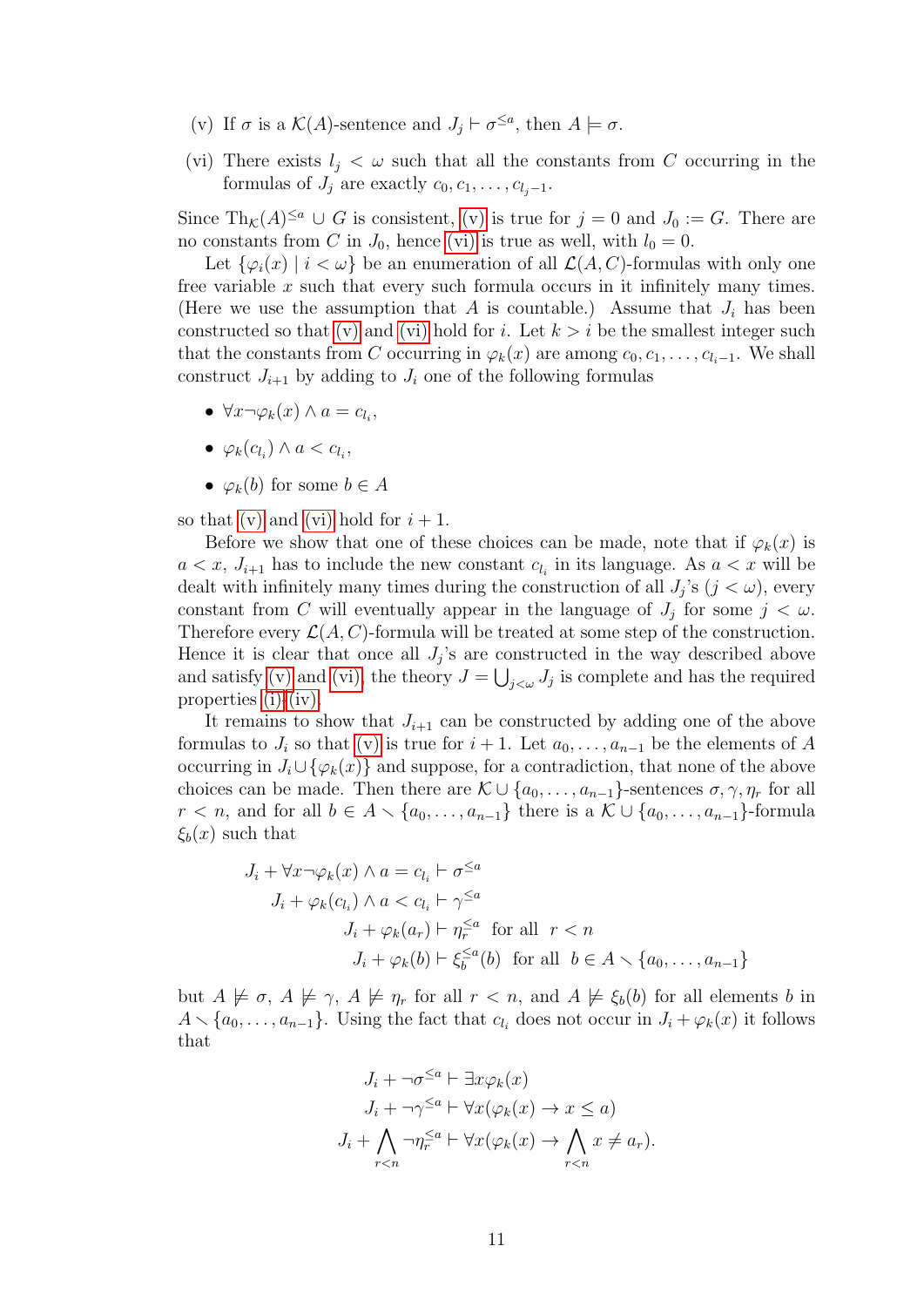(v) If $\sigma$ is a $\mathcal{K}(A)$-sentence and $J_j \vdash \sigma^{\leq a}$, then $A \models \sigma$.

(vi) There exists $l_j < \omega$ such that all the constants from $C$ occurring in the formulas of $J_j$ are exactly $c_0, c_1, \ldots, c_{l_j-1}$.

Since $\mathrm{Th}_{\mathcal{K}}(A)^{\leq a} \cup G$ is consistent, (v) is true for $j = 0$ and $J_0 := G$. There are no constants from $C$ in $J_0$, hence (vi) is true as well, with $l_0 = 0$.

Let $\{\varphi_i(x) \mid i < \omega\}$ be an enumeration of all $\mathcal{L}(A, C)$-formulas with only one free variable $x$ such that every such formula occurs in it infinitely many times. (Here we use the assumption that $A$ is countable.) Assume that $J_i$ has been constructed so that (v) and (vi) hold for $i$. Let $k > i$ be the smallest integer such that the constants from $C$ occurring in $\varphi_k(x)$ are among $c_0, c_1, \ldots, c_{l_i-1}$. We shall construct $J_{i+1}$ by adding to $J_i$ one of the following formulas

- $\forall x \neg\varphi_k(x) \wedge a = c_{l_i}$,
- $\varphi_k(c_{l_i}) \wedge a < c_{l_i}$,
- $\varphi_k(b)$ for some $b \in A$

so that (v) and (vi) hold for $i + 1$.

Before we show that one of these choices can be made, note that if $\varphi_k(x)$ is $a < x$, $J_{i+1}$ has to include the new constant $c_{l_i}$ in its language. As $a < x$ will be dealt with infinitely many times during the construction of all $J_j$'s ($j < \omega$), every constant from $C$ will eventually appear in the language of $J_j$ for some $j < \omega$. Therefore every $\mathcal{L}(A, C)$-formula will be treated at some step of the construction. Hence it is clear that once all $J_j$'s are constructed in the way described above and satisfy (v) and (vi), the theory $J = \bigcup_{j<\omega} J_j$ is complete and has the required properties (i)–(iv).

It remains to show that $J_{i+1}$ can be constructed by adding one of the above formulas to $J_i$ so that (v) is true for $i + 1$. Let $a_0, \ldots, a_{n-1}$ be the elements of $A$ occurring in $J_i \cup \{\varphi_k(x)\}$ and suppose, for a contradiction, that none of the above choices can be made. Then there are $\mathcal{K} \cup \{a_0, \ldots, a_{n-1}\}$-sentences $\sigma, \gamma, \eta_r$ for all $r < n$, and for all $b \in A \setminus \{a_0, \ldots, a_{n-1}\}$ there is a $\mathcal{K} \cup \{a_0, \ldots, a_{n-1}\}$-formula $\xi_b(x)$ such that

$$
\begin{aligned}
J_i + \forall x \neg\varphi_k(x) \wedge a = c_{l_i} &\vdash \sigma^{\leq a} \\
J_i + \varphi_k(c_{l_i}) \wedge a < c_{l_i} &\vdash \gamma^{\leq a} \\
J_i + \varphi_k(a_r) &\vdash \eta_r^{\leq a} \ \text{ for all } \ r < n \\
J_i + \varphi_k(b) &\vdash \xi_b^{\leq a}(b) \ \text{ for all } \ b \in A \setminus \{a_0, \ldots, a_{n-1}\}
\end{aligned}
$$

but $A \not\models \sigma$, $A \not\models \gamma$, $A \not\models \eta_r$ for all $r < n$, and $A \not\models \xi_b(b)$ for all elements $b$ in $A \setminus \{a_0, \ldots, a_{n-1}\}$. Using the fact that $c_{l_i}$ does not occur in $J_i + \varphi_k(x)$ it follows that

$$
\begin{aligned}
J_i + \neg\sigma^{\leq a} &\vdash \exists x \varphi_k(x) \\
J_i + \neg\gamma^{\leq a} &\vdash \forall x(\varphi_k(x) \to x \leq a) \\
J_i + \bigwedge_{r<n} \neg\eta_r^{\leq a} &\vdash \forall x(\varphi_k(x) \to \bigwedge_{r<n} x \neq a_r).
\end{aligned}
$$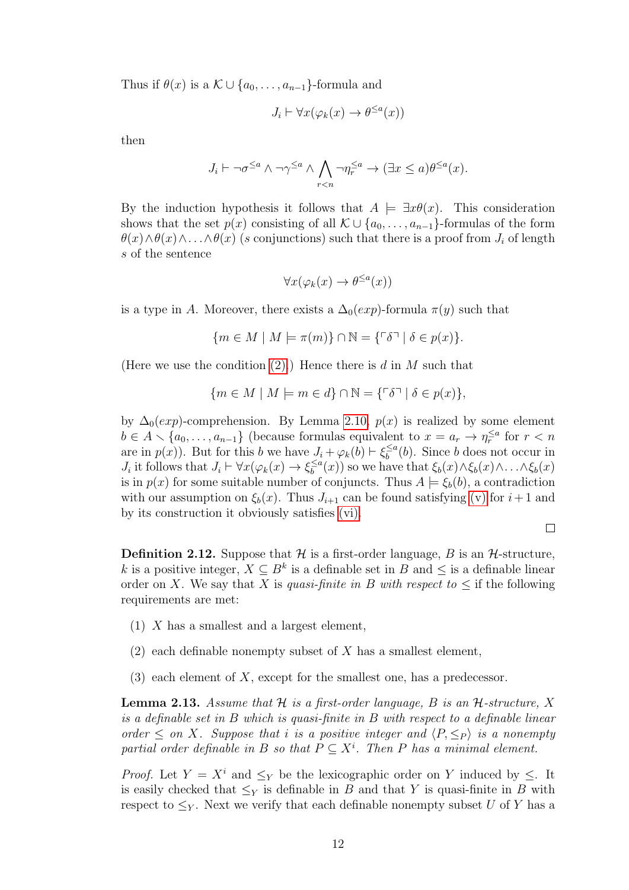Thus if $\theta(x)$ is a $\mathcal{K} \cup \{a_0, \ldots, a_{n-1}\}$-formula and

$$J_i \vdash \forall x(\varphi_k(x) \to \theta^{\le a}(x))$$

then

$$J_i \vdash \neg\sigma^{\le a} \wedge \neg\gamma^{\le a} \wedge \bigwedge_{r<n} \neg\eta_r^{\le a} \to (\exists x \le a)\theta^{\le a}(x).$$

By the induction hypothesis it follows that $A \models \exists x\theta(x)$. This consideration shows that the set $p(x)$ consisting of all $\mathcal{K} \cup \{a_0, \ldots, a_{n-1}\}$-formulas of the form $\theta(x) \wedge \theta(x) \wedge \ldots \wedge \theta(x)$ ($s$ conjunctions) such that there is a proof from $J_i$ of length $s$ of the sentence

$$\forall x(\varphi_k(x) \to \theta^{\le a}(x))$$

is a type in $A$. Moreover, there exists a $\Delta_0(exp)$-formula $\pi(y)$ such that

$$\{m \in M \mid M \models \pi(m)\} \cap \mathbb{N} = \{\ulcorner \delta \urcorner \mid \delta \in p(x)\}.$$

(Here we use the condition (2).) Hence there is $d$ in $M$ such that

$$\{m \in M \mid M \models m \in d\} \cap \mathbb{N} = \{\ulcorner \delta \urcorner \mid \delta \in p(x)\},$$

by $\Delta_0(exp)$-comprehension. By Lemma 2.10, $p(x)$ is realized by some element $b \in A \smallsetminus \{a_0, \ldots, a_{n-1}\}$ (because formulas equivalent to $x = a_r \to \eta_r^{\le a}$ for $r < n$ are in $p(x)$). But for this $b$ we have $J_i + \varphi_k(b) \vdash \xi_b^{\le a}(b)$. Since $b$ does not occur in $J_i$ it follows that $J_i \vdash \forall x(\varphi_k(x) \to \xi_b^{\le a}(x))$ so we have that $\xi_b(x) \wedge \xi_b(x) \wedge \ldots \wedge \xi_b(x)$ is in $p(x)$ for some suitable number of conjuncts. Thus $A \models \xi_b(b)$, a contradiction with our assumption on $\xi_b(x)$. Thus $J_{i+1}$ can be found satisfying (v) for $i+1$ and by its construction it obviously satisfies (vi). $\square$

**Definition 2.12.** Suppose that $\mathcal{H}$ is a first-order language, $B$ is an $\mathcal{H}$-structure, $k$ is a positive integer, $X \subseteq B^k$ is a definable set in $B$ and $\le$ is a definable linear order on $X$. We say that $X$ is *quasi-finite in* $B$ *with respect to* $\le$ if the following requirements are met:

(1) $X$ has a smallest and a largest element,

(2) each definable nonempty subset of $X$ has a smallest element,

(3) each element of $X$, except for the smallest one, has a predecessor.

**Lemma 2.13.** *Assume that $\mathcal{H}$ is a first-order language, $B$ is an $\mathcal{H}$-structure, $X$ is a definable set in $B$ which is quasi-finite in $B$ with respect to a definable linear order $\le$ on $X$. Suppose that $i$ is a positive integer and $\langle P, \le_P \rangle$ is a nonempty partial order definable in $B$ so that $P \subseteq X^i$. Then $P$ has a minimal element.*

*Proof.* Let $Y = X^i$ and $\le_Y$ be the lexicographic order on $Y$ induced by $\le$. It is easily checked that $\le_Y$ is definable in $B$ and that $Y$ is quasi-finite in $B$ with respect to $\le_Y$. Next we verify that each definable nonempty subset $U$ of $Y$ has a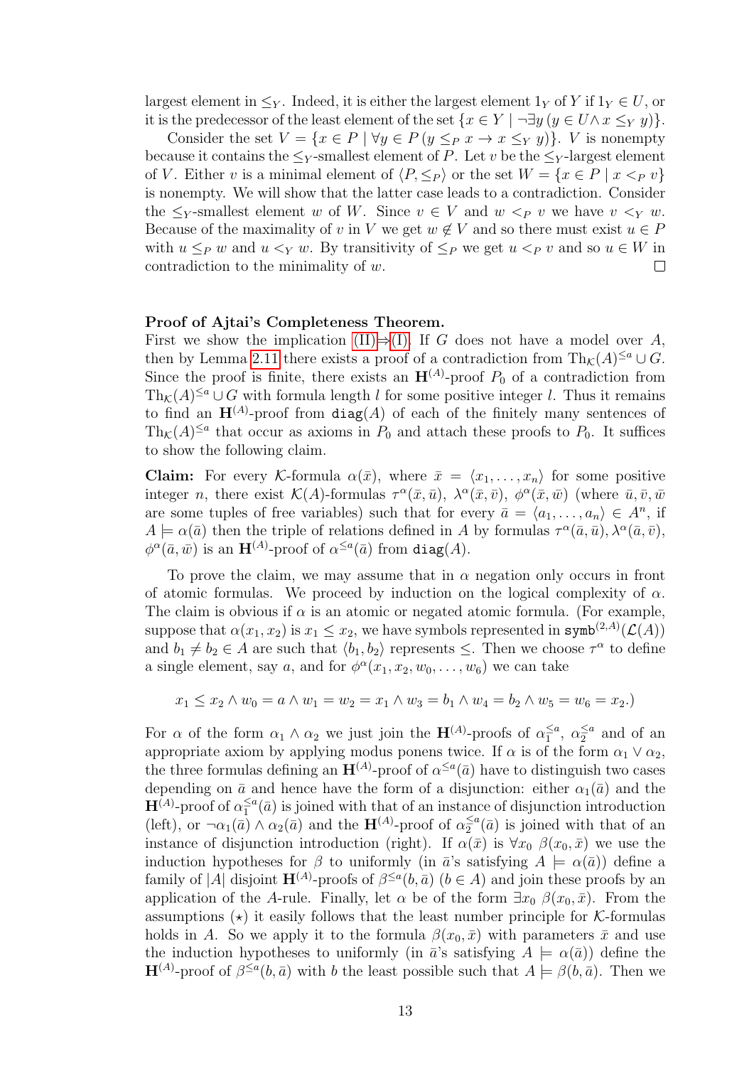largest element in $\leq_Y$. Indeed, it is either the largest element $1_Y$ of $Y$ if $1_Y \in U$, or it is the predecessor of the least element of the set $\{x \in Y \mid \neg\exists y\, (y \in U \wedge x \leq_Y y)\}$.

Consider the set $V = \{x \in P \mid \forall y \in P\, (y \leq_P x \rightarrow x \leq_Y y)\}$. $V$ is nonempty because it contains the $\leq_Y$-smallest element of $P$. Let $v$ be the $\leq_Y$-largest element of $V$. Either $v$ is a minimal element of $\langle P, \leq_P\rangle$ or the set $W = \{x \in P \mid x <_P v\}$ is nonempty. We will show that the latter case leads to a contradiction. Consider the $\leq_Y$-smallest element $w$ of $W$. Since $v \in V$ and $w <_P v$ we have $v <_Y w$. Because of the maximality of $v$ in $V$ we get $w \notin V$ and so there must exist $u \in P$ with $u \leq_P w$ and $u <_Y w$. By transitivity of $\leq_P$ we get $u <_P v$ and so $u \in W$ in contradiction to the minimality of $w$. □

**Proof of Ajtai's Completeness Theorem.**
First we show the implication (II)⇒(I). If $G$ does not have a model over $A$, then by Lemma 2.11 there exists a proof of a contradiction from $\mathrm{Th}_{\mathcal{K}}(A)^{\leq a} \cup G$. Since the proof is finite, there exists an $\mathbf{H}^{(A)}$-proof $P_0$ of a contradiction from $\mathrm{Th}_{\mathcal{K}}(A)^{\leq a} \cup G$ with formula length $l$ for some positive integer $l$. Thus it remains to find an $\mathbf{H}^{(A)}$-proof from $\mathtt{diag}(A)$ of each of the finitely many sentences of $\mathrm{Th}_{\mathcal{K}}(A)^{\leq a}$ that occur as axioms in $P_0$ and attach these proofs to $P_0$. It suffices to show the following claim.

**Claim:** For every $\mathcal{K}$-formula $\alpha(\bar{x})$, where $\bar{x} = \langle x_1, \ldots, x_n\rangle$ for some positive integer $n$, there exist $\mathcal{K}(A)$-formulas $\tau^\alpha(\bar{x}, \bar{u})$, $\lambda^\alpha(\bar{x}, \bar{v})$, $\phi^\alpha(\bar{x}, \bar{w})$ (where $\bar{u}, \bar{v}, \bar{w}$ are some tuples of free variables) such that for every $\bar{a} = \langle a_1, \ldots, a_n\rangle \in A^n$, if $A \models \alpha(\bar{a})$ then the triple of relations defined in $A$ by formulas $\tau^\alpha(\bar{a}, \bar{u})$, $\lambda^\alpha(\bar{a}, \bar{v})$, $\phi^\alpha(\bar{a}, \bar{w})$ is an $\mathbf{H}^{(A)}$-proof of $\alpha^{\leq a}(\bar{a})$ from $\mathtt{diag}(A)$.

To prove the claim, we may assume that in $\alpha$ negation only occurs in front of atomic formulas. We proceed by induction on the logical complexity of $\alpha$. The claim is obvious if $\alpha$ is an atomic or negated atomic formula. (For example, suppose that $\alpha(x_1, x_2)$ is $x_1 \leq x_2$, we have symbols represented in $\mathtt{symb}^{(2,A)}(\mathcal{L}(A))$ and $b_1 \neq b_2 \in A$ are such that $\langle b_1, b_2\rangle$ represents $\leq$. Then we choose $\tau^\alpha$ to define a single element, say $a$, and for $\phi^\alpha(x_1, x_2, w_0, \ldots, w_6)$ we can take

$$x_1 \leq x_2 \wedge w_0 = a \wedge w_1 = w_2 = x_1 \wedge w_3 = b_1 \wedge w_4 = b_2 \wedge w_5 = w_6 = x_2.)$$

For $\alpha$ of the form $\alpha_1 \wedge \alpha_2$ we just join the $\mathbf{H}^{(A)}$-proofs of $\alpha_1^{\leq a}$, $\alpha_2^{\leq a}$ and of an appropriate axiom by applying modus ponens twice. If $\alpha$ is of the form $\alpha_1 \vee \alpha_2$, the three formulas defining an $\mathbf{H}^{(A)}$-proof of $\alpha^{\leq a}(\bar{a})$ have to distinguish two cases depending on $\bar{a}$ and hence have the form of a disjunction: either $\alpha_1(\bar{a})$ and the $\mathbf{H}^{(A)}$-proof of $\alpha_1^{\leq a}(\bar{a})$ is joined with that of an instance of disjunction introduction (left), or $\neg\alpha_1(\bar{a}) \wedge \alpha_2(\bar{a})$ and the $\mathbf{H}^{(A)}$-proof of $\alpha_2^{\leq a}(\bar{a})$ is joined with that of an instance of disjunction introduction (right). If $\alpha(\bar{x})$ is $\forall x_0\ \beta(x_0, \bar{x})$ we use the induction hypotheses for $\beta$ to uniformly (in $\bar{a}$'s satisfying $A \models \alpha(\bar{a})$) define a family of $|A|$ disjoint $\mathbf{H}^{(A)}$-proofs of $\beta^{\leq a}(b, \bar{a})$ ($b \in A$) and join these proofs by an application of the $A$-rule. Finally, let $\alpha$ be of the form $\exists x_0\ \beta(x_0, \bar{x})$. From the assumptions ($\star$) it easily follows that the least number principle for $\mathcal{K}$-formulas holds in $A$. So we apply it to the formula $\beta(x_0, \bar{x})$ with parameters $\bar{x}$ and use the induction hypotheses to uniformly (in $\bar{a}$'s satisfying $A \models \alpha(\bar{a})$) define the $\mathbf{H}^{(A)}$-proof of $\beta^{\leq a}(b, \bar{a})$ with $b$ the least possible such that $A \models \beta(b, \bar{a})$. Then we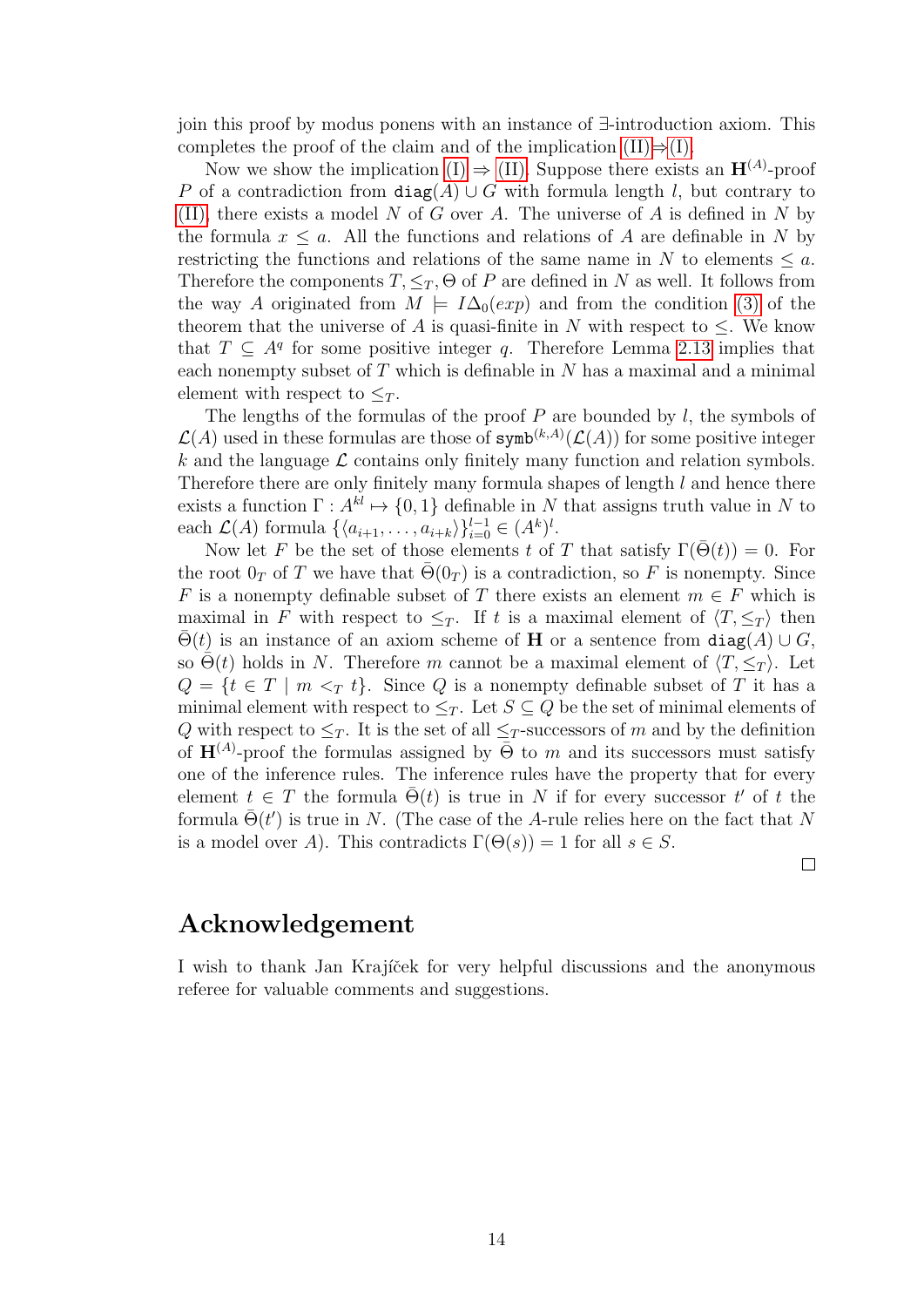join this proof by modus ponens with an instance of ∃-introduction axiom. This completes the proof of the claim and of the implication (II)⇒(I).

Now we show the implication (I) ⇒ (II). Suppose there exists an $\mathbf{H}^{(A)}$-proof $P$ of a contradiction from $\mathtt{diag}(A) \cup G$ with formula length $l$, but contrary to (II), there exists a model $N$ of $G$ over $A$. The universe of $A$ is defined in $N$ by the formula $x \leq a$. All the functions and relations of $A$ are definable in $N$ by restricting the functions and relations of the same name in $N$ to elements $\leq a$. Therefore the components $T, \leq_T, \Theta$ of $P$ are defined in $N$ as well. It follows from the way $A$ originated from $M \models I\Delta_0(exp)$ and from the condition (3) of the theorem that the universe of $A$ is quasi-finite in $N$ with respect to $\leq$. We know that $T \subseteq A^q$ for some positive integer $q$. Therefore Lemma 2.13 implies that each nonempty subset of $T$ which is definable in $N$ has a maximal and a minimal element with respect to $\leq_T$.

The lengths of the formulas of the proof $P$ are bounded by $l$, the symbols of $\mathcal{L}(A)$ used in these formulas are those of $\mathtt{symb}^{(k,A)}(\mathcal{L}(A))$ for some positive integer $k$ and the language $\mathcal{L}$ contains only finitely many function and relation symbols. Therefore there are only finitely many formula shapes of length $l$ and hence there exists a function $\Gamma : A^{kl} \mapsto \{0, 1\}$ definable in $N$ that assigns truth value in $N$ to each $\mathcal{L}(A)$ formula $\{\langle a_{i+1}, \ldots, a_{i+k}\rangle\}_{i=0}^{l-1} \in (A^k)^l$.

Now let $F$ be the set of those elements $t$ of $T$ that satisfy $\Gamma(\bar{\Theta}(t)) = 0$. For the root $0_T$ of $T$ we have that $\bar{\Theta}(0_T)$ is a contradiction, so $F$ is nonempty. Since $F$ is a nonempty definable subset of $T$ there exists an element $m \in F$ which is maximal in $F$ with respect to $\leq_T$. If $t$ is a maximal element of $\langle T, \leq_T\rangle$ then $\bar{\Theta}(t)$ is an instance of an axiom scheme of $\mathbf{H}$ or a sentence from $\mathtt{diag}(A) \cup G$, so $\bar{\Theta}(t)$ holds in $N$. Therefore $m$ cannot be a maximal element of $\langle T, \leq_T\rangle$. Let $Q = \{t \in T \mid m <_T t\}$. Since $Q$ is a nonempty definable subset of $T$ it has a minimal element with respect to $\leq_T$. Let $S \subseteq Q$ be the set of minimal elements of $Q$ with respect to $\leq_T$. It is the set of all $\leq_T$-successors of $m$ and by the definition of $\mathbf{H}^{(A)}$-proof the formulas assigned by $\bar{\Theta}$ to $m$ and its successors must satisfy one of the inference rules. The inference rules have the property that for every element $t \in T$ the formula $\bar{\Theta}(t)$ is true in $N$ if for every successor $t'$ of $t$ the formula $\bar{\Theta}(t')$ is true in $N$. (The case of the $A$-rule relies here on the fact that $N$ is a model over $A$). This contradicts $\Gamma(\Theta(s)) = 1$ for all $s \in S$.

□

# Acknowledgement

I wish to thank Jan Krajíček for very helpful discussions and the anonymous referee for valuable comments and suggestions.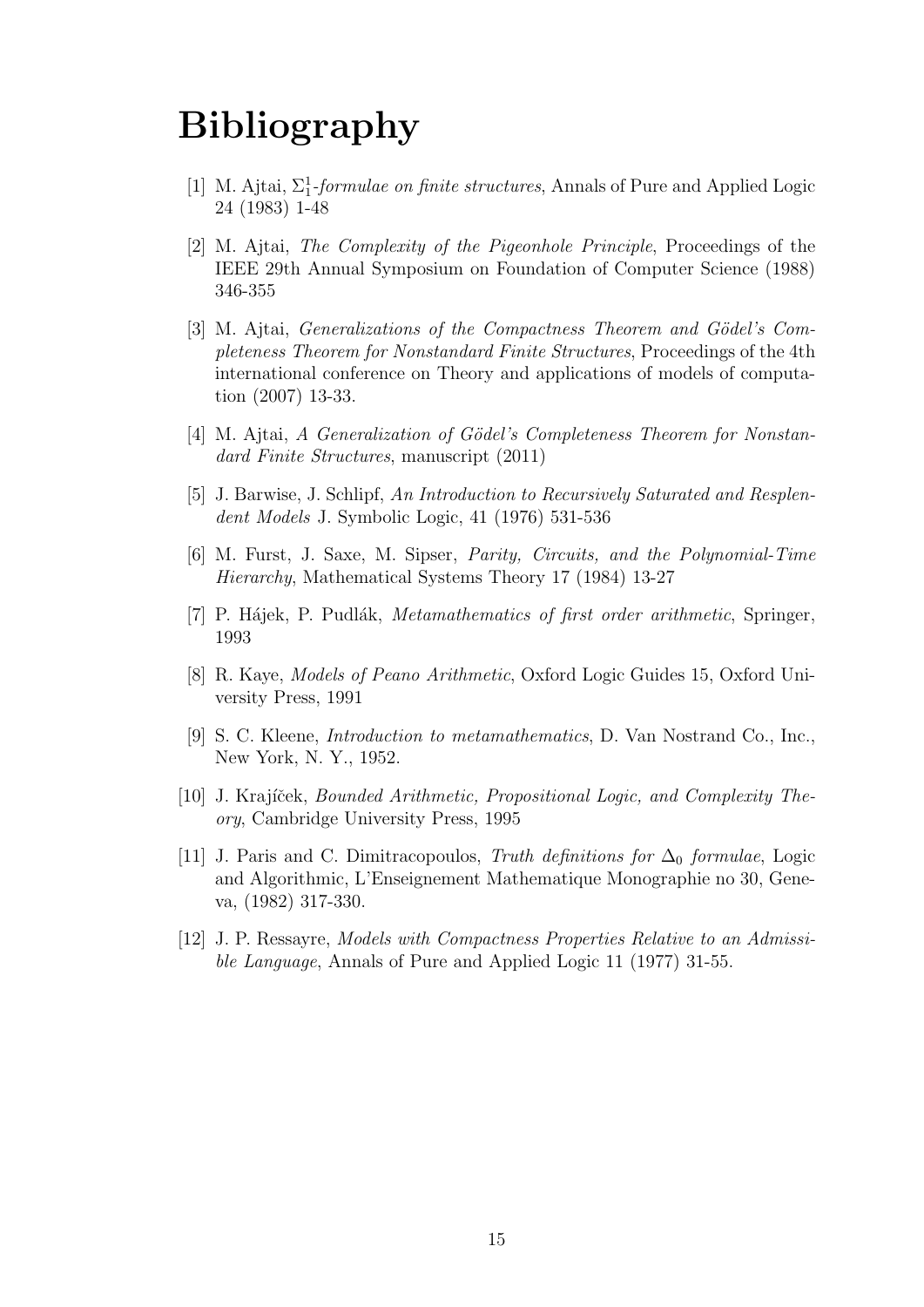# Bibliography

[1] M. Ajtai, *$\Sigma_1^1$-formulae on finite structures*, Annals of Pure and Applied Logic 24 (1983) 1-48

[2] M. Ajtai, *The Complexity of the Pigeonhole Principle*, Proceedings of the IEEE 29th Annual Symposium on Foundation of Computer Science (1988) 346-355

[3] M. Ajtai, *Generalizations of the Compactness Theorem and Gödel's Completeness Theorem for Nonstandard Finite Structures*, Proceedings of the 4th international conference on Theory and applications of models of computation (2007) 13-33.

[4] M. Ajtai, *A Generalization of Gödel's Completeness Theorem for Nonstandard Finite Structures*, manuscript (2011)

[5] J. Barwise, J. Schlipf, *An Introduction to Recursively Saturated and Resplendent Models* J. Symbolic Logic, 41 (1976) 531-536

[6] M. Furst, J. Saxe, M. Sipser, *Parity, Circuits, and the Polynomial-Time Hierarchy*, Mathematical Systems Theory 17 (1984) 13-27

[7] P. Hájek, P. Pudlák, *Metamathematics of first order arithmetic*, Springer, 1993

[8] R. Kaye, *Models of Peano Arithmetic*, Oxford Logic Guides 15, Oxford University Press, 1991

[9] S. C. Kleene, *Introduction to metamathematics*, D. Van Nostrand Co., Inc., New York, N. Y., 1952.

[10] J. Krajíček, *Bounded Arithmetic, Propositional Logic, and Complexity Theory*, Cambridge University Press, 1995

[11] J. Paris and C. Dimitracopoulos, *Truth definitions for $\Delta_0$ formulae*, Logic and Algorithmic, L'Enseignement Mathematique Monographie no 30, Geneva, (1982) 317-330.

[12] J. P. Ressayre, *Models with Compactness Properties Relative to an Admissible Language*, Annals of Pure and Applied Logic 11 (1977) 31-55.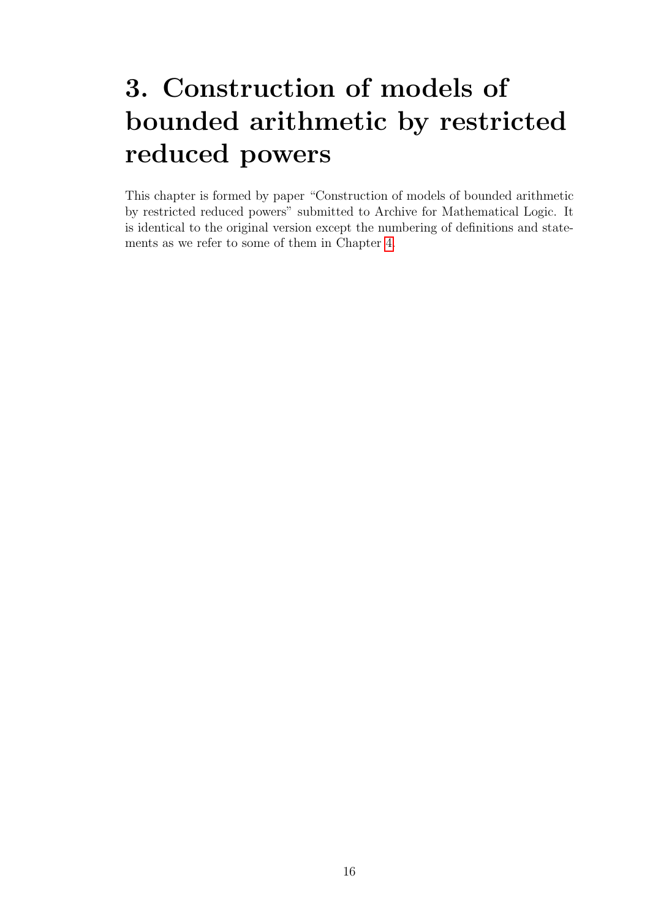# 3. Construction of models of bounded arithmetic by restricted reduced powers

This chapter is formed by paper "Construction of models of bounded arithmetic by restricted reduced powers" submitted to Archive for Mathematical Logic. It is identical to the original version except the numbering of definitions and statements as we refer to some of them in Chapter 4.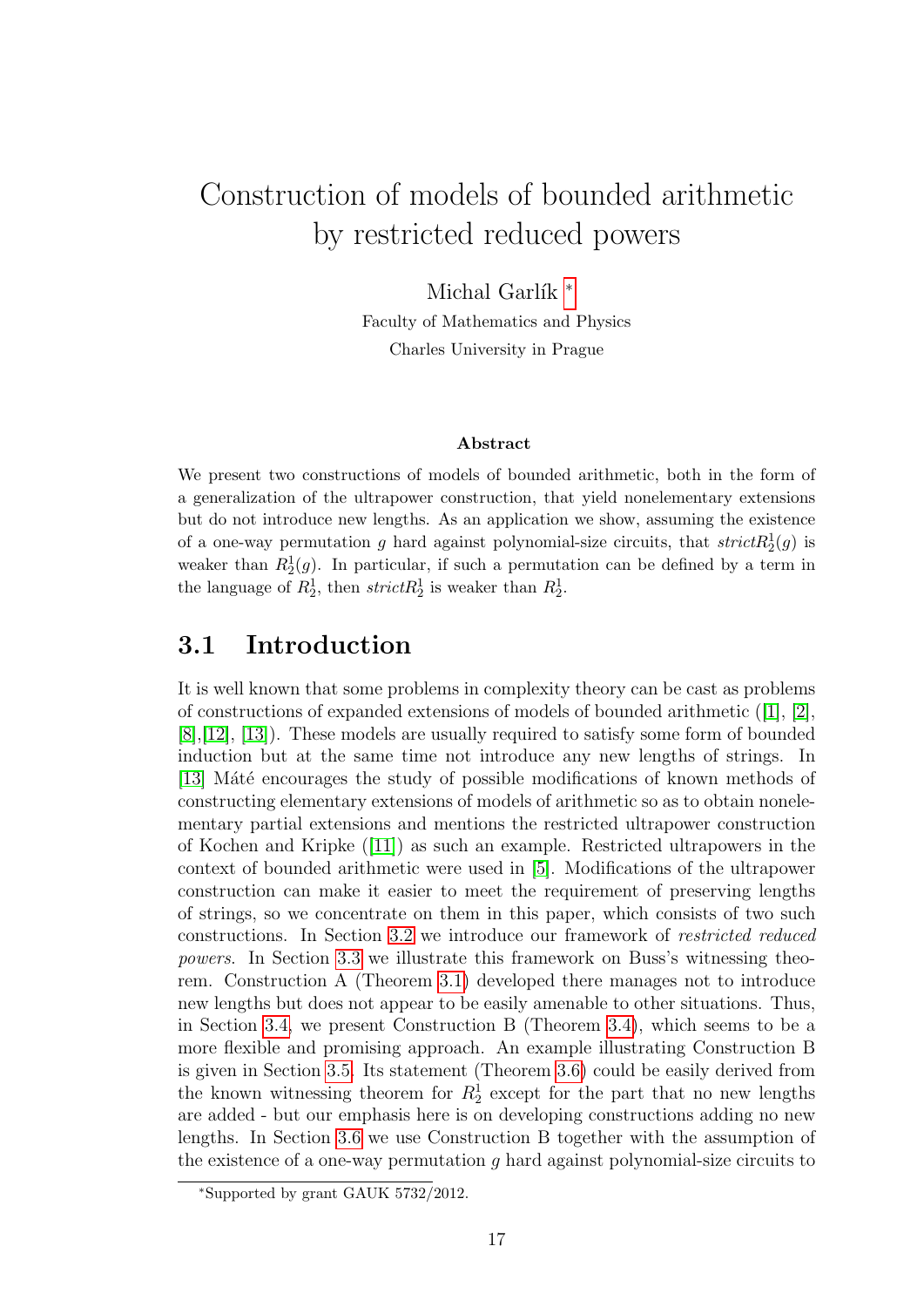# Construction of models of bounded arithmetic by restricted reduced powers

Michal Garlík [*]

Faculty of Mathematics and Physics

Charles University in Prague

**Abstract**

We present two constructions of models of bounded arithmetic, both in the form of a generalization of the ultrapower construction, that yield nonelementary extensions but do not introduce new lengths. As an application we show, assuming the existence of a one-way permutation $g$ hard against polynomial-size circuits, that $strictR^1_2(g)$ is weaker than $R^1_2(g)$. In particular, if such a permutation can be defined by a term in the language of $R^1_2$, then $strictR^1_2$ is weaker than $R^1_2$.

## 3.1 Introduction

It is well known that some problems in complexity theory can be cast as problems of constructions of expanded extensions of models of bounded arithmetic ([1], [2], [8],[12], [13]). These models are usually required to satisfy some form of bounded induction but at the same time not introduce any new lengths of strings. In [13] Máté encourages the study of possible modifications of known methods of constructing elementary extensions of models of arithmetic so as to obtain nonelementary partial extensions and mentions the restricted ultrapower construction of Kochen and Kripke ([11]) as such an example. Restricted ultrapowers in the context of bounded arithmetic were used in [5]. Modifications of the ultrapower construction can make it easier to meet the requirement of preserving lengths of strings, so we concentrate on them in this paper, which consists of two such constructions. In Section 3.2 we introduce our framework of *restricted reduced powers*. In Section 3.3 we illustrate this framework on Buss's witnessing theorem. Construction A (Theorem 3.1) developed there manages not to introduce new lengths but does not appear to be easily amenable to other situations. Thus, in Section 3.4, we present Construction B (Theorem 3.4), which seems to be a more flexible and promising approach. An example illustrating Construction B is given in Section 3.5. Its statement (Theorem 3.6) could be easily derived from the known witnessing theorem for $R^1_2$ except for the part that no new lengths are added - but our emphasis here is on developing constructions adding no new lengths. In Section 3.6 we use Construction B together with the assumption of the existence of a one-way permutation $g$ hard against polynomial-size circuits to

[*]Supported by grant GAUK 5732/2012.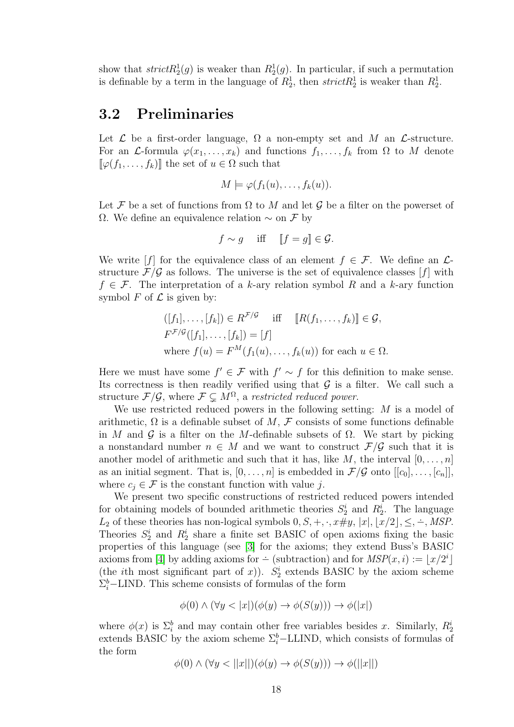show that $strictR^1_2(g)$ is weaker than $R^1_2(g)$. In particular, if such a permutation is definable by a term in the language of $R^1_2$, then $strictR^1_2$ is weaker than $R^1_2$.

## 3.2 Preliminaries

Let $\mathcal{L}$ be a first-order language, $\Omega$ a non-empty set and $M$ an $\mathcal{L}$-structure. For an $\mathcal{L}$-formula $\varphi(x_1, \ldots, x_k)$ and functions $f_1, \ldots, f_k$ from $\Omega$ to $M$ denote $[\![\varphi(f_1, \ldots, f_k)]\!]$ the set of $u \in \Omega$ such that

$$M \models \varphi(f_1(u), \ldots, f_k(u)).$$

Let $\mathcal{F}$ be a set of functions from $\Omega$ to $M$ and let $\mathcal{G}$ be a filter on the powerset of $\Omega$. We define an equivalence relation $\sim$ on $\mathcal{F}$ by

$$f \sim g \quad \text{iff} \quad [\![f = g]\!] \in \mathcal{G}.$$

We write $[f]$ for the equivalence class of an element $f \in \mathcal{F}$. We define an $\mathcal{L}$-structure $\mathcal{F}/\mathcal{G}$ as follows. The universe is the set of equivalence classes $[f]$ with $f \in \mathcal{F}$. The interpretation of a $k$-ary relation symbol $R$ and a $k$-ary function symbol $F$ of $\mathcal{L}$ is given by:

$$\begin{aligned}
&([f_1], \ldots, [f_k]) \in R^{\mathcal{F}/\mathcal{G}} \quad \text{iff} \quad [\![R(f_1, \ldots, f_k)]\!] \in \mathcal{G}, \\
&F^{\mathcal{F}/\mathcal{G}}([f_1], \ldots, [f_k]) = [f] \\
&\text{where } f(u) = F^M(f_1(u), \ldots, f_k(u)) \text{ for each } u \in \Omega.
\end{aligned}$$

Here we must have some $f' \in \mathcal{F}$ with $f' \sim f$ for this definition to make sense. Its correctness is then readily verified using that $\mathcal{G}$ is a filter. We call such a structure $\mathcal{F}/\mathcal{G}$, where $\mathcal{F} \subsetneq M^\Omega$, a *restricted reduced power*.

We use restricted reduced powers in the following setting: $M$ is a model of arithmetic, $\Omega$ is a definable subset of $M$, $\mathcal{F}$ consists of some functions definable in $M$ and $\mathcal{G}$ is a filter on the $M$-definable subsets of $\Omega$. We start by picking a nonstandard number $n \in M$ and we want to construct $\mathcal{F}/\mathcal{G}$ such that it is another model of arithmetic and such that it has, like $M$, the interval $[0, \ldots, n]$ as an initial segment. That is, $[0, \ldots, n]$ is embedded in $\mathcal{F}/\mathcal{G}$ onto $[[c_0], \ldots, [c_n]]$, where $c_j \in \mathcal{F}$ is the constant function with value $j$.

We present two specific constructions of restricted reduced powers intended for obtaining models of bounded arithmetic theories $S^i_2$ and $R^i_2$. The language $L_2$ of these theories has non-logical symbols $0, S, +, \cdot, x\#y, |x|, \lfloor x/2 \rfloor, \leq, \dot{-}, MSP$. Theories $S^i_2$ and $R^i_2$ share a finite set BASIC of open axioms fixing the basic properties of this language (see [3] for the axioms; they extend Buss's BASIC axioms from [4] by adding axioms for $\dot{-}$ (subtraction) and for $MSP(x, i) := \lfloor x/2^i \rfloor$ (the $i$th most significant part of $x$)). $S^i_2$ extends BASIC by the axiom scheme $\Sigma^b_i-$LIND. This scheme consists of formulas of the form

$$\phi(0) \wedge (\forall y < |x|)(\phi(y) \rightarrow \phi(S(y))) \rightarrow \phi(|x|)$$

where $\phi(x)$ is $\Sigma^b_i$ and may contain other free variables besides $x$. Similarly, $R^i_2$ extends BASIC by the axiom scheme $\Sigma^b_i-$LLIND, which consists of formulas of the form

$$\phi(0) \wedge (\forall y < ||x||)(\phi(y) \rightarrow \phi(S(y))) \rightarrow \phi(||x||)$$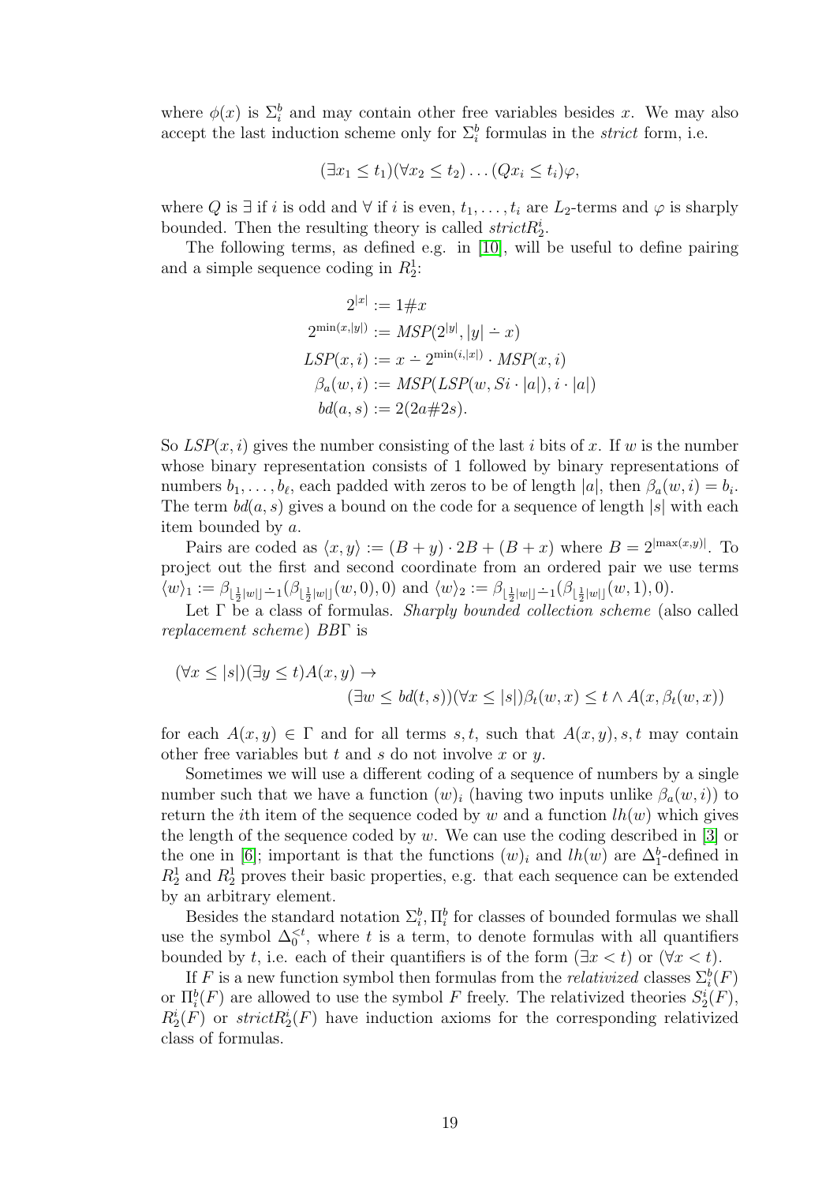where $\phi(x)$ is $\Sigma^b_i$ and may contain other free variables besides $x$. We may also accept the last induction scheme only for $\Sigma^b_i$ formulas in the *strict* form, i.e.

$$(\exists x_1 \leq t_1)(\forall x_2 \leq t_2)\dots(Qx_i \leq t_i)\varphi,$$

where $Q$ is $\exists$ if $i$ is odd and $\forall$ if $i$ is even, $t_1,\dots,t_i$ are $L_2$-terms and $\varphi$ is sharply bounded. Then the resulting theory is called *strict*$R^i_2$.

The following terms, as defined e.g. in [10], will be useful to define pairing and a simple sequence coding in $R^1_2$:

$$\begin{aligned}
2^{|x|} &:= 1\#x \\
2^{\min(x,|y|)} &:= MSP(2^{|y|}, |y| \dot{-} x) \\
LSP(x,i) &:= x \dot{-} 2^{\min(i,|x|)} \cdot MSP(x,i) \\
\beta_a(w,i) &:= MSP(LSP(w, Si \cdot |a|), i \cdot |a|) \\
bd(a,s) &:= 2(2a\#2s).
\end{aligned}$$

So $LSP(x,i)$ gives the number consisting of the last $i$ bits of $x$. If $w$ is the number whose binary representation consists of 1 followed by binary representations of numbers $b_1,\dots,b_\ell$, each padded with zeros to be of length $|a|$, then $\beta_a(w,i) = b_i$. The term $bd(a,s)$ gives a bound on the code for a sequence of length $|s|$ with each item bounded by $a$.

Pairs are coded as $\langle x,y\rangle := (B+y)\cdot 2B + (B+x)$ where $B = 2^{|\max(x,y)|}$. To project out the first and second coordinate from an ordered pair we use terms $\langle w\rangle_1 := \beta_{\lfloor\frac{1}{2}|w|\rfloor \dot{-} 1}(\beta_{\lfloor\frac{1}{2}|w|\rfloor}(w,0),0)$ and $\langle w\rangle_2 := \beta_{\lfloor\frac{1}{2}|w|\rfloor \dot{-} 1}(\beta_{\lfloor\frac{1}{2}|w|\rfloor}(w,1),0)$.

Let $\Gamma$ be a class of formulas. *Sharply bounded collection scheme* (also called *replacement scheme*) $BB\Gamma$ is

$$\begin{aligned}
(\forall x \leq |s|)(\exists y \leq t)A(x,y) \rightarrow& \\
&(\exists w \leq bd(t,s))(\forall x \leq |s|)\beta_t(w,x) \leq t \wedge A(x, \beta_t(w,x))
\end{aligned}$$

for each $A(x,y) \in \Gamma$ and for all terms $s,t$, such that $A(x,y), s, t$ may contain other free variables but $t$ and $s$ do not involve $x$ or $y$.

Sometimes we will use a different coding of a sequence of numbers by a single number such that we have a function $(w)_i$ (having two inputs unlike $\beta_a(w,i)$) to return the $i$th item of the sequence coded by $w$ and a function $lh(w)$ which gives the length of the sequence coded by $w$. We can use the coding described in [3] or the one in [6]; important is that the functions $(w)_i$ and $lh(w)$ are $\Delta^b_1$-defined in $R^1_2$ and $R^1_2$ proves their basic properties, e.g. that each sequence can be extended by an arbitrary element.

Besides the standard notation $\Sigma^b_i, \Pi^b_i$ for classes of bounded formulas we shall use the symbol $\Delta^{<t}_0$, where $t$ is a term, to denote formulas with all quantifiers bounded by $t$, i.e. each of their quantifiers is of the form $(\exists x < t)$ or $(\forall x < t)$.

If $F$ is a new function symbol then formulas from the *relativized* classes $\Sigma^b_i(F)$ or $\Pi^b_i(F)$ are allowed to use the symbol $F$ freely. The relativized theories $S^i_2(F)$, $R^i_2(F)$ or *strict*$R^i_2(F)$ have induction axioms for the corresponding relativized class of formulas.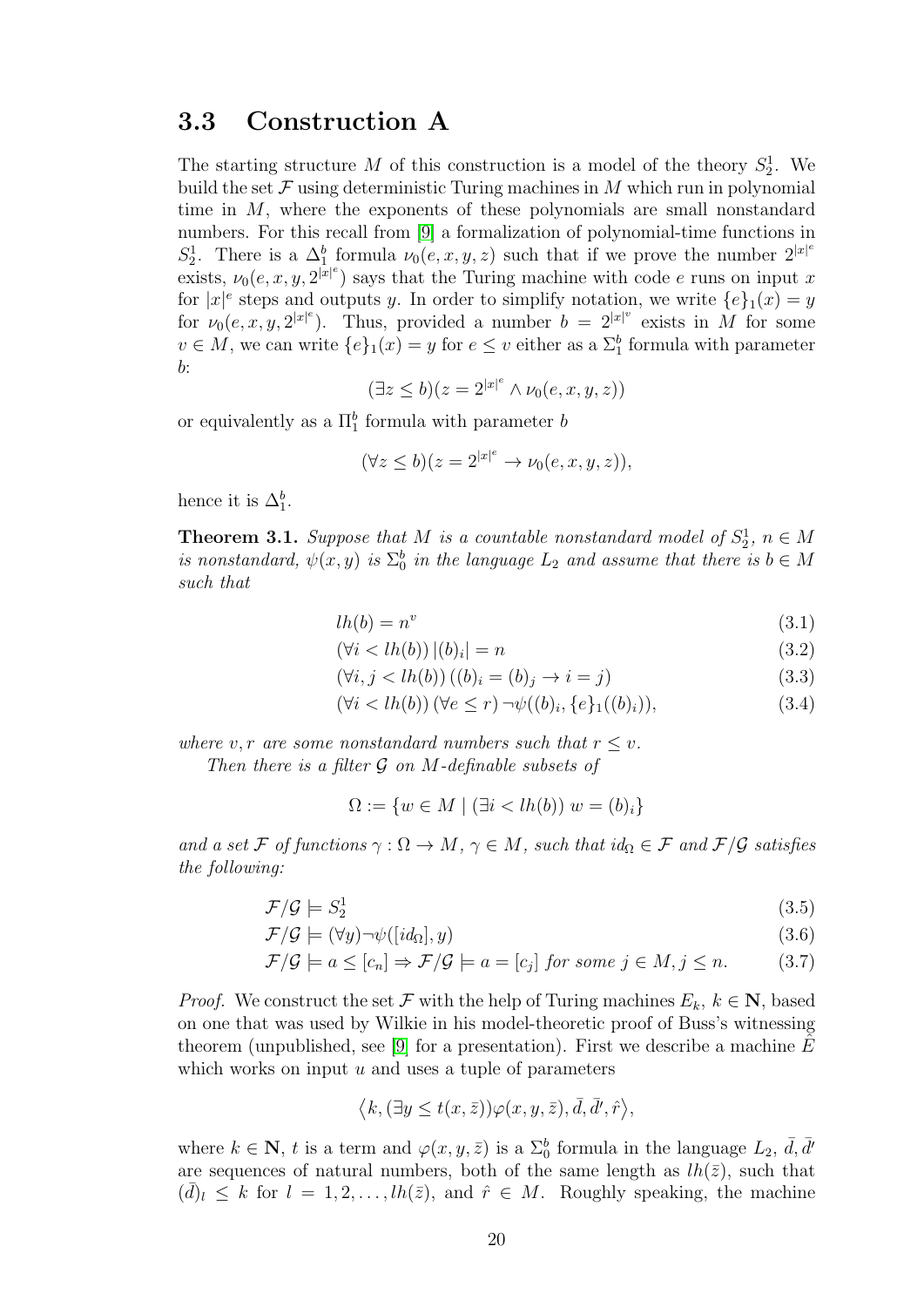## 3.3 Construction A

The starting structure $M$ of this construction is a model of the theory $S^1_2$. We build the set $\mathcal{F}$ using deterministic Turing machines in $M$ which run in polynomial time in $M$, where the exponents of these polynomials are small nonstandard numbers. For this recall from [9] a formalization of polynomial-time functions in $S^1_2$. There is a $\Delta^b_1$ formula $\nu_0(e, x, y, z)$ such that if we prove the number $2^{|x|^e}$ exists, $\nu_0(e, x, y, 2^{|x|^e})$ says that the Turing machine with code $e$ runs on input $x$ for $|x|^e$ steps and outputs $y$. In order to simplify notation, we write $\{e\}_1(x) = y$ for $\nu_0(e, x, y, 2^{|x|^e})$. Thus, provided a number $b = 2^{|x|^v}$ exists in $M$ for some $v \in M$, we can write $\{e\}_1(x) = y$ for $e \leq v$ either as a $\Sigma^b_1$ formula with parameter $b$:

$$(\exists z \leq b)(z = 2^{|x|^e} \wedge \nu_0(e, x, y, z))$$

or equivalently as a $\Pi^b_1$ formula with parameter $b$

$$(\forall z \leq b)(z = 2^{|x|^e} \rightarrow \nu_0(e, x, y, z)),$$

hence it is $\Delta^b_1$.

**Theorem 3.1.** *Suppose that $M$ is a countable nonstandard model of $S^1_2$, $n \in M$ is nonstandard, $\psi(x, y)$ is $\Sigma^b_0$ in the language $L_2$ and assume that there is $b \in M$ such that*

$$lh(b) = n^v \tag{3.1}$$

$$(\forall i < lh(b))\, |(b)_i| = n \tag{3.2}$$

$$(\forall i, j < lh(b))\, ((b)_i = (b)_j \rightarrow i = j) \tag{3.3}$$

$$(\forall i < lh(b))\, (\forall e \leq r)\, \neg\psi((b)_i, \{e\}_1((b)_i)), \tag{3.4}$$

*where $v, r$ are some nonstandard numbers such that $r \leq v$.*

*Then there is a filter $\mathcal{G}$ on $M$-definable subsets of*

$$\Omega := \{w \in M \mid (\exists i < lh(b))\; w = (b)_i\}$$

*and a set $\mathcal{F}$ of functions $\gamma : \Omega \rightarrow M$, $\gamma \in M$, such that $id_\Omega \in \mathcal{F}$ and $\mathcal{F}/\mathcal{G}$ satisfies the following:*

$$\mathcal{F}/\mathcal{G} \models S^1_2 \tag{3.5}$$

$$\mathcal{F}/\mathcal{G} \models (\forall y)\neg\psi([id_\Omega], y) \tag{3.6}$$

$$\mathcal{F}/\mathcal{G} \models a \leq [c_n] \Rightarrow \mathcal{F}/\mathcal{G} \models a = [c_j] \text{ for some } j \in M, j \leq n. \tag{3.7}$$

*Proof.* We construct the set $\mathcal{F}$ with the help of Turing machines $E_k$, $k \in \mathbf{N}$, based on one that was used by Wilkie in his model-theoretic proof of Buss's witnessing theorem (unpublished, see [9] for a presentation). First we describe a machine $\hat{E}$ which works on input $u$ and uses a tuple of parameters

$$\langle k, (\exists y \leq t(x, \bar{z}))\varphi(x, y, \bar{z}), \bar{d}, \bar{d}', \hat{r}\rangle,$$

where $k \in \mathbf{N}$, $t$ is a term and $\varphi(x, y, \bar{z})$ is a $\Sigma^b_0$ formula in the language $L_2$, $\bar{d}, \bar{d}'$ are sequences of natural numbers, both of the same length as $lh(\bar{z})$, such that $(\bar{d})_l \leq k$ for $l = 1, 2, \ldots, lh(\bar{z})$, and $\hat{r} \in M$. Roughly speaking, the machine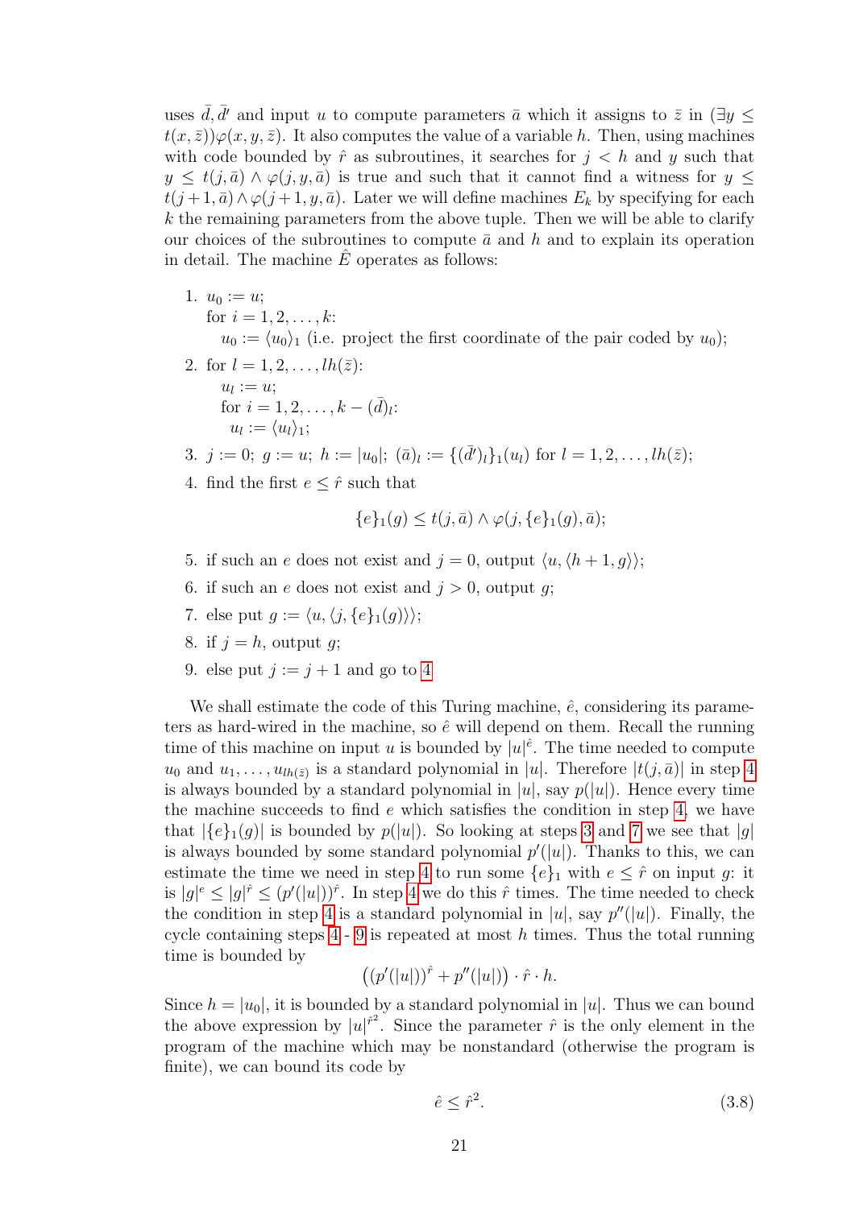uses $\bar{d}, \bar{d'}$ and input $u$ to compute parameters $\bar{a}$ which it assigns to $\bar{z}$ in $(\exists y \leq t(x,\bar{z}))\varphi(x,y,\bar{z})$. It also computes the value of a variable $h$. Then, using machines with code bounded by $\hat{r}$ as subroutines, it searches for $j < h$ and $y$ such that $y \leq t(j,\bar{a}) \wedge \varphi(j,y,\bar{a})$ is true and such that it cannot find a witness for $y \leq t(j+1,\bar{a}) \wedge \varphi(j+1,y,\bar{a})$. Later we will define machines $E_k$ by specifying for each $k$ the remaining parameters from the above tuple. Then we will be able to clarify our choices of the subroutines to compute $\bar{a}$ and $h$ and to explain its operation in detail. The machine $\hat{E}$ operates as follows:

1. $u_0 := u$;
   for $i = 1, 2, \ldots, k$:
   $u_0 := \langle u_0 \rangle_1$ (i.e. project the first coordinate of the pair coded by $u_0$);
2. for $l = 1, 2, \ldots, lh(\bar{z})$:
   $u_l := u$;
   for $i = 1, 2, \ldots, k - (\bar{d})_l$:
   $u_l := \langle u_l \rangle_1$;
3. $j := 0$; $g := u$; $h := |u_0|$; $(\bar{a})_l := \{(\bar{d'})_l\}_1(u_l)$ for $l = 1, 2, \ldots, lh(\bar{z})$;
4. find the first $e \leq \hat{r}$ such that
$$\{e\}_1(g) \leq t(j,\bar{a}) \wedge \varphi(j, \{e\}_1(g), \bar{a});$$
5. if such an $e$ does not exist and $j = 0$, output $\langle u, \langle h+1, g \rangle \rangle$;
6. if such an $e$ does not exist and $j > 0$, output $g$;
7. else put $g := \langle u, \langle j, \{e\}_1(g) \rangle \rangle$;
8. if $j = h$, output $g$;
9. else put $j := j + 1$ and go to 4

We shall estimate the code of this Turing machine, $\hat{e}$, considering its parameters as hard-wired in the machine, so $\hat{e}$ will depend on them. Recall the running time of this machine on input $u$ is bounded by $|u|^{\hat{e}}$. The time needed to compute $u_0$ and $u_1, \ldots, u_{lh(\bar{z})}$ is a standard polynomial in $|u|$. Therefore $|t(j,\bar{a})|$ in step 4 is always bounded by a standard polynomial in $|u|$, say $p(|u|)$. Hence every time the machine succeeds to find $e$ which satisfies the condition in step 4, we have that $|\{e\}_1(g)|$ is bounded by $p(|u|)$. So looking at steps 3 and 7 we see that $|g|$ is always bounded by some standard polynomial $p'(|u|)$. Thanks to this, we can estimate the time we need in step 4 to run some $\{e\}_1$ with $e \leq \hat{r}$ on input $g$: it is $|g|^e \leq |g|^{\hat{r}} \leq (p'(|u|))^{\hat{r}}$. In step 4 we do this $\hat{r}$ times. The time needed to check the condition in step 4 is a standard polynomial in $|u|$, say $p''(|u|)$. Finally, the cycle containing steps 4 - 9 is repeated at most $h$ times. Thus the total running time is bounded by
$$\left((p'(|u|))^{\hat{r}} + p''(|u|)\right) \cdot \hat{r} \cdot h.$$
Since $h = |u_0|$, it is bounded by a standard polynomial in $|u|$. Thus we can bound the above expression by $|u|^{\hat{r}^2}$. Since the parameter $\hat{r}$ is the only element in the program of the machine which may be nonstandard (otherwise the program is finite), we can bound its code by
$$\hat{e} \leq \hat{r}^2. \tag{3.8}$$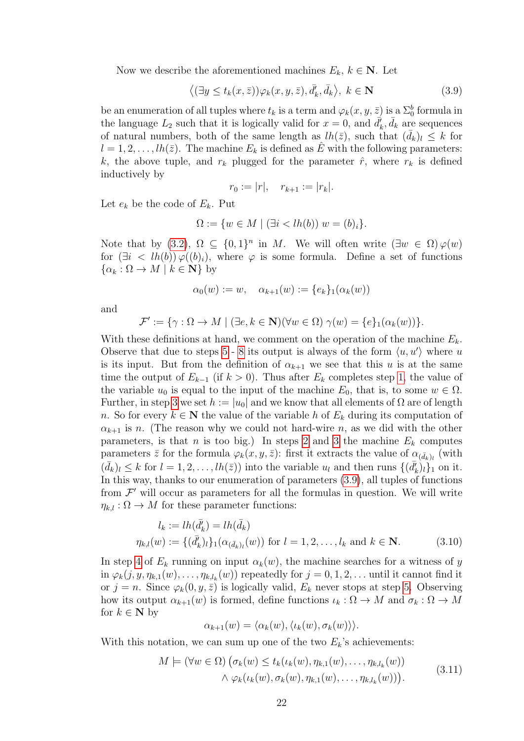Now we describe the aforementioned machines $E_k$, $k \in \mathbf{N}$. Let

$$\big\langle (\exists y \le t_k(x, \bar{z}))\varphi_k(x, y, \bar{z}), \bar{d}'_k, \bar{d}_k \big\rangle,\ k \in \mathbf{N} \tag{3.9}$$

be an enumeration of all tuples where $t_k$ is a term and $\varphi_k(x, y, \bar{z})$ is a $\Sigma^b_0$ formula in the language $L_2$ such that it is logically valid for $x = 0$, and $\bar{d}'_k, \bar{d}_k$ are sequences of natural numbers, both of the same length as $lh(\bar{z})$, such that $(\bar{d}_k)_l \le k$ for $l = 1, 2, \ldots, lh(\bar{z})$. The machine $E_k$ is defined as $\hat{E}$ with the following parameters: $k$, the above tuple, and $r_k$ plugged for the parameter $\hat{r}$, where $r_k$ is defined inductively by

$$r_0 := |r|, \quad r_{k+1} := |r_k|.$$

Let $e_k$ be the code of $E_k$. Put

$$\Omega := \{w \in M \mid (\exists i < lh(b))\ w = (b)_i\}.$$

Note that by (3.2), $\Omega \subseteq \{0,1\}^n$ in $M$. We will often write $(\exists w \in \Omega)\,\varphi(w)$ for $(\exists i < lh(b))\,\varphi((b)_i)$, where $\varphi$ is some formula. Define a set of functions $\{\alpha_k : \Omega \to M \mid k \in \mathbf{N}\}$ by

$$\alpha_0(w) := w, \quad \alpha_{k+1}(w) := \{e_k\}_1(\alpha_k(w))$$

and

$$\mathcal{F}' := \{\gamma : \Omega \to M \mid (\exists e, k \in \mathbf{N})(\forall w \in \Omega)\ \gamma(w) = \{e\}_1(\alpha_k(w))\}.$$

With these definitions at hand, we comment on the operation of the machine $E_k$. Observe that due to steps 5 - 8 its output is always of the form $\langle u, u' \rangle$ where $u$ is its input. But from the definition of $\alpha_{k+1}$ we see that this $u$ is at the same time the output of $E_{k-1}$ (if $k > 0$). Thus after $E_k$ completes step 1, the value of the variable $u_0$ is equal to the input of the machine $E_0$, that is, to some $w \in \Omega$. Further, in step 3 we set $h := |u_0|$ and we know that all elements of $\Omega$ are of length $n$. So for every $k \in \mathbf{N}$ the value of the variable $h$ of $E_k$ during its computation of $\alpha_{k+1}$ is $n$. (The reason why we could not hard-wire $n$, as we did with the other parameters, is that $n$ is too big.) In steps 2 and 3 the machine $E_k$ computes parameters $\bar{z}$ for the formula $\varphi_k(x, y, \bar{z})$: first it extracts the value of $\alpha_{(\bar{d}_k)_l}$ (with $(\bar{d}_k)_l \le k$ for $l = 1, 2, \ldots, lh(\bar{z})$) into the variable $u_l$ and then runs $\{(\bar{d}'_k)_l\}_1$ on it. In this way, thanks to our enumeration of parameters (3.9), all tuples of functions from $\mathcal{F}'$ will occur as parameters for all the formulas in question. We will write $\eta_{k,l} : \Omega \to M$ for these parameter functions:

$$\begin{aligned} l_k &:= lh(\bar{d}'_k) = lh(\bar{d}_k) \\ \eta_{k,l}(w) &:= \{(\bar{d}'_k)_l\}_1(\alpha_{(\bar{d}_k)_l}(w)) \text{ for } l = 1, 2, \ldots, l_k \text{ and } k \in \mathbf{N}. \end{aligned} \tag{3.10}$$

In step 4 of $E_k$ running on input $\alpha_k(w)$, the machine searches for a witness of $y$ in $\varphi_k(j, y, \eta_{k,1}(w), \ldots, \eta_{k,l_k}(w))$ repeatedly for $j = 0, 1, 2, \ldots$ until it cannot find it or $j = n$. Since $\varphi_k(0, y, \bar{z})$ is logically valid, $E_k$ never stops at step 5. Observing how its output $\alpha_{k+1}(w)$ is formed, define functions $\iota_k : \Omega \to M$ and $\sigma_k : \Omega \to M$ for $k \in \mathbf{N}$ by

$$\alpha_{k+1}(w) = \langle \alpha_k(w), \langle \iota_k(w), \sigma_k(w) \rangle \rangle.$$

With this notation, we can sum up one of the two $E_k$'s achievements:

$$\begin{aligned} M \models (\forall w \in \Omega)\,\big(&\sigma_k(w) \le t_k(\iota_k(w), \eta_{k,1}(w), \ldots, \eta_{k,l_k}(w)) \\ &\wedge \varphi_k(\iota_k(w), \sigma_k(w), \eta_{k,1}(w), \ldots, \eta_{k,l_k}(w))\big). \end{aligned} \tag{3.11}$$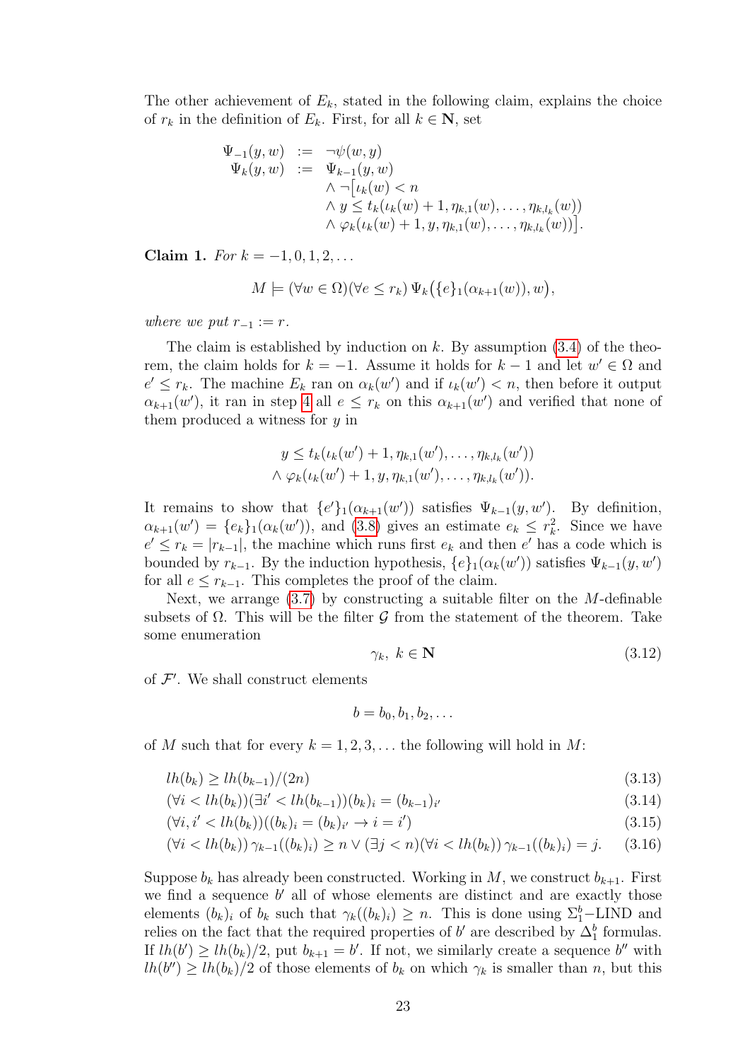The other achievement of $E_k$, stated in the following claim, explains the choice of $r_k$ in the definition of $E_k$. First, for all $k \in \mathbf{N}$, set

$$
\begin{array}{rcl}
\Psi_{-1}(y,w) & := & \neg\psi(w,y) \\
\Psi_k(y,w) & := & \Psi_{k-1}(y,w) \\
& & \wedge \neg\big[\iota_k(w) < n \\
& & \wedge\, y \le t_k(\iota_k(w)+1, \eta_{k,1}(w), \ldots, \eta_{k,l_k}(w)) \\
& & \wedge\, \varphi_k(\iota_k(w)+1, y, \eta_{k,1}(w), \ldots, \eta_{k,l_k}(w))\big].
\end{array}
$$

**Claim 1.** *For $k = -1, 0, 1, 2, \ldots$*

$$M \models (\forall w \in \Omega)(\forall e \le r_k)\, \Psi_k\big(\{e\}_1(\alpha_{k+1}(w)), w\big),$$

*where we put $r_{-1} := r$.*

The claim is established by induction on $k$. By assumption (3.4) of the theorem, the claim holds for $k = -1$. Assume it holds for $k-1$ and let $w' \in \Omega$ and $e' \le r_k$. The machine $E_k$ ran on $\alpha_k(w')$ and if $\iota_k(w') < n$, then before it output $\alpha_{k+1}(w')$, it ran in step 4 all $e \le r_k$ on this $\alpha_{k+1}(w')$ and verified that none of them produced a witness for $y$ in

$$
\begin{array}{c}
y \le t_k(\iota_k(w')+1, \eta_{k,1}(w'), \ldots, \eta_{k,l_k}(w')) \\
\wedge\, \varphi_k(\iota_k(w')+1, y, \eta_{k,1}(w'), \ldots, \eta_{k,l_k}(w')).
\end{array}
$$

It remains to show that $\{e'\}_1(\alpha_{k+1}(w'))$ satisfies $\Psi_{k-1}(y, w')$. By definition, $\alpha_{k+1}(w') = \{e_k\}_1(\alpha_k(w'))$, and (3.8) gives an estimate $e_k \le r_k^2$. Since we have $e' \le r_k = |r_{k-1}|$, the machine which runs first $e_k$ and then $e'$ has a code which is bounded by $r_{k-1}$. By the induction hypothesis, $\{e\}_1(\alpha_k(w'))$ satisfies $\Psi_{k-1}(y, w')$ for all $e \le r_{k-1}$. This completes the proof of the claim.

Next, we arrange (3.7) by constructing a suitable filter on the $M$-definable subsets of $\Omega$. This will be the filter $\mathcal{G}$ from the statement of the theorem. Take some enumeration

$$\gamma_k,\ k \in \mathbf{N} \tag{3.12}$$

of $\mathcal{F}'$. We shall construct elements

$$b = b_0, b_1, b_2, \ldots$$

of $M$ such that for every $k = 1, 2, 3, \ldots$ the following will hold in $M$:

$$lh(b_k) \ge lh(b_{k-1})/(2n) \tag{3.13}$$

$$(\forall i < lh(b_k))(\exists i' < lh(b_{k-1}))(b_k)_i = (b_{k-1})_{i'} \tag{3.14}$$

$$(\forall i, i' < lh(b_k))((b_k)_i = (b_k)_{i'} \to i = i') \tag{3.15}$$

$$(\forall i < lh(b_k))\, \gamma_{k-1}((b_k)_i) \ge n \vee (\exists j < n)(\forall i < lh(b_k))\, \gamma_{k-1}((b_k)_i) = j. \tag{3.16}$$

Suppose $b_k$ has already been constructed. Working in $M$, we construct $b_{k+1}$. First we find a sequence $b'$ all of whose elements are distinct and are exactly those elements $(b_k)_i$ of $b_k$ such that $\gamma_k((b_k)_i) \ge n$. This is done using $\Sigma_1^b$−LIND and relies on the fact that the required properties of $b'$ are described by $\Delta_1^b$ formulas. If $lh(b') \ge lh(b_k)/2$, put $b_{k+1} = b'$. If not, we similarly create a sequence $b''$ with $lh(b'') \ge lh(b_k)/2$ of those elements of $b_k$ on which $\gamma_k$ is smaller than $n$, but this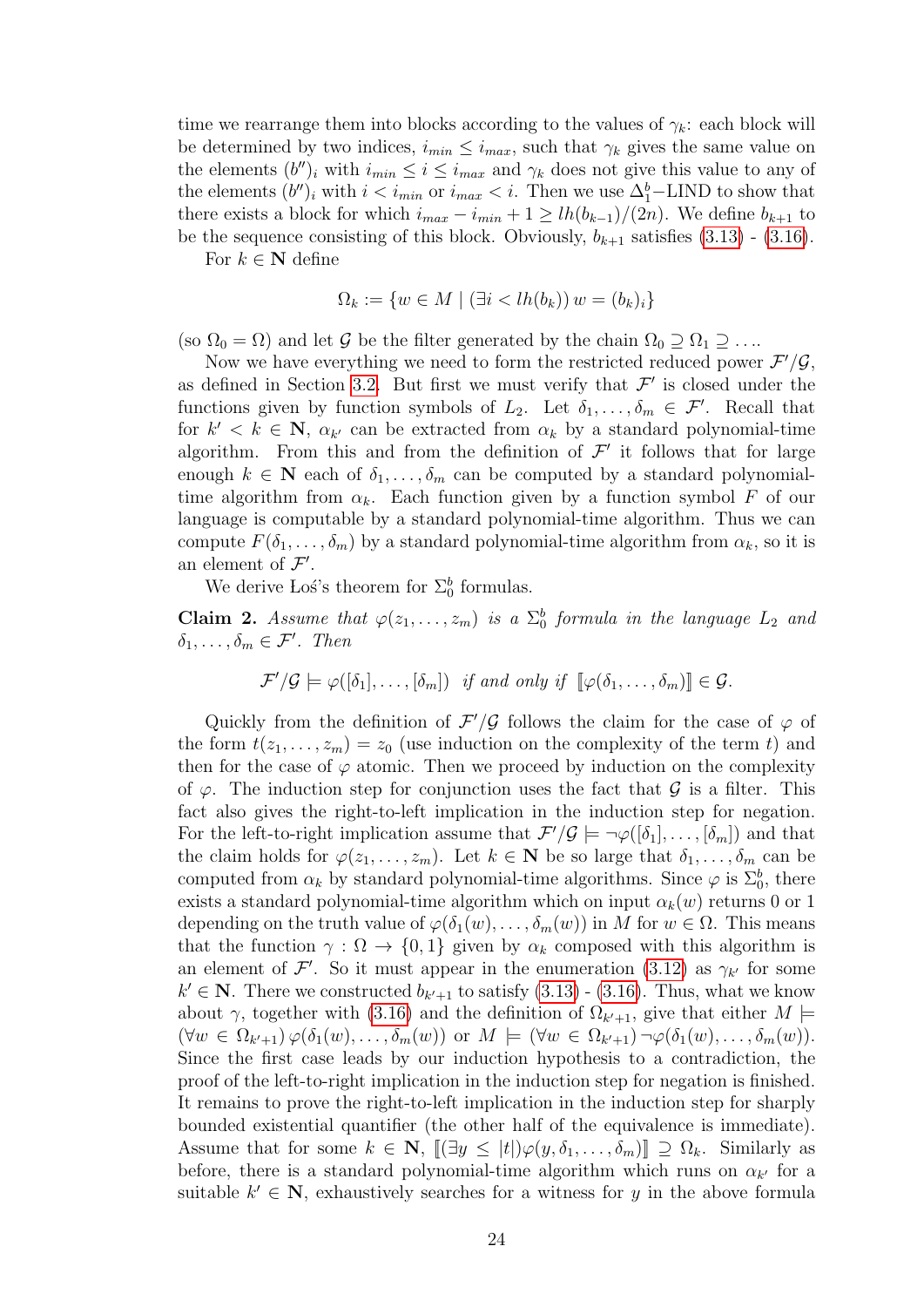time we rearrange them into blocks according to the values of $\gamma_k$: each block will be determined by two indices, $i_{min} \leq i_{max}$, such that $\gamma_k$ gives the same value on the elements $(b'')_i$ with $i_{min} \leq i \leq i_{max}$ and $\gamma_k$ does not give this value to any of the elements $(b'')_i$ with $i < i_{min}$ or $i_{max} < i$. Then we use $\Delta_1^b$−LIND to show that there exists a block for which $i_{max} - i_{min} + 1 \geq lh(b_{k-1})/(2n)$. We define $b_{k+1}$ to be the sequence consisting of this block. Obviously, $b_{k+1}$ satisfies (3.13) - (3.16).

For $k \in \mathbf{N}$ define

$$\Omega_k := \{w \in M \mid (\exists i < lh(b_k))\, w = (b_k)_i\}$$

(so $\Omega_0 = \Omega$) and let $\mathcal{G}$ be the filter generated by the chain $\Omega_0 \supseteq \Omega_1 \supseteq \ldots$.

Now we have everything we need to form the restricted reduced power $\mathcal{F}'/\mathcal{G}$, as defined in Section 3.2. But first we must verify that $\mathcal{F}'$ is closed under the functions given by function symbols of $L_2$. Let $\delta_1, \ldots, \delta_m \in \mathcal{F}'$. Recall that for $k' < k \in \mathbf{N}$, $\alpha_{k'}$ can be extracted from $\alpha_k$ by a standard polynomial-time algorithm. From this and from the definition of $\mathcal{F}'$ it follows that for large enough $k \in \mathbf{N}$ each of $\delta_1, \ldots, \delta_m$ can be computed by a standard polynomial-time algorithm from $\alpha_k$. Each function given by a function symbol $F$ of our language is computable by a standard polynomial-time algorithm. Thus we can compute $F(\delta_1, \ldots, \delta_m)$ by a standard polynomial-time algorithm from $\alpha_k$, so it is an element of $\mathcal{F}'$.

We derive Łoś's theorem for $\Sigma_0^b$ formulas.

**Claim 2.** *Assume that $\varphi(z_1, \ldots, z_m)$ is a $\Sigma_0^b$ formula in the language $L_2$ and $\delta_1, \ldots, \delta_m \in \mathcal{F}'$. Then*

$$\mathcal{F}'/\mathcal{G} \models \varphi([\delta_1], \ldots, [\delta_m]) \text{ if and only if } [\![\varphi(\delta_1, \ldots, \delta_m)]\!] \in \mathcal{G}.$$

Quickly from the definition of $\mathcal{F}'/\mathcal{G}$ follows the claim for the case of $\varphi$ of the form $t(z_1, \ldots, z_m) = z_0$ (use induction on the complexity of the term $t$) and then for the case of $\varphi$ atomic. Then we proceed by induction on the complexity of $\varphi$. The induction step for conjunction uses the fact that $\mathcal{G}$ is a filter. This fact also gives the right-to-left implication in the induction step for negation. For the left-to-right implication assume that $\mathcal{F}'/\mathcal{G} \models \neg\varphi([\delta_1], \ldots, [\delta_m])$ and that the claim holds for $\varphi(z_1, \ldots, z_m)$. Let $k \in \mathbf{N}$ be so large that $\delta_1, \ldots, \delta_m$ can be computed from $\alpha_k$ by standard polynomial-time algorithms. Since $\varphi$ is $\Sigma_0^b$, there exists a standard polynomial-time algorithm which on input $\alpha_k(w)$ returns 0 or 1 depending on the truth value of $\varphi(\delta_1(w), \ldots, \delta_m(w))$ in $M$ for $w \in \Omega$. This means that the function $\gamma : \Omega \to \{0, 1\}$ given by $\alpha_k$ composed with this algorithm is an element of $\mathcal{F}'$. So it must appear in the enumeration (3.12) as $\gamma_{k'}$ for some $k' \in \mathbf{N}$. There we constructed $b_{k'+1}$ to satisfy (3.13) - (3.16). Thus, what we know about $\gamma$, together with (3.16) and the definition of $\Omega_{k'+1}$, give that either $M \models (\forall w \in \Omega_{k'+1})\, \varphi(\delta_1(w), \ldots, \delta_m(w))$ or $M \models (\forall w \in \Omega_{k'+1})\, \neg\varphi(\delta_1(w), \ldots, \delta_m(w))$. Since the first case leads by our induction hypothesis to a contradiction, the proof of the left-to-right implication in the induction step for negation is finished. It remains to prove the right-to-left implication in the induction step for sharply bounded existential quantifier (the other half of the equivalence is immediate). Assume that for some $k \in \mathbf{N}$, $[\![(\exists y \leq |t|)\varphi(y, \delta_1, \ldots, \delta_m)]\!] \supseteq \Omega_k$. Similarly as before, there is a standard polynomial-time algorithm which runs on $\alpha_{k'}$ for a suitable $k' \in \mathbf{N}$, exhaustively searches for a witness for $y$ in the above formula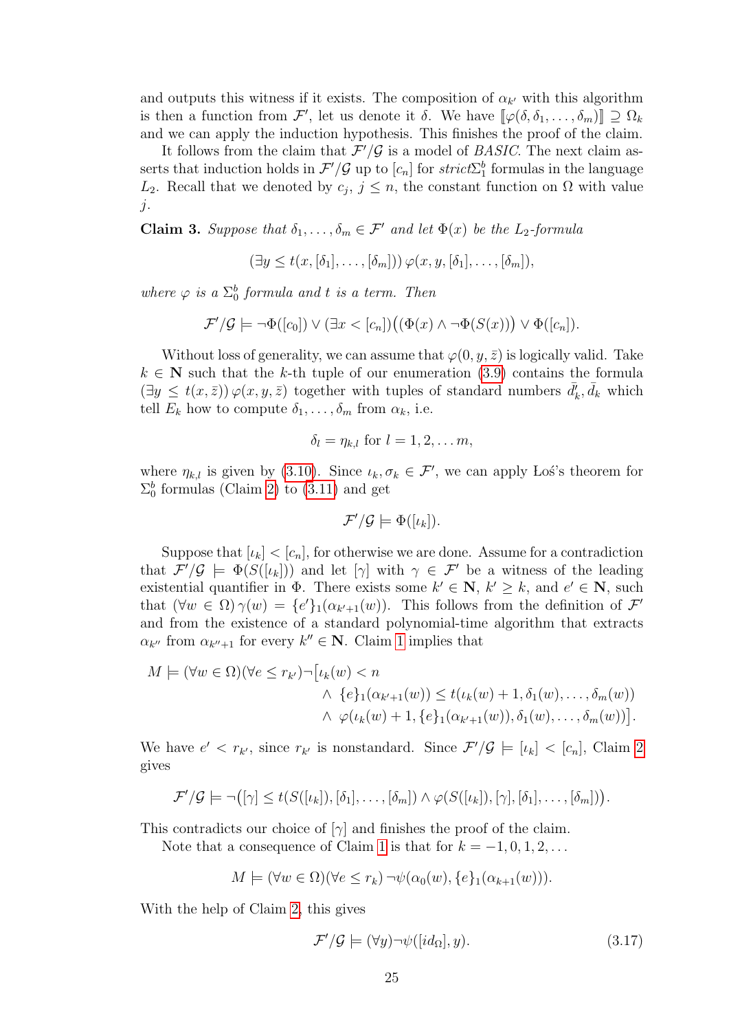and outputs this witness if it exists. The composition of $\alpha_{k'}$ with this algorithm is then a function from $\mathcal{F}'$, let us denote it $\delta$. We have $[\![\varphi(\delta, \delta_1, \dots, \delta_m)]\!] \supseteq \Omega_k$ and we can apply the induction hypothesis. This finishes the proof of the claim.

It follows from the claim that $\mathcal{F}'/\mathcal{G}$ is a model of *BASIC*. The next claim asserts that induction holds in $\mathcal{F}'/\mathcal{G}$ up to $[c_n]$ for *strict*$\Sigma^b_1$ formulas in the language $L_2$. Recall that we denoted by $c_j$, $j \leq n$, the constant function on $\Omega$ with value $j$.

**Claim 3.** *Suppose that $\delta_1, \dots, \delta_m \in \mathcal{F}'$ and let $\Phi(x)$ be the $L_2$-formula*

$$(\exists y \leq t(x, [\delta_1], \dots, [\delta_m]))\, \varphi(x, y, [\delta_1], \dots, [\delta_m]),$$

*where $\varphi$ is a $\Sigma^b_0$ formula and $t$ is a term. Then*

$$\mathcal{F}'/\mathcal{G} \models \neg\Phi([c_0]) \vee (\exists x < [c_n])\big((\Phi(x) \wedge \neg\Phi(S(x))\big) \vee \Phi([c_n]).$$

Without loss of generality, we can assume that $\varphi(0, y, \bar{z})$ is logically valid. Take $k \in \mathbf{N}$ such that the $k$-th tuple of our enumeration (3.9) contains the formula $(\exists y \leq t(x, \bar{z}))\, \varphi(x, y, \bar{z})$ together with tuples of standard numbers $\bar{d}'_k, \bar{d}_k$ which tell $E_k$ how to compute $\delta_1, \dots, \delta_m$ from $\alpha_k$, i.e.

$$\delta_l = \eta_{k,l} \text{ for } l = 1, 2, \dots m,$$

where $\eta_{k,l}$ is given by (3.10). Since $\iota_k, \sigma_k \in \mathcal{F}'$, we can apply Łoś's theorem for $\Sigma^b_0$ formulas (Claim 2) to (3.11) and get

$$\mathcal{F}'/\mathcal{G} \models \Phi([\iota_k]).$$

Suppose that $[\iota_k] < [c_n]$, for otherwise we are done. Assume for a contradiction that $\mathcal{F}'/\mathcal{G} \models \Phi(S([\iota_k]))$ and let $[\gamma]$ with $\gamma \in \mathcal{F}'$ be a witness of the leading existential quantifier in $\Phi$. There exists some $k' \in \mathbf{N}$, $k' \geq k$, and $e' \in \mathbf{N}$, such that $(\forall w \in \Omega)\, \gamma(w) = \{e'\}_1(\alpha_{k'+1}(w))$. This follows from the definition of $\mathcal{F}'$ and from the existence of a standard polynomial-time algorithm that extracts $\alpha_{k''}$ from $\alpha_{k''+1}$ for every $k'' \in \mathbf{N}$. Claim 1 implies that

$$\begin{aligned} M \models (\forall w \in \Omega)(\forall e \leq r_{k'})\neg\big[&\iota_k(w) < n \\ &\wedge\ \{e\}_1(\alpha_{k'+1}(w)) \leq t(\iota_k(w) + 1, \delta_1(w), \dots, \delta_m(w)) \\ &\wedge\ \varphi(\iota_k(w) + 1, \{e\}_1(\alpha_{k'+1}(w)), \delta_1(w), \dots, \delta_m(w))\big]. \end{aligned}$$

We have $e' < r_{k'}$, since $r_{k'}$ is nonstandard. Since $\mathcal{F}'/\mathcal{G} \models [\iota_k] < [c_n]$, Claim 2 gives

$$\mathcal{F}'/\mathcal{G} \models \neg\big([\gamma] \leq t(S([\iota_k]), [\delta_1], \dots, [\delta_m]) \wedge \varphi(S([\iota_k]), [\gamma], [\delta_1], \dots, [\delta_m])\big).$$

This contradicts our choice of $[\gamma]$ and finishes the proof of the claim.

Note that a consequence of Claim 1 is that for $k = -1, 0, 1, 2, \dots$

$$M \models (\forall w \in \Omega)(\forall e \leq r_k)\, \neg\psi(\alpha_0(w), \{e\}_1(\alpha_{k+1}(w))).$$

With the help of Claim 2, this gives

$$\mathcal{F}'/\mathcal{G} \models (\forall y)\neg\psi([id_\Omega], y). \tag{3.17}$$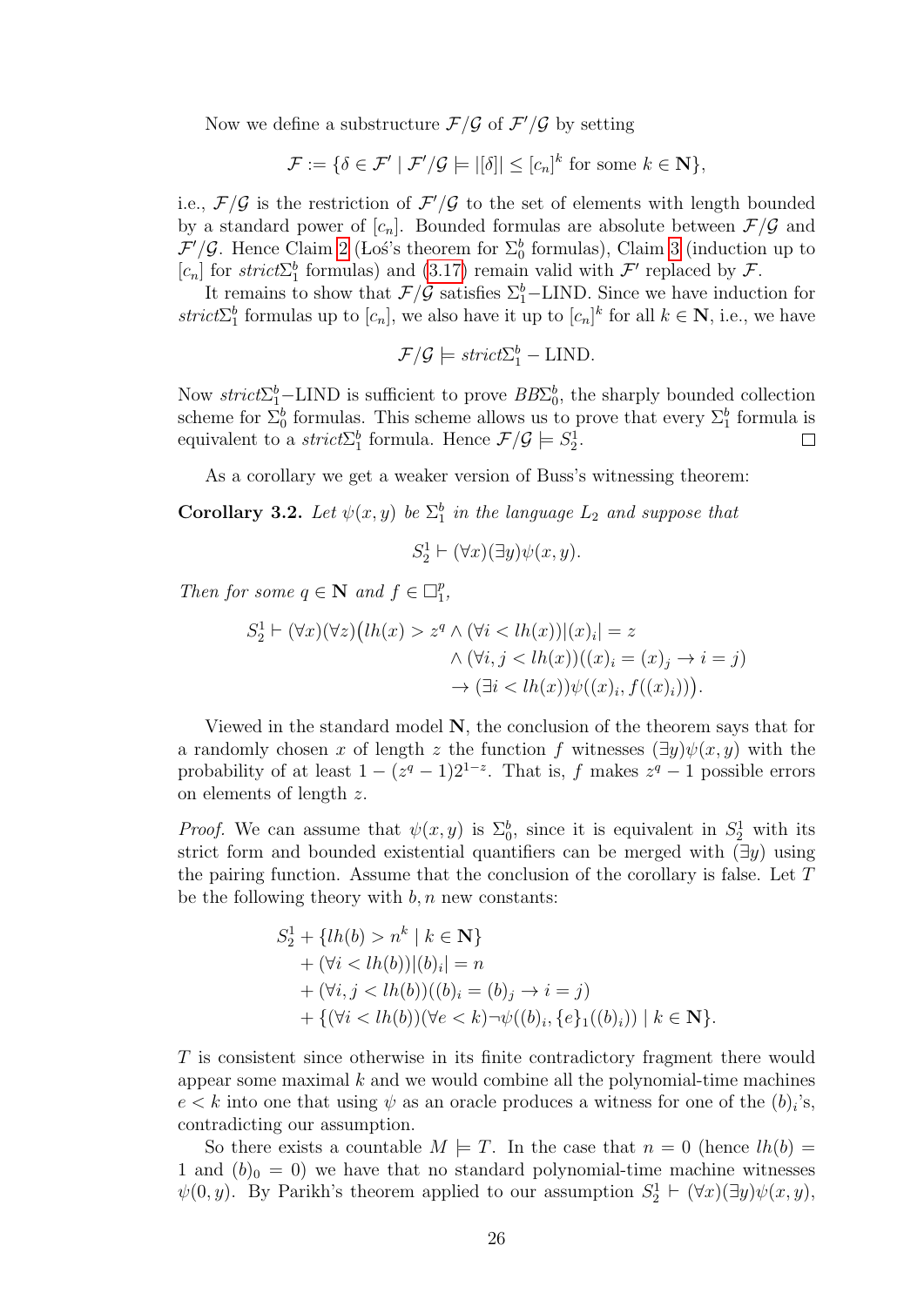Now we define a substructure $\mathcal{F}/\mathcal{G}$ of $\mathcal{F}'/\mathcal{G}$ by setting

$$\mathcal{F} := \{\delta \in \mathcal{F}' \mid \mathcal{F}'/\mathcal{G} \models |[\delta]| \leq [c_n]^k \text{ for some } k \in \mathbf{N}\},$$

i.e., $\mathcal{F}/\mathcal{G}$ is the restriction of $\mathcal{F}'/\mathcal{G}$ to the set of elements with length bounded by a standard power of $[c_n]$. Bounded formulas are absolute between $\mathcal{F}/\mathcal{G}$ and $\mathcal{F}'/\mathcal{G}$. Hence Claim 2 (Łoś's theorem for $\Sigma_0^b$ formulas), Claim 3 (induction up to $[c_n]$ for $strict\Sigma_1^b$ formulas) and (3.17) remain valid with $\mathcal{F}'$ replaced by $\mathcal{F}$.

It remains to show that $\mathcal{F}/\mathcal{G}$ satisfies $\Sigma_1^b-$LIND. Since we have induction for $strict\Sigma_1^b$ formulas up to $[c_n]$, we also have it up to $[c_n]^k$ for all $k \in \mathbf{N}$, i.e., we have

$$\mathcal{F}/\mathcal{G} \models strict\Sigma_1^b - \text{LIND}.$$

Now $strict\Sigma_1^b-$LIND is sufficient to prove $BB\Sigma_0^b$, the sharply bounded collection scheme for $\Sigma_0^b$ formulas. This scheme allows us to prove that every $\Sigma_1^b$ formula is equivalent to a $strict\Sigma_1^b$ formula. Hence $\mathcal{F}/\mathcal{G} \models S_2^1$. $\square$

As a corollary we get a weaker version of Buss's witnessing theorem:

**Corollary 3.2.** *Let $\psi(x, y)$ be $\Sigma_1^b$ in the language $L_2$ and suppose that*

$$S_2^1 \vdash (\forall x)(\exists y)\psi(x, y).$$

*Then for some $q \in \mathbf{N}$ and $f \in \square_1^p$,*

$$\begin{aligned} S_2^1 \vdash (\forall x)(\forall z)\big(lh(x) > z^q \wedge (\forall i < lh(x))|(x)_i| = z \\ \wedge (\forall i, j < lh(x))((x)_i = (x)_j \rightarrow i = j) \\ \rightarrow (\exists i < lh(x))\psi((x)_i, f((x)_i))\big). \end{aligned}$$

Viewed in the standard model $\mathbf{N}$, the conclusion of the theorem says that for a randomly chosen $x$ of length $z$ the function $f$ witnesses $(\exists y)\psi(x, y)$ with the probability of at least $1 - (z^q - 1)2^{1-z}$. That is, $f$ makes $z^q - 1$ possible errors on elements of length $z$.

*Proof.* We can assume that $\psi(x, y)$ is $\Sigma_0^b$, since it is equivalent in $S_2^1$ with its strict form and bounded existential quantifiers can be merged with $(\exists y)$ using the pairing function. Assume that the conclusion of the corollary is false. Let $T$ be the following theory with $b, n$ new constants:

$$\begin{aligned} & S_2^1 + \{lh(b) > n^k \mid k \in \mathbf{N}\} \\ & \quad + (\forall i < lh(b))|(b)_i| = n \\ & \quad + (\forall i, j < lh(b))((b)_i = (b)_j \rightarrow i = j) \\ & \quad + \{(\forall i < lh(b))(\forall e < k)\neg\psi((b)_i, \{e\}_1((b)_i)) \mid k \in \mathbf{N}\}. \end{aligned}$$

$T$ is consistent since otherwise in its finite contradictory fragment there would appear some maximal $k$ and we would combine all the polynomial-time machines $e < k$ into one that using $\psi$ as an oracle produces a witness for one of the $(b)_i$'s, contradicting our assumption.

So there exists a countable $M \models T$. In the case that $n = 0$ (hence $lh(b) = 1$ and $(b)_0 = 0$) we have that no standard polynomial-time machine witnesses $\psi(0, y)$. By Parikh's theorem applied to our assumption $S_2^1 \vdash (\forall x)(\exists y)\psi(x, y)$,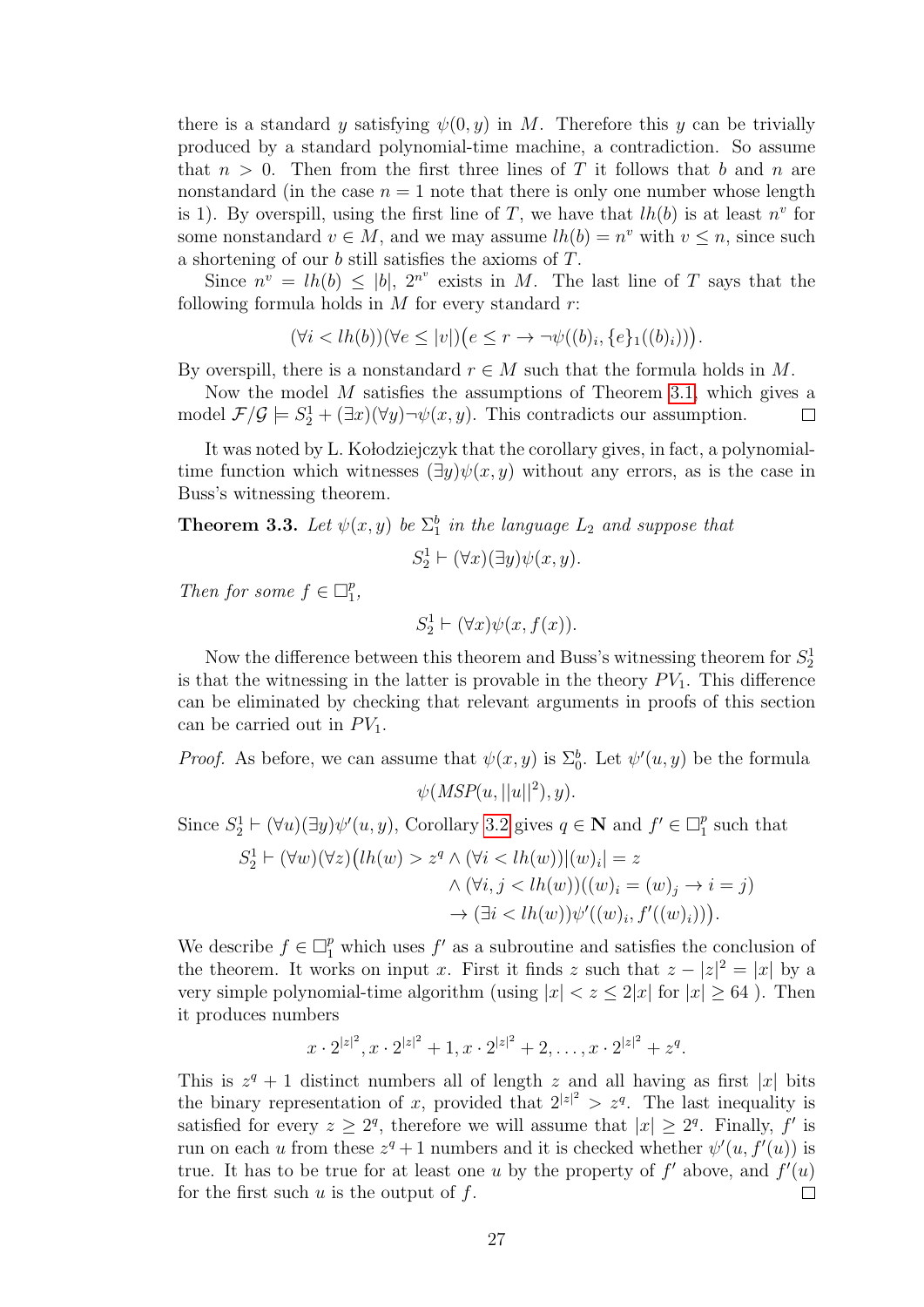there is a standard $y$ satisfying $\psi(0, y)$ in $M$. Therefore this $y$ can be trivially produced by a standard polynomial-time machine, a contradiction. So assume that $n > 0$. Then from the first three lines of $T$ it follows that $b$ and $n$ are nonstandard (in the case $n = 1$ note that there is only one number whose length is 1). By overspill, using the first line of $T$, we have that $lh(b)$ is at least $n^v$ for some nonstandard $v \in M$, and we may assume $lh(b) = n^v$ with $v \leq n$, since such a shortening of our $b$ still satisfies the axioms of $T$.

Since $n^v = lh(b) \leq |b|$, $2^{n^v}$ exists in $M$. The last line of $T$ says that the following formula holds in $M$ for every standard $r$:

$$(\forall i < lh(b))(\forall e \leq |v|)\big(e \leq r \to \neg\psi((b)_i, \{e\}_1((b)_i))\big).$$

By overspill, there is a nonstandard $r \in M$ such that the formula holds in $M$.

Now the model $M$ satisfies the assumptions of Theorem 3.1, which gives a model $\mathcal{F}/\mathcal{G} \models S^1_2 + (\exists x)(\forall y)\neg\psi(x, y)$. This contradicts our assumption. □

It was noted by L. Kołodziejczyk that the corollary gives, in fact, a polynomial-time function which witnesses $(\exists y)\psi(x, y)$ without any errors, as is the case in Buss's witnessing theorem.

**Theorem 3.3.** *Let $\psi(x, y)$ be $\Sigma^b_1$ in the language $L_2$ and suppose that*

$$S^1_2 \vdash (\forall x)(\exists y)\psi(x, y).$$

*Then for some $f \in \Box^p_1$,*

$$S^1_2 \vdash (\forall x)\psi(x, f(x)).$$

Now the difference between this theorem and Buss's witnessing theorem for $S^1_2$ is that the witnessing in the latter is provable in the theory $PV_1$. This difference can be eliminated by checking that relevant arguments in proofs of this section can be carried out in $PV_1$.

*Proof.* As before, we can assume that $\psi(x, y)$ is $\Sigma^b_0$. Let $\psi'(u, y)$ be the formula

$$\psi(MSP(u, ||u||^2), y).$$

Since $S^1_2 \vdash (\forall u)(\exists y)\psi'(u, y)$, Corollary 3.2 gives $q \in \mathbf{N}$ and $f' \in \Box^p_1$ such that

$$\begin{aligned} S^1_2 \vdash (\forall w)(\forall z)\big(lh(w) > z^q \wedge (\forall i < lh(w))|(w)_i| = z \\ \wedge (\forall i, j < lh(w))((w)_i = (w)_j \to i = j) \\ \to (\exists i < lh(w))\psi'((w)_i, f'((w)_i))\big). \end{aligned}$$

We describe $f \in \Box^p_1$ which uses $f'$ as a subroutine and satisfies the conclusion of the theorem. It works on input $x$. First it finds $z$ such that $z - |z|^2 = |x|$ by a very simple polynomial-time algorithm (using $|x| < z \leq 2|x|$ for $|x| \geq 64$ ). Then it produces numbers

$$x \cdot 2^{|z|^2}, x \cdot 2^{|z|^2} + 1, x \cdot 2^{|z|^2} + 2, \ldots, x \cdot 2^{|z|^2} + z^q.$$

This is $z^q + 1$ distinct numbers all of length $z$ and all having as first $|x|$ bits the binary representation of $x$, provided that $2^{|z|^2} > z^q$. The last inequality is satisfied for every $z \geq 2^q$, therefore we will assume that $|x| \geq 2^q$. Finally, $f'$ is run on each $u$ from these $z^q + 1$ numbers and it is checked whether $\psi'(u, f'(u))$ is true. It has to be true for at least one $u$ by the property of $f'$ above, and $f'(u)$ for the first such $u$ is the output of $f$. □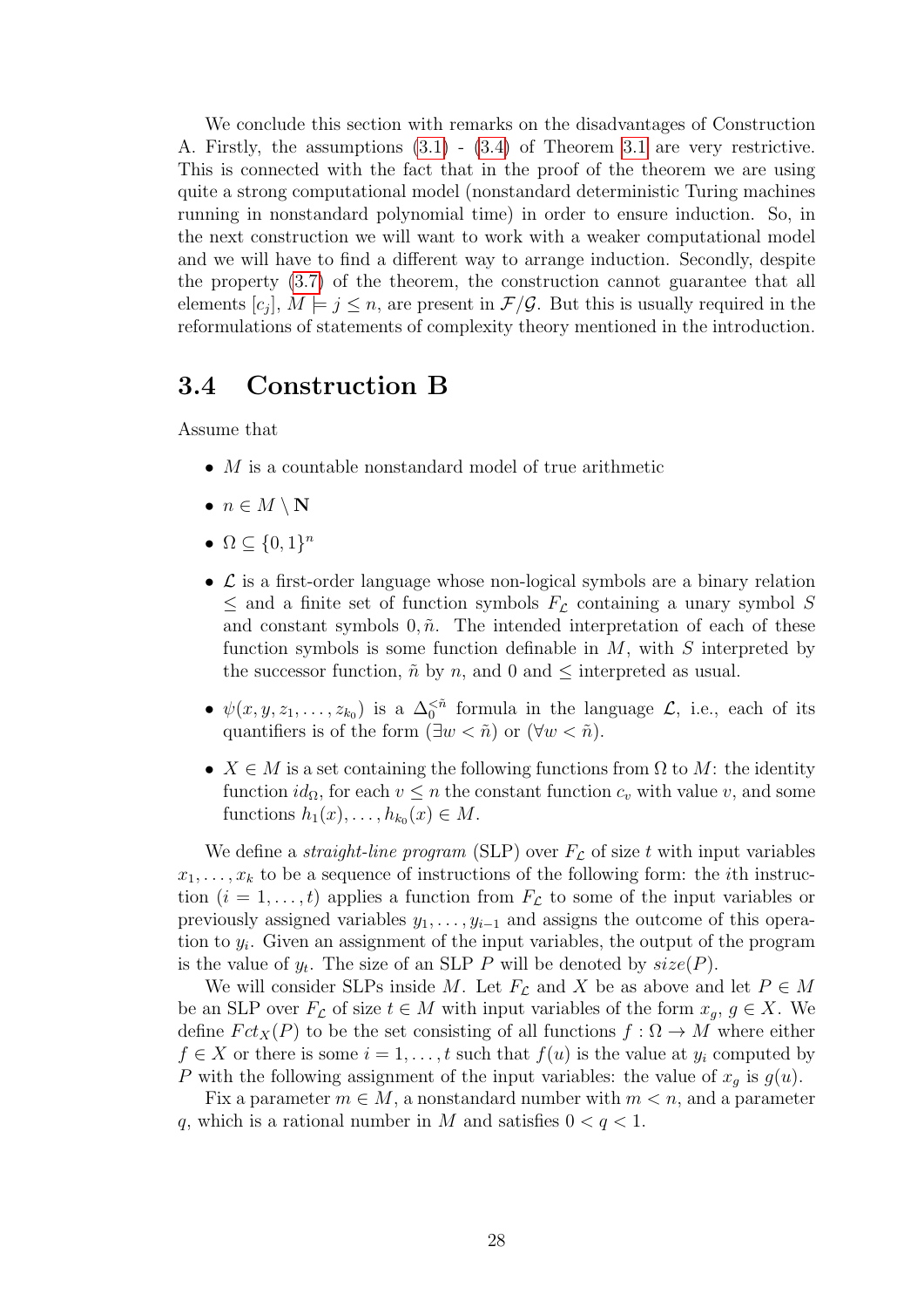We conclude this section with remarks on the disadvantages of Construction A. Firstly, the assumptions (3.1) - (3.4) of Theorem 3.1 are very restrictive. This is connected with the fact that in the proof of the theorem we are using quite a strong computational model (nonstandard deterministic Turing machines running in nonstandard polynomial time) in order to ensure induction. So, in the next construction we will want to work with a weaker computational model and we will have to find a different way to arrange induction. Secondly, despite the property (3.7) of the theorem, the construction cannot guarantee that all elements $[c_j]$, $M \models j \leq n$, are present in $\mathcal{F}/\mathcal{G}$. But this is usually required in the reformulations of statements of complexity theory mentioned in the introduction.

## 3.4 Construction B

Assume that

- $M$ is a countable nonstandard model of true arithmetic
- $n \in M \setminus \mathbf{N}$
- $\Omega \subseteq \{0,1\}^n$
- $\mathcal{L}$ is a first-order language whose non-logical symbols are a binary relation $\leq$ and a finite set of function symbols $F_{\mathcal{L}}$ containing a unary symbol $S$ and constant symbols $0, \tilde{n}$. The intended interpretation of each of these function symbols is some function definable in $M$, with $S$ interpreted by the successor function, $\tilde{n}$ by $n$, and $0$ and $\leq$ interpreted as usual.
- $\psi(x, y, z_1, \ldots, z_{k_0})$ is a $\Delta_0^{<\tilde{n}}$ formula in the language $\mathcal{L}$, i.e., each of its quantifiers is of the form $(\exists w < \tilde{n})$ or $(\forall w < \tilde{n})$.
- $X \in M$ is a set containing the following functions from $\Omega$ to $M$: the identity function $id_\Omega$, for each $v \leq n$ the constant function $c_v$ with value $v$, and some functions $h_1(x), \ldots, h_{k_0}(x) \in M$.

We define a *straight-line program* (SLP) over $F_{\mathcal{L}}$ of size $t$ with input variables $x_1, \ldots, x_k$ to be a sequence of instructions of the following form: the $i$th instruction ($i = 1, \ldots, t$) applies a function from $F_{\mathcal{L}}$ to some of the input variables or previously assigned variables $y_1, \ldots, y_{i-1}$ and assigns the outcome of this operation to $y_i$. Given an assignment of the input variables, the output of the program is the value of $y_t$. The size of an SLP $P$ will be denoted by $size(P)$.

We will consider SLPs inside $M$. Let $F_{\mathcal{L}}$ and $X$ be as above and let $P \in M$ be an SLP over $F_{\mathcal{L}}$ of size $t \in M$ with input variables of the form $x_g$, $g \in X$. We define $Fct_X(P)$ to be the set consisting of all functions $f : \Omega \to M$ where either $f \in X$ or there is some $i = 1, \ldots, t$ such that $f(u)$ is the value at $y_i$ computed by $P$ with the following assignment of the input variables: the value of $x_g$ is $g(u)$.

Fix a parameter $m \in M$, a nonstandard number with $m < n$, and a parameter $q$, which is a rational number in $M$ and satisfies $0 < q < 1$.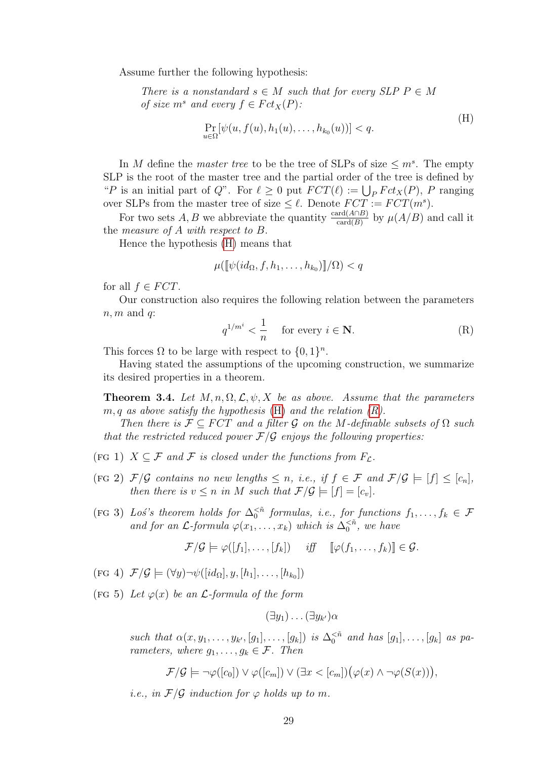Assume further the following hypothesis:

*There is a nonstandard $s \in M$ such that for every SLP $P \in M$ of size $m^s$ and every $f \in Fct_X(P)$:*

$$\Pr_{u \in \Omega}[\psi(u, f(u), h_1(u), \ldots, h_{k_0}(u))] < q. \tag{H}$$

In $M$ define the *master tree* to be the tree of SLPs of size $\leq m^s$. The empty SLP is the root of the master tree and the partial order of the tree is defined by "$P$ is an initial part of $Q$". For $\ell \geq 0$ put $FCT(\ell) := \bigcup_P Fct_X(P)$, $P$ ranging over SLPs from the master tree of size $\leq \ell$. Denote $FCT := FCT(m^s)$.

For two sets $A, B$ we abbreviate the quantity $\frac{\text{card}(A \cap B)}{\text{card}(B)}$ by $\mu(A/B)$ and call it the *measure of $A$ with respect to $B$*.

Hence the hypothesis (H) means that

$$\mu([\![\psi(id_\Omega, f, h_1, \ldots, h_{k_0})]\!]/\Omega) < q$$

for all $f \in FCT$.

Our construction also requires the following relation between the parameters $n, m$ and $q$:

$$q^{1/m^i} < \frac{1}{n} \quad \text{for every } i \in \mathbf{N}. \tag{R}$$

This forces $\Omega$ to be large with respect to $\{0,1\}^n$.

Having stated the assumptions of the upcoming construction, we summarize its desired properties in a theorem.

**Theorem 3.4.** *Let $M, n, \Omega, \mathcal{L}, \psi, X$ be as above. Assume that the parameters $m, q$ as above satisfy the hypothesis (H) and the relation (R).*

*Then there is $\mathcal{F} \subseteq FCT$ and a filter $\mathcal{G}$ on the $M$-definable subsets of $\Omega$ such that the restricted reduced power $\mathcal{F}/\mathcal{G}$ enjoys the following properties:*

(FG 1) *$X \subseteq \mathcal{F}$ and $\mathcal{F}$ is closed under the functions from $F_\mathcal{L}$.*

(FG 2) *$\mathcal{F}/\mathcal{G}$ contains no new lengths $\leq n$, i.e., if $f \in \mathcal{F}$ and $\mathcal{F}/\mathcal{G} \models [f] \leq [c_n]$, then there is $v \leq n$ in $M$ such that $\mathcal{F}/\mathcal{G} \models [f] = [c_v]$.*

(FG 3) *Łoś's theorem holds for $\Delta_0^{<\tilde{n}}$ formulas, i.e., for functions $f_1, \ldots, f_k \in \mathcal{F}$ and for an $\mathcal{L}$-formula $\varphi(x_1, \ldots, x_k)$ which is $\Delta_0^{<\tilde{n}}$, we have*

$$\mathcal{F}/\mathcal{G} \models \varphi([f_1], \ldots, [f_k]) \quad \text{iff} \quad [\![\varphi(f_1, \ldots, f_k)]\!] \in \mathcal{G}.$$

(FG 4) *$\mathcal{F}/\mathcal{G} \models (\forall y)\neg\psi([id_\Omega], y, [h_1], \ldots, [h_{k_0}])$*

(FG 5) *Let $\varphi(x)$ be an $\mathcal{L}$-formula of the form*

$$(\exists y_1) \ldots (\exists y_{k'})\alpha$$

*such that $\alpha(x, y_1, \ldots, y_{k'}, [g_1], \ldots, [g_k])$ is $\Delta_0^{<\tilde{n}}$ and has $[g_1], \ldots, [g_k]$ as parameters, where $g_1, \ldots, g_k \in \mathcal{F}$. Then*

$$\mathcal{F}/\mathcal{G} \models \neg\varphi([c_0]) \vee \varphi([c_m]) \vee (\exists x < [c_m])\big(\varphi(x) \wedge \neg\varphi(S(x))\big),$$

*i.e., in $\mathcal{F}/\mathcal{G}$ induction for $\varphi$ holds up to $m$.*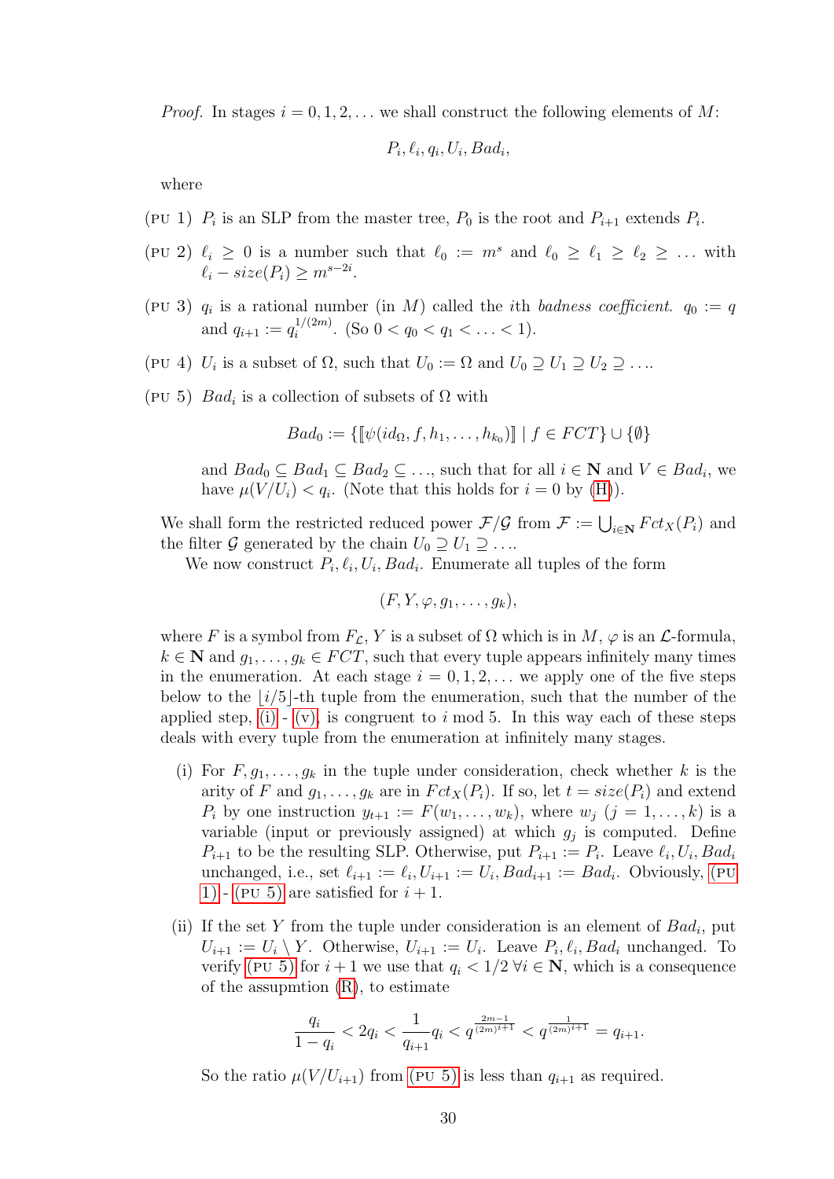*Proof.* In stages $i = 0, 1, 2, \ldots$ we shall construct the following elements of $M$:

$$P_i, \ell_i, q_i, U_i, Bad_i,$$

where

(PU 1) $P_i$ is an SLP from the master tree, $P_0$ is the root and $P_{i+1}$ extends $P_i$.

(PU 2) $\ell_i \geq 0$ is a number such that $\ell_0 := m^s$ and $\ell_0 \geq \ell_1 \geq \ell_2 \geq \ldots$ with $\ell_i - size(P_i) \geq m^{s-2i}$.

(PU 3) $q_i$ is a rational number (in $M$) called the $i$th *badness coefficient*. $q_0 := q$ and $q_{i+1} := q_i^{1/(2m)}$. (So $0 < q_0 < q_1 < \ldots < 1$).

(PU 4) $U_i$ is a subset of $\Omega$, such that $U_0 := \Omega$ and $U_0 \supseteq U_1 \supseteq U_2 \supseteq \ldots$.

(PU 5) $Bad_i$ is a collection of subsets of $\Omega$ with

$$Bad_0 := \{[\![\psi(id_\Omega, f, h_1, \ldots, h_{k_0})]\!] \mid f \in FCT\} \cup \{\emptyset\}$$

and $Bad_0 \subseteq Bad_1 \subseteq Bad_2 \subseteq \ldots$, such that for all $i \in \mathbf{N}$ and $V \in Bad_i$, we have $\mu(V/U_i) < q_i$. (Note that this holds for $i = 0$ by (H)).

We shall form the restricted reduced power $\mathcal{F}/\mathcal{G}$ from $\mathcal{F} := \bigcup_{i \in \mathbf{N}} Fct_X(P_i)$ and the filter $\mathcal{G}$ generated by the chain $U_0 \supseteq U_1 \supseteq \ldots$.

We now construct $P_i, \ell_i, U_i, Bad_i$. Enumerate all tuples of the form

$$(F, Y, \varphi, g_1, \ldots, g_k),$$

where $F$ is a symbol from $F_\mathcal{L}$, $Y$ is a subset of $\Omega$ which is in $M$, $\varphi$ is an $\mathcal{L}$-formula, $k \in \mathbf{N}$ and $g_1, \ldots, g_k \in FCT$, such that every tuple appears infinitely many times in the enumeration. At each stage $i = 0, 1, 2, \ldots$ we apply one of the five steps below to the $\lfloor i/5 \rfloor$-th tuple from the enumeration, such that the number of the applied step, (i) - (v), is congruent to $i$ mod 5. In this way each of these steps deals with every tuple from the enumeration at infinitely many stages.

(i) For $F, g_1, \ldots, g_k$ in the tuple under consideration, check whether $k$ is the arity of $F$ and $g_1, \ldots, g_k$ are in $Fct_X(P_i)$. If so, let $t = size(P_i)$ and extend $P_i$ by one instruction $y_{t+1} := F(w_1, \ldots, w_k)$, where $w_j$ $(j = 1, \ldots, k)$ is a variable (input or previously assigned) at which $g_j$ is computed. Define $P_{i+1}$ to be the resulting SLP. Otherwise, put $P_{i+1} := P_i$. Leave $\ell_i, U_i, Bad_i$ unchanged, i.e., set $\ell_{i+1} := \ell_i, U_{i+1} := U_i, Bad_{i+1} := Bad_i$. Obviously, (PU 1) - (PU 5) are satisfied for $i + 1$.

(ii) If the set $Y$ from the tuple under consideration is an element of $Bad_i$, put $U_{i+1} := U_i \setminus Y$. Otherwise, $U_{i+1} := U_i$. Leave $P_i, \ell_i, Bad_i$ unchanged. To verify (PU 5) for $i+1$ we use that $q_i < 1/2 \; \forall i \in \mathbf{N}$, which is a consequence of the assupmtion (R), to estimate

$$\frac{q_i}{1 - q_i} < 2q_i < \frac{1}{q_{i+1}} q_i < q^{\frac{2m-1}{(2m)^{i+1}}} < q^{\frac{1}{(2m)^{i+1}}} = q_{i+1}.$$

So the ratio $\mu(V/U_{i+1})$ from (PU 5) is less than $q_{i+1}$ as required.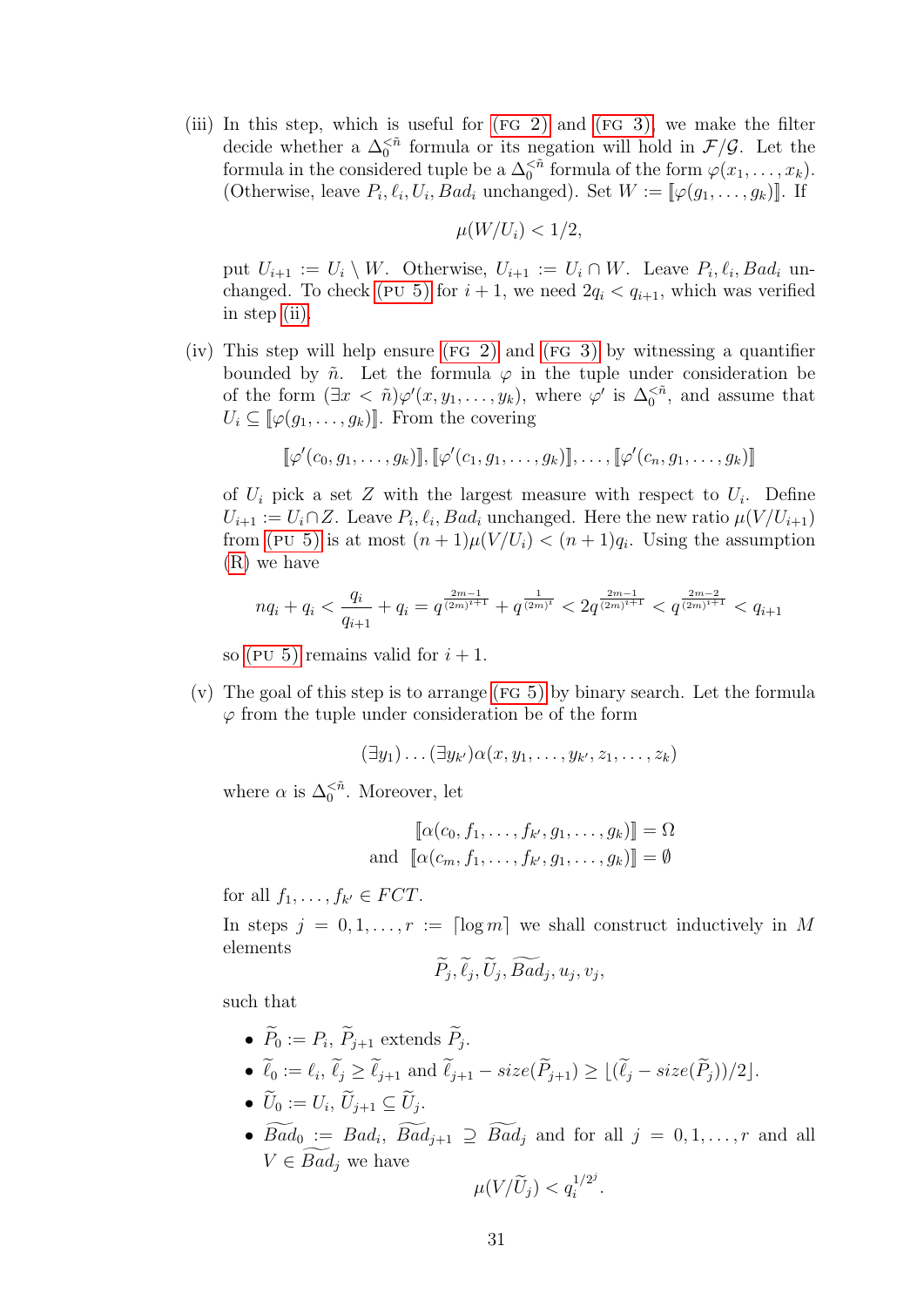(iii) In this step, which is useful for (FG 2) and (FG 3), we make the filter decide whether a $\Delta_0^{<\tilde{n}}$ formula or its negation will hold in $\mathcal{F}/\mathcal{G}$. Let the formula in the considered tuple be a $\Delta_0^{<\tilde{n}}$ formula of the form $\varphi(x_1, \ldots, x_k)$. (Otherwise, leave $P_i, \ell_i, U_i, Bad_i$ unchanged). Set $W := [\![\varphi(g_1, \ldots, g_k)]\!]$. If

$$\mu(W/U_i) < 1/2,$$

put $U_{i+1} := U_i \setminus W$. Otherwise, $U_{i+1} := U_i \cap W$. Leave $P_i, \ell_i, Bad_i$ unchanged. To check (PU 5) for $i+1$, we need $2q_i < q_{i+1}$, which was verified in step (ii).

(iv) This step will help ensure (FG 2) and (FG 3) by witnessing a quantifier bounded by $\tilde{n}$. Let the formula $\varphi$ in the tuple under consideration be of the form $(\exists x < \tilde{n})\varphi'(x, y_1, \ldots, y_k)$, where $\varphi'$ is $\Delta_0^{<\tilde{n}}$, and assume that $U_i \subseteq [\![\varphi(g_1, \ldots, g_k)]\!]$. From the covering

$$[\![\varphi'(c_0, g_1, \ldots, g_k)]\!], [\![\varphi'(c_1, g_1, \ldots, g_k)]\!], \ldots, [\![\varphi'(c_n, g_1, \ldots, g_k)]\!]$$

of $U_i$ pick a set $Z$ with the largest measure with respect to $U_i$. Define $U_{i+1} := U_i \cap Z$. Leave $P_i, \ell_i, Bad_i$ unchanged. Here the new ratio $\mu(V/U_{i+1})$ from (PU 5) is at most $(n+1)\mu(V/U_i) < (n+1)q_i$. Using the assumption (R) we have

$$nq_i + q_i < \frac{q_i}{q_{i+1}} + q_i = q^{\frac{2m-1}{(2m)^{i+1}}} + q^{\frac{1}{(2m)^i}} < 2q^{\frac{2m-1}{(2m)^{i+1}}} < q^{\frac{2m-2}{(2m)^{i+1}}} < q_{i+1}$$

so (PU 5) remains valid for $i+1$.

(v) The goal of this step is to arrange (FG 5) by binary search. Let the formula $\varphi$ from the tuple under consideration be of the form

$$(\exists y_1)\ldots(\exists y_{k'})\alpha(x, y_1, \ldots, y_{k'}, z_1, \ldots, z_k)$$

where $\alpha$ is $\Delta_0^{<\tilde{n}}$. Moreover, let

$$[\![\alpha(c_0, f_1, \ldots, f_{k'}, g_1, \ldots, g_k)]\!] = \Omega$$
$$\text{and } [\![\alpha(c_m, f_1, \ldots, f_{k'}, g_1, \ldots, g_k)]\!] = \emptyset$$

for all $f_1, \ldots, f_{k'} \in FCT$.

In steps $j = 0, 1, \ldots, r := \lceil \log m \rceil$ we shall construct inductively in $M$ elements

$$\widetilde{P}_j, \widetilde{\ell}_j, \widetilde{U}_j, \widetilde{Bad}_j, u_j, v_j,$$

such that

- $\widetilde{P}_0 := P_i$, $\widetilde{P}_{j+1}$ extends $\widetilde{P}_j$.
- $\widetilde{\ell}_0 := \ell_i$, $\widetilde{\ell}_j \geq \widetilde{\ell}_{j+1}$ and $\widetilde{\ell}_{j+1} - size(\widetilde{P}_{j+1}) \geq \lfloor (\widetilde{\ell}_j - size(\widetilde{P}_j))/2 \rfloor$.
- $\widetilde{U}_0 := U_i$, $\widetilde{U}_{j+1} \subseteq \widetilde{U}_j$.
- $\widetilde{Bad}_0 := Bad_i$, $\widetilde{Bad}_{j+1} \supseteq \widetilde{Bad}_j$ and for all $j = 0, 1, \ldots, r$ and all $V \in \widetilde{Bad}_j$ we have

$$\mu(V/\widetilde{U}_j) < q_i^{1/2^j}.$$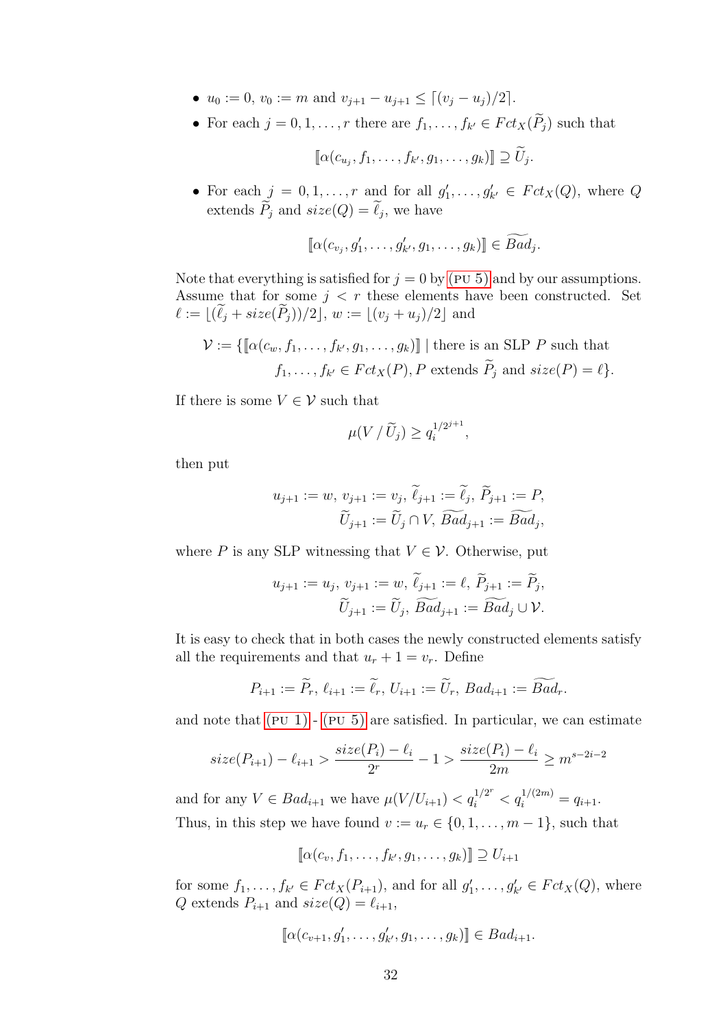- $u_0 := 0$, $v_0 := m$ and $v_{j+1} - u_{j+1} \leq \lceil (v_j - u_j)/2 \rceil$.
- For each $j = 0, 1, \ldots, r$ there are $f_1, \ldots, f_{k'} \in Fct_X(\widetilde{P}_j)$ such that

$$[\![\alpha(c_{u_j}, f_1, \ldots, f_{k'}, g_1, \ldots, g_k)]\!] \supseteq \widetilde{U}_j.$$

- For each $j = 0, 1, \ldots, r$ and for all $g'_1, \ldots, g'_{k'} \in Fct_X(Q)$, where $Q$ extends $\widetilde{P}_j$ and $size(Q) = \widetilde{\ell}_j$, we have

$$[\![\alpha(c_{v_j}, g'_1, \ldots, g'_{k'}, g_1, \ldots, g_k)]\!] \in \widetilde{Bad}_j.$$

Note that everything is satisfied for $j = 0$ by (PU 5) and by our assumptions. Assume that for some $j < r$ these elements have been constructed. Set $\ell := \lfloor (\widetilde{\ell}_j + size(\widetilde{P}_j))/2 \rfloor$, $w := \lfloor (v_j + u_j)/2 \rfloor$ and

$$\mathcal{V} := \{[\![\alpha(c_w, f_1, \ldots, f_{k'}, g_1, \ldots, g_k)]\!] \mid \text{there is an SLP } P \text{ such that } f_1, \ldots, f_{k'} \in Fct_X(P), P \text{ extends } \widetilde{P}_j \text{ and } size(P) = \ell\}.$$

If there is some $V \in \mathcal{V}$ such that

$$\mu(V \,/\, \widetilde{U}_j) \geq q_i^{1/2^{j+1}},$$

then put

$$u_{j+1} := w,\ v_{j+1} := v_j,\ \widetilde{\ell}_{j+1} := \widetilde{\ell}_j,\ \widetilde{P}_{j+1} := P,$$
$$\widetilde{U}_{j+1} := \widetilde{U}_j \cap V,\ \widetilde{Bad}_{j+1} := \widetilde{Bad}_j,$$

where $P$ is any SLP witnessing that $V \in \mathcal{V}$. Otherwise, put

$$u_{j+1} := u_j,\ v_{j+1} := w,\ \widetilde{\ell}_{j+1} := \ell,\ \widetilde{P}_{j+1} := \widetilde{P}_j,$$
$$\widetilde{U}_{j+1} := \widetilde{U}_j,\ \widetilde{Bad}_{j+1} := \widetilde{Bad}_j \cup \mathcal{V}.$$

It is easy to check that in both cases the newly constructed elements satisfy all the requirements and that $u_r + 1 = v_r$. Define

$$P_{i+1} := \widetilde{P}_r,\ \ell_{i+1} := \widetilde{\ell}_r,\ U_{i+1} := \widetilde{U}_r,\ Bad_{i+1} := \widetilde{Bad}_r.$$

and note that (PU 1) - (PU 5) are satisfied. In particular, we can estimate

$$size(P_{i+1}) - \ell_{i+1} > \frac{size(P_i) - \ell_i}{2^r} - 1 > \frac{size(P_i) - \ell_i}{2m} \geq m^{s-2i-2}$$

and for any $V \in Bad_{i+1}$ we have $\mu(V/U_{i+1}) < q_i^{1/2^r} < q_i^{1/(2m)} = q_{i+1}$.

Thus, in this step we have found $v := u_r \in \{0, 1, \ldots, m-1\}$, such that

$$[\![\alpha(c_v, f_1, \ldots, f_{k'}, g_1, \ldots, g_k)]\!] \supseteq U_{i+1}$$

for some $f_1, \ldots, f_{k'} \in Fct_X(P_{i+1})$, and for all $g'_1, \ldots, g'_{k'} \in Fct_X(Q)$, where $Q$ extends $P_{i+1}$ and $size(Q) = \ell_{i+1}$,

$$[\![\alpha(c_{v+1}, g'_1, \ldots, g'_{k'}, g_1, \ldots, g_k)]\!] \in Bad_{i+1}.$$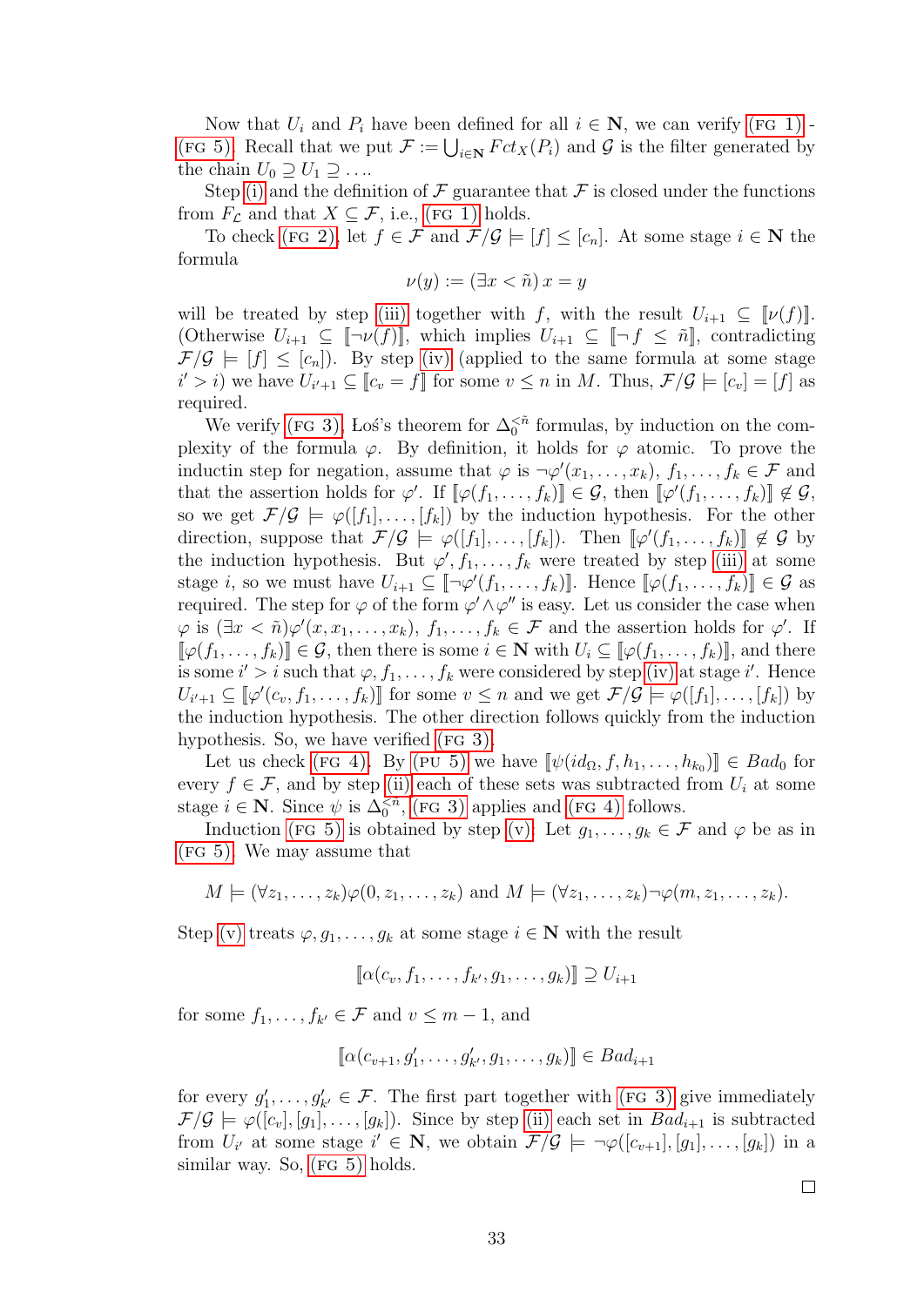Now that $U_i$ and $P_i$ have been defined for all $i \in \mathbf{N}$, we can verify (FG 1) - (FG 5). Recall that we put $\mathcal{F} := \bigcup_{i\in\mathbf{N}} Fct_X(P_i)$ and $\mathcal{G}$ is the filter generated by the chain $U_0 \supseteq U_1 \supseteq \ldots$.

Step (i) and the definition of $\mathcal{F}$ guarantee that $\mathcal{F}$ is closed under the functions from $F_{\mathcal{L}}$ and that $X \subseteq \mathcal{F}$, i.e., (FG 1) holds.

To check (FG 2), let $f \in \mathcal{F}$ and $\mathcal{F}/\mathcal{G} \models [f] \leq [c_n]$. At some stage $i \in \mathbf{N}$ the formula

$$\nu(y) := (\exists x < \tilde{n})\, x = y$$

will be treated by step (iii) together with $f$, with the result $U_{i+1} \subseteq [\![\nu(f)]\!]$. (Otherwise $U_{i+1} \subseteq [\![\neg\nu(f)]\!]$, which implies $U_{i+1} \subseteq [\![\neg f \leq \tilde{n}]\!]$, contradicting $\mathcal{F}/\mathcal{G} \models [f] \leq [c_n]$). By step (iv) (applied to the same formula at some stage $i' > i$) we have $U_{i'+1} \subseteq [\![c_v = f]\!]$ for some $v \leq n$ in $M$. Thus, $\mathcal{F}/\mathcal{G} \models [c_v] = [f]$ as required.

We verify (FG 3), Łoś's theorem for $\Delta_0^{<\tilde{n}}$ formulas, by induction on the complexity of the formula $\varphi$. By definition, it holds for $\varphi$ atomic. To prove the inductin step for negation, assume that $\varphi$ is $\neg\varphi'(x_1, \ldots, x_k)$, $f_1, \ldots, f_k \in \mathcal{F}$ and that the assertion holds for $\varphi'$. If $[\![\varphi(f_1, \ldots, f_k)]\!] \in \mathcal{G}$, then $[\![\varphi'(f_1, \ldots, f_k)]\!] \notin \mathcal{G}$, so we get $\mathcal{F}/\mathcal{G} \models \varphi([f_1], \ldots, [f_k])$ by the induction hypothesis. For the other direction, suppose that $\mathcal{F}/\mathcal{G} \models \varphi([f_1], \ldots, [f_k])$. Then $[\![\varphi'(f_1, \ldots, f_k)]\!] \notin \mathcal{G}$ by the induction hypothesis. But $\varphi', f_1, \ldots, f_k$ were treated by step (iii) at some stage $i$, so we must have $U_{i+1} \subseteq [\![\neg\varphi'(f_1, \ldots, f_k)]\!]$. Hence $[\![\varphi(f_1, \ldots, f_k)]\!] \in \mathcal{G}$ as required. The step for $\varphi$ of the form $\varphi' \wedge \varphi''$ is easy. Let us consider the case when $\varphi$ is $(\exists x < \tilde{n})\varphi'(x, x_1, \ldots, x_k)$, $f_1, \ldots, f_k \in \mathcal{F}$ and the assertion holds for $\varphi'$. If $[\![\varphi(f_1, \ldots, f_k)]\!] \in \mathcal{G}$, then there is some $i \in \mathbf{N}$ with $U_i \subseteq [\![\varphi(f_1, \ldots, f_k)]\!]$, and there is some $i' > i$ such that $\varphi, f_1, \ldots, f_k$ were considered by step (iv) at stage $i'$. Hence $U_{i'+1} \subseteq [\![\varphi'(c_v, f_1, \ldots, f_k)]\!]$ for some $v \leq n$ and we get $\mathcal{F}/\mathcal{G} \models \varphi([f_1], \ldots, [f_k])$ by the induction hypothesis. The other direction follows quickly from the induction hypothesis. So, we have verified (FG 3).

Let us check (FG 4). By (PU 5) we have $[\![\psi(id_\Omega, f, h_1, \ldots, h_{k_0})]\!] \in Bad_0$ for every $f \in \mathcal{F}$, and by step (ii) each of these sets was subtracted from $U_i$ at some stage $i \in \mathbf{N}$. Since $\psi$ is $\Delta_0^{<\tilde{n}}$, (FG 3) applies and (FG 4) follows.

Induction (FG 5) is obtained by step (v). Let $g_1, \ldots, g_k \in \mathcal{F}$ and $\varphi$ be as in (FG 5). We may assume that

$$M \models (\forall z_1, \ldots, z_k)\varphi(0, z_1, \ldots, z_k) \text{ and } M \models (\forall z_1, \ldots, z_k)\neg\varphi(m, z_1, \ldots, z_k).$$

Step (v) treats $\varphi, g_1, \ldots, g_k$ at some stage $i \in \mathbf{N}$ with the result

$$[\![\alpha(c_v, f_1, \ldots, f_{k'}, g_1, \ldots, g_k)]\!] \supseteq U_{i+1}$$

for some $f_1, \ldots, f_{k'} \in \mathcal{F}$ and $v \leq m-1$, and

$$[\![\alpha(c_{v+1}, g'_1, \ldots, g'_{k'}, g_1, \ldots, g_k)]\!] \in Bad_{i+1}$$

for every $g'_1, \ldots, g'_{k'} \in \mathcal{F}$. The first part together with (FG 3) give immediately $\mathcal{F}/\mathcal{G} \models \varphi([c_v], [g_1], \ldots, [g_k])$. Since by step (ii) each set in $Bad_{i+1}$ is subtracted from $U_{i'}$ at some stage $i' \in \mathbf{N}$, we obtain $\mathcal{F}/\mathcal{G} \models \neg\varphi([c_{v+1}], [g_1], \ldots, [g_k])$ in a similar way. So, (FG 5) holds.

□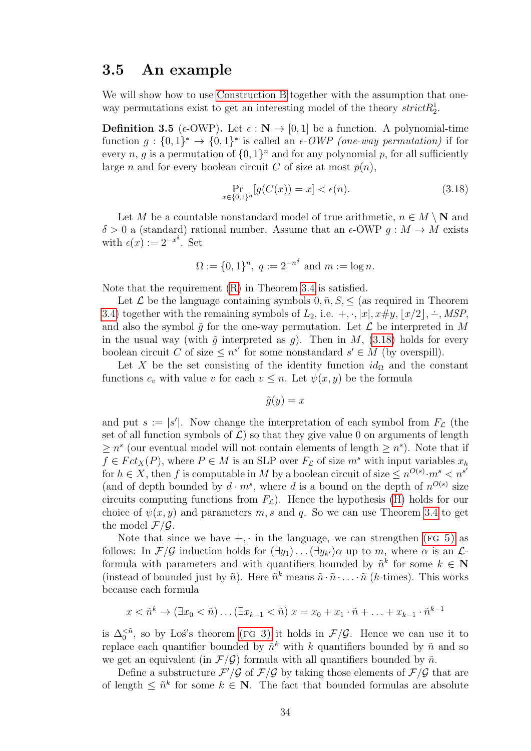### 3.5 An example

We will show how to use Construction B together with the assumption that one-way permutations exist to get an interesting model of the theory $strictR^1_2$.

**Definition 3.5** ($\epsilon$-OWP)**.** Let $\epsilon : \mathbf{N} \to [0,1]$ be a function. A polynomial-time function $g : \{0,1\}^* \to \{0,1\}^*$ is called an *$\epsilon$-OWP (one-way permutation)* if for every $n$, $g$ is a permutation of $\{0,1\}^n$ and for any polynomial $p$, for all sufficiently large $n$ and for every boolean circuit $C$ of size at most $p(n)$,

$$\Pr_{x \in \{0,1\}^n}[g(C(x)) = x] < \epsilon(n). \tag{3.18}$$

Let $M$ be a countable nonstandard model of true arithmetic, $n \in M \setminus \mathbf{N}$ and $\delta > 0$ a (standard) rational number. Assume that an $\epsilon$-OWP $g : M \to M$ exists with $\epsilon(x) := 2^{-x^\delta}$. Set

$$\Omega := \{0,1\}^n, \ q := 2^{-n^\delta} \text{ and } m := \log n.$$

Note that the requirement (R) in Theorem 3.4 is satisfied.

Let $\mathcal{L}$ be the language containing symbols $0, \tilde{n}, S, \leq$ (as required in Theorem 3.4) together with the remaining symbols of $L_2$, i.e. $+, \cdot, |x|, x\#y, \lfloor x/2 \rfloor, \dot{-}, MSP$, and also the symbol $\tilde{g}$ for the one-way permutation. Let $\mathcal{L}$ be interpreted in $M$ in the usual way (with $\tilde{g}$ interpreted as $g$). Then in $M$, (3.18) holds for every boolean circuit $C$ of size $\leq n^{s'}$ for some nonstandard $s' \in M$ (by overspill).

Let $X$ be the set consisting of the identity function $id_\Omega$ and the constant functions $c_v$ with value $v$ for each $v \leq n$. Let $\psi(x,y)$ be the formula

$$\tilde{g}(y) = x$$

and put $s := |s'|$. Now change the interpretation of each symbol from $F_\mathcal{L}$ (the set of all function symbols of $\mathcal{L}$) so that they give value 0 on arguments of length $\geq n^s$ (our eventual model will not contain elements of length $\geq n^s$). Note that if $f \in Fct_X(P)$, where $P \in M$ is an SLP over $F_\mathcal{L}$ of size $m^s$ with input variables $x_h$ for $h \in X$, then $f$ is computable in $M$ by a boolean circuit of size $\leq n^{O(s)} \cdot m^s < n^{s'}$ (and of depth bounded by $d \cdot m^s$, where $d$ is a bound on the depth of $n^{O(s)}$ size circuits computing functions from $F_\mathcal{L}$). Hence the hypothesis (H) holds for our choice of $\psi(x,y)$ and parameters $m, s$ and $q$. So we can use Theorem 3.4 to get the model $\mathcal{F}/\mathcal{G}$.

Note that since we have $+, \cdot$ in the language, we can strengthen (FG 5) as follows: In $\mathcal{F}/\mathcal{G}$ induction holds for $(\exists y_1) \ldots (\exists y_{k'})\alpha$ up to $m$, where $\alpha$ is an $\mathcal{L}$-formula with parameters and with quantifiers bounded by $\tilde{n}^k$ for some $k \in \mathbf{N}$ (instead of bounded just by $\tilde{n}$). Here $\tilde{n}^k$ means $\tilde{n} \cdot \tilde{n} \cdot \ldots \cdot \tilde{n}$ ($k$-times). This works because each formula

$$x < \tilde{n}^k \to (\exists x_0 < \tilde{n}) \ldots (\exists x_{k-1} < \tilde{n}) \ x = x_0 + x_1 \cdot \tilde{n} + \ldots + x_{k-1} \cdot \tilde{n}^{k-1}$$

is $\Delta_0^{<\tilde{n}}$, so by Łoś's theorem (FG 3) it holds in $\mathcal{F}/\mathcal{G}$. Hence we can use it to replace each quantifier bounded by $\tilde{n}^k$ with $k$ quantifiers bounded by $\tilde{n}$ and so we get an equivalent (in $\mathcal{F}/\mathcal{G}$) formula with all quantifiers bounded by $\tilde{n}$.

Define a substructure $\mathcal{F}'/\mathcal{G}$ of $\mathcal{F}/\mathcal{G}$ by taking those elements of $\mathcal{F}/\mathcal{G}$ that are of length $\leq \tilde{n}^k$ for some $k \in \mathbf{N}$. The fact that bounded formulas are absolute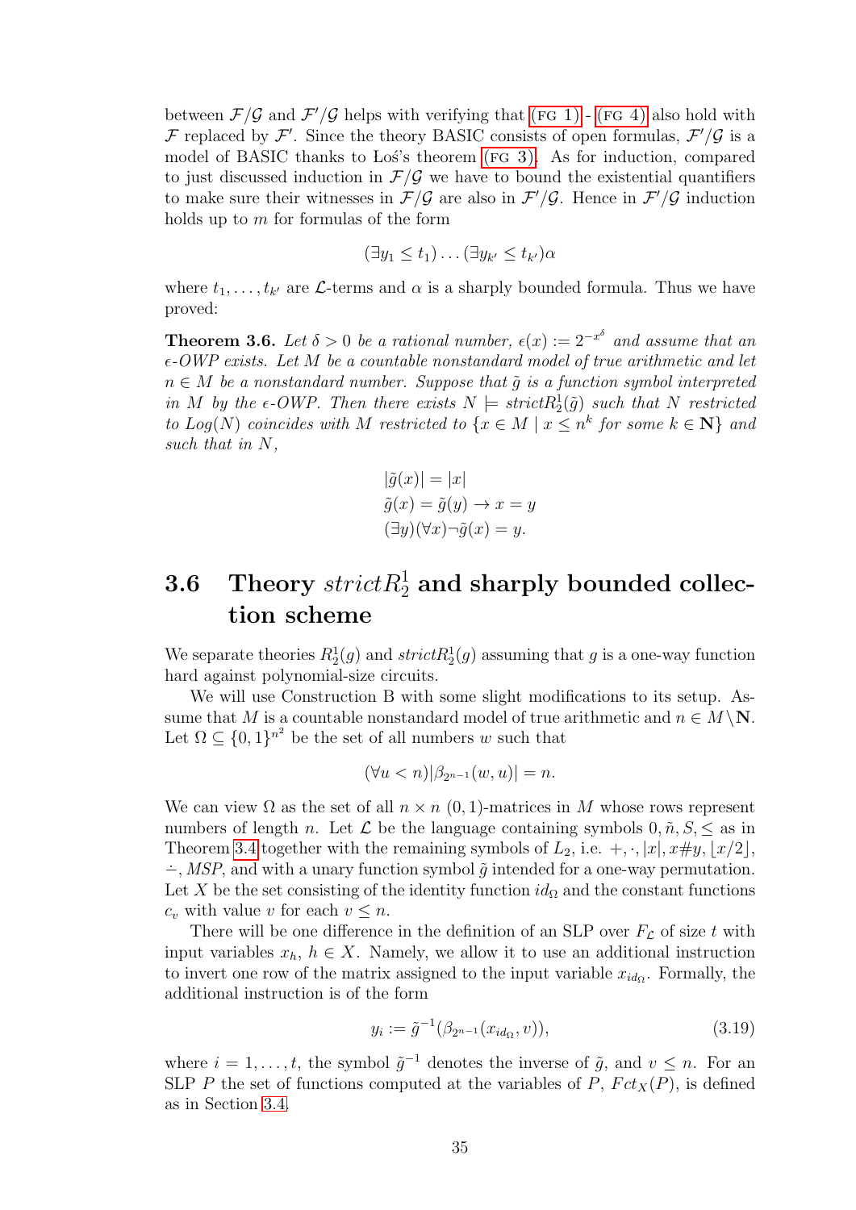between $\mathcal{F}/\mathcal{G}$ and $\mathcal{F}'/\mathcal{G}$ helps with verifying that (FG 1) - (FG 4) also hold with $\mathcal{F}$ replaced by $\mathcal{F}'$. Since the theory BASIC consists of open formulas, $\mathcal{F}'/\mathcal{G}$ is a model of BASIC thanks to Łoś's theorem (FG 3). As for induction, compared to just discussed induction in $\mathcal{F}/\mathcal{G}$ we have to bound the existential quantifiers to make sure their witnesses in $\mathcal{F}/\mathcal{G}$ are also in $\mathcal{F}'/\mathcal{G}$. Hence in $\mathcal{F}'/\mathcal{G}$ induction holds up to $m$ for formulas of the form

$$(\exists y_1 \leq t_1) \dots (\exists y_{k'} \leq t_{k'})\alpha$$

where $t_1, \dots, t_{k'}$ are $\mathcal{L}$-terms and $\alpha$ is a sharply bounded formula. Thus we have proved:

**Theorem 3.6.** *Let $\delta > 0$ be a rational number, $\epsilon(x) := 2^{-x^\delta}$ and assume that an $\epsilon$-OWP exists. Let $M$ be a countable nonstandard model of true arithmetic and let $n \in M$ be a nonstandard number. Suppose that $\tilde{g}$ is a function symbol interpreted in $M$ by the $\epsilon$-OWP. Then there exists $N \models strictR^1_2(\tilde{g})$ such that $N$ restricted to $Log(N)$ coincides with $M$ restricted to $\{x \in M \mid x \leq n^k \text{ for some } k \in \mathbf{N}\}$ and such that in $N$,*

$$|\tilde{g}(x)| = |x|$$
$$\tilde{g}(x) = \tilde{g}(y) \rightarrow x = y$$
$$(\exists y)(\forall x)\neg\tilde{g}(x) = y.$$

## 3.6 Theory $strictR^1_2$ and sharply bounded collection scheme

We separate theories $R^1_2(g)$ and $strictR^1_2(g)$ assuming that $g$ is a one-way function hard against polynomial-size circuits.

We will use Construction B with some slight modifications to its setup. Assume that $M$ is a countable nonstandard model of true arithmetic and $n \in M \setminus \mathbf{N}$. Let $\Omega \subseteq \{0,1\}^{n^2}$ be the set of all numbers $w$ such that

$$(\forall u < n)|\beta_{2^{n-1}}(w, u)| = n.$$

We can view $\Omega$ as the set of all $n \times n$ $(0,1)$-matrices in $M$ whose rows represent numbers of length $n$. Let $\mathcal{L}$ be the language containing symbols $0, \tilde{n}, S, \leq$ as in Theorem 3.4 together with the remaining symbols of $L_2$, i.e. $+, \cdot, |x|, x\#y, \lfloor x/2 \rfloor$, $\dot{-}$, $MSP$, and with a unary function symbol $\tilde{g}$ intended for a one-way permutation. Let $X$ be the set consisting of the identity function $id_\Omega$ and the constant functions $c_v$ with value $v$ for each $v \leq n$.

There will be one difference in the definition of an SLP over $F_\mathcal{L}$ of size $t$ with input variables $x_h$, $h \in X$. Namely, we allow it to use an additional instruction to invert one row of the matrix assigned to the input variable $x_{id_\Omega}$. Formally, the additional instruction is of the form

$$y_i := \tilde{g}^{-1}(\beta_{2^{n-1}}(x_{id_\Omega}, v)), \tag{3.19}$$

where $i = 1, \dots, t$, the symbol $\tilde{g}^{-1}$ denotes the inverse of $\tilde{g}$, and $v \leq n$. For an SLP $P$ the set of functions computed at the variables of $P$, $Fct_X(P)$, is defined as in Section 3.4.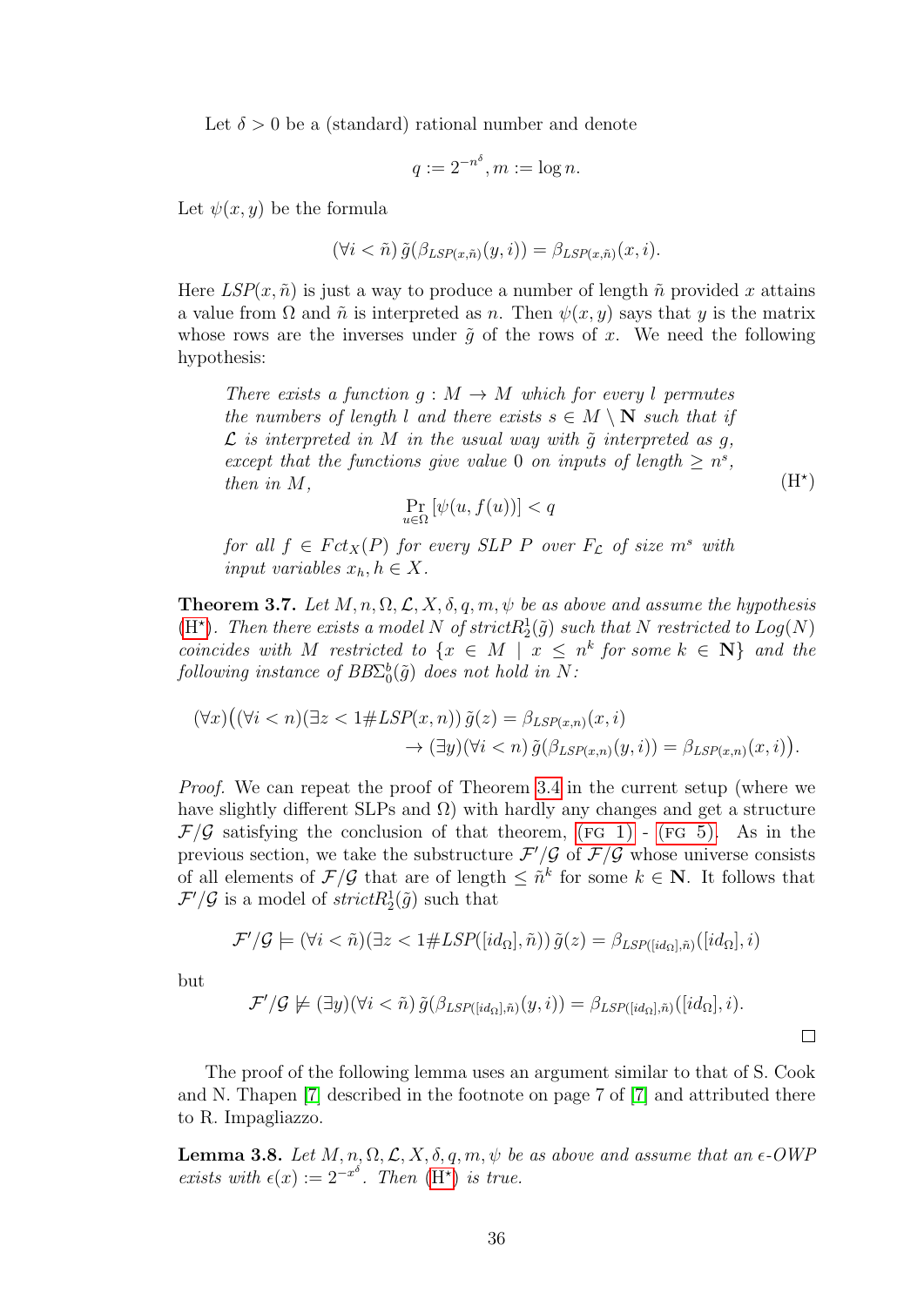Let $\delta > 0$ be a (standard) rational number and denote

$$q := 2^{-n^\delta}, m := \log n.$$

Let $\psi(x, y)$ be the formula

$$(\forall i < \tilde{n})\, \tilde{g}(\beta_{LSP(x,\tilde{n})}(y, i)) = \beta_{LSP(x,\tilde{n})}(x, i).$$

Here $LSP(x, \tilde{n})$ is just a way to produce a number of length $\tilde{n}$ provided $x$ attains a value from $\Omega$ and $\tilde{n}$ is interpreted as $n$. Then $\psi(x, y)$ says that $y$ is the matrix whose rows are the inverses under $\tilde{g}$ of the rows of $x$. We need the following hypothesis:

> *There exists a function $g : M \to M$ which for every $l$ permutes the numbers of length $l$ and there exists $s \in M \setminus \mathbf{N}$ such that if $\mathcal{L}$ is interpreted in $M$ in the usual way with $\tilde{g}$ interpreted as $g$, except that the functions give value 0 on inputs of length $\geq n^s$, then in $M$,* (H⋆)
>
> $$\Pr_{u \in \Omega} [\psi(u, f(u))] < q$$
>
> *for all $f \in Fct_X(P)$ for every SLP $P$ over $F_{\mathcal{L}}$ of size $m^s$ with input variables $x_h, h \in X$.*

**Theorem 3.7.** *Let $M, n, \Omega, \mathcal{L}, X, \delta, q, m, \psi$ be as above and assume the hypothesis (H⋆). Then there exists a model $N$ of $strictR^1_2(\tilde{g})$ such that $N$ restricted to $Log(N)$ coincides with $M$ restricted to $\{x \in M \mid x \leq n^k \text{ for some } k \in \mathbf{N}\}$ and the following instance of $BB\Sigma^b_0(\tilde{g})$ does not hold in $N$:*

$$(\forall x)\big((\forall i < n)(\exists z < 1\#LSP(x, n))\, \tilde{g}(z) = \beta_{LSP(x,n)}(x, i)$$
$$\to (\exists y)(\forall i < n)\, \tilde{g}(\beta_{LSP(x,n)}(y, i)) = \beta_{LSP(x,n)}(x, i)\big).$$

*Proof.* We can repeat the proof of Theorem 3.4 in the current setup (where we have slightly different SLPs and $\Omega$) with hardly any changes and get a structure $\mathcal{F}/\mathcal{G}$ satisfying the conclusion of that theorem, (FG 1) - (FG 5). As in the previous section, we take the substructure $\mathcal{F}'/\mathcal{G}$ of $\mathcal{F}/\mathcal{G}$ whose universe consists of all elements of $\mathcal{F}/\mathcal{G}$ that are of length $\leq \tilde{n}^k$ for some $k \in \mathbf{N}$. It follows that $\mathcal{F}'/\mathcal{G}$ is a model of $strictR^1_2(\tilde{g})$ such that

$$\mathcal{F}'/\mathcal{G} \models (\forall i < \tilde{n})(\exists z < 1\#LSP([id_\Omega], \tilde{n}))\, \tilde{g}(z) = \beta_{LSP([id_\Omega],\tilde{n})}([id_\Omega], i)$$

but

$$\mathcal{F}'/\mathcal{G} \not\models (\exists y)(\forall i < \tilde{n})\, \tilde{g}(\beta_{LSP([id_\Omega],\tilde{n})}(y, i)) = \beta_{LSP([id_\Omega],\tilde{n})}([id_\Omega], i).$$

□

The proof of the following lemma uses an argument similar to that of S. Cook and N. Thapen [7] described in the footnote on page 7 of [7] and attributed there to R. Impagliazzo.

**Lemma 3.8.** *Let $M, n, \Omega, \mathcal{L}, X, \delta, q, m, \psi$ be as above and assume that an $\epsilon$-OWP exists with $\epsilon(x) := 2^{-x^\delta}$. Then (H⋆) is true.*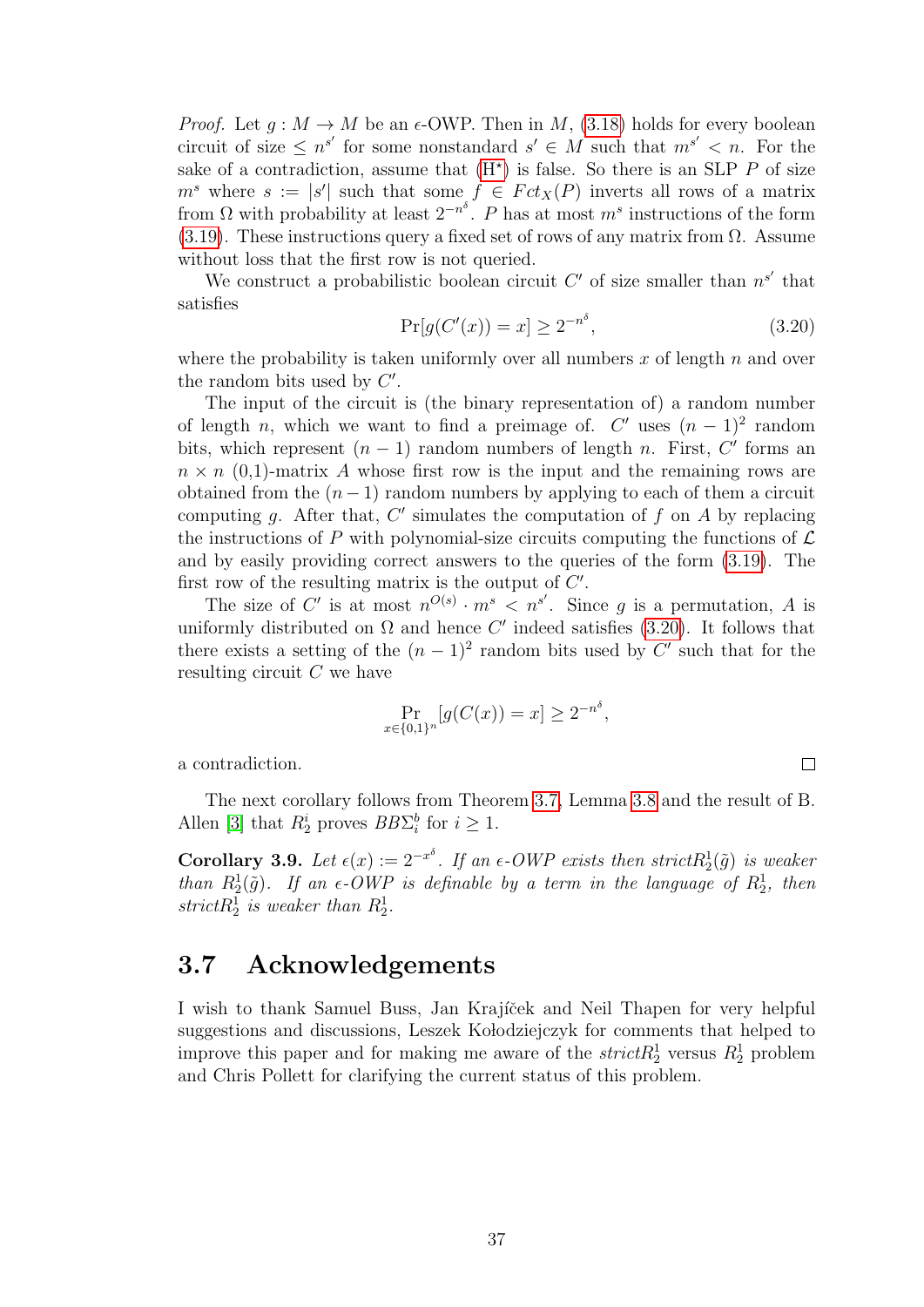*Proof.* Let $g : M \to M$ be an $\epsilon$-OWP. Then in $M$, (3.18) holds for every boolean circuit of size $\leq n^{s'}$ for some nonstandard $s' \in M$ such that $m^{s'} < n$. For the sake of a contradiction, assume that ($\mathrm{H}^\star$) is false. So there is an SLP $P$ of size $m^s$ where $s := |s'|$ such that some $f \in Fct_X(P)$ inverts all rows of a matrix from $\Omega$ with probability at least $2^{-n^\delta}$. $P$ has at most $m^s$ instructions of the form (3.19). These instructions query a fixed set of rows of any matrix from $\Omega$. Assume without loss that the first row is not queried.

We construct a probabilistic boolean circuit $C'$ of size smaller than $n^{s'}$ that satisfies

$$\Pr[g(C'(x)) = x] \geq 2^{-n^\delta}, \tag{3.20}$$

where the probability is taken uniformly over all numbers $x$ of length $n$ and over the random bits used by $C'$.

The input of the circuit is (the binary representation of) a random number of length $n$, which we want to find a preimage of. $C'$ uses $(n-1)^2$ random bits, which represent $(n-1)$ random numbers of length $n$. First, $C'$ forms an $n \times n$ (0,1)-matrix $A$ whose first row is the input and the remaining rows are obtained from the $(n-1)$ random numbers by applying to each of them a circuit computing $g$. After that, $C'$ simulates the computation of $f$ on $A$ by replacing the instructions of $P$ with polynomial-size circuits computing the functions of $\mathcal{L}$ and by easily providing correct answers to the queries of the form (3.19). The first row of the resulting matrix is the output of $C'$.

The size of $C'$ is at most $n^{O(s)} \cdot m^s < n^{s'}$. Since $g$ is a permutation, $A$ is uniformly distributed on $\Omega$ and hence $C'$ indeed satisfies (3.20). It follows that there exists a setting of the $(n-1)^2$ random bits used by $C'$ such that for the resulting circuit $C$ we have

$$\Pr_{x \in \{0,1\}^n}[g(C(x)) = x] \geq 2^{-n^\delta},$$

a contradiction. $\square$

The next corollary follows from Theorem 3.7, Lemma 3.8 and the result of B. Allen [3] that $R^i_2$ proves $BB\Sigma^b_i$ for $i \geq 1$.

**Corollary 3.9.** *Let $\epsilon(x) := 2^{-x^\delta}$. If an $\epsilon$-OWP exists then strict$R^1_2(\tilde{g})$ is weaker than $R^1_2(\tilde{g})$. If an $\epsilon$-OWP is definable by a term in the language of $R^1_2$, then strict$R^1_2$ is weaker than $R^1_2$.*

## 3.7 Acknowledgements

I wish to thank Samuel Buss, Jan Krajíček and Neil Thapen for very helpful suggestions and discussions, Leszek Kołodziejczyk for comments that helped to improve this paper and for making me aware of the *strict*$R^1_2$ versus $R^1_2$ problem and Chris Pollett for clarifying the current status of this problem.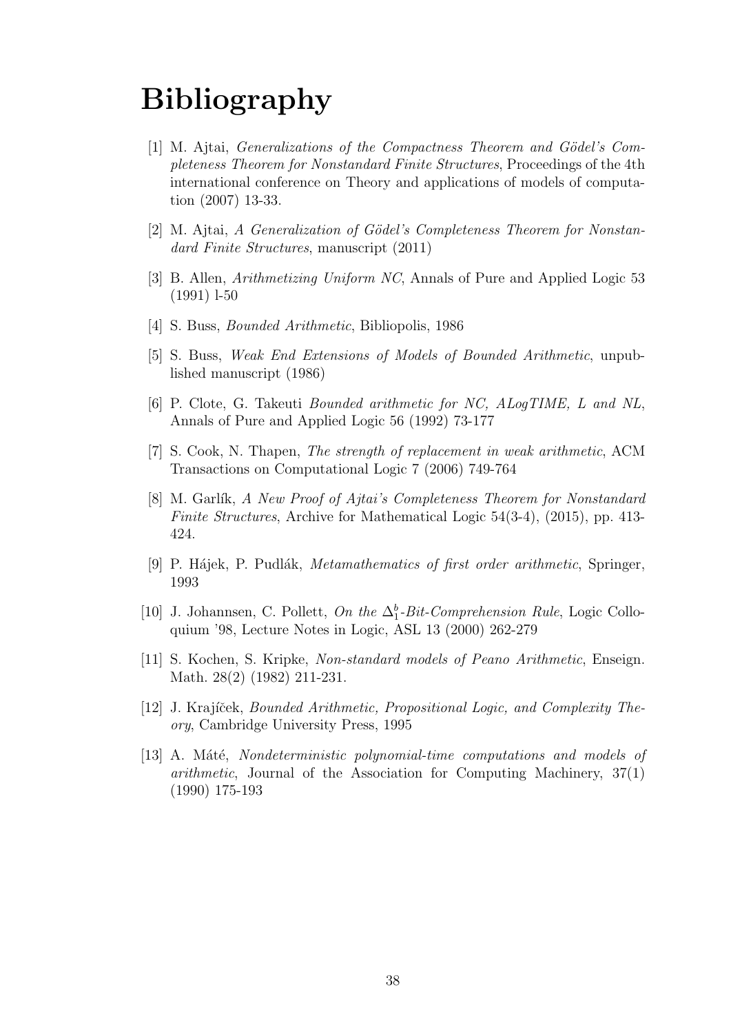# Bibliography

[1] M. Ajtai, *Generalizations of the Compactness Theorem and Gödel's Completeness Theorem for Nonstandard Finite Structures*, Proceedings of the 4th international conference on Theory and applications of models of computation (2007) 13-33.

[2] M. Ajtai, *A Generalization of Gödel's Completeness Theorem for Nonstandard Finite Structures*, manuscript (2011)

[3] B. Allen, *Arithmetizing Uniform NC*, Annals of Pure and Applied Logic 53 (1991) l-50

[4] S. Buss, *Bounded Arithmetic*, Bibliopolis, 1986

[5] S. Buss, *Weak End Extensions of Models of Bounded Arithmetic*, unpublished manuscript (1986)

[6] P. Clote, G. Takeuti *Bounded arithmetic for NC, ALogTIME, L and NL*, Annals of Pure and Applied Logic 56 (1992) 73-177

[7] S. Cook, N. Thapen, *The strength of replacement in weak arithmetic*, ACM Transactions on Computational Logic 7 (2006) 749-764

[8] M. Garlík, *A New Proof of Ajtai's Completeness Theorem for Nonstandard Finite Structures*, Archive for Mathematical Logic 54(3-4), (2015), pp. 413-424.

[9] P. Hájek, P. Pudlák, *Metamathematics of first order arithmetic*, Springer, 1993

[10] J. Johannsen, C. Pollett, *On the $\Delta_1^b$-Bit-Comprehension Rule*, Logic Colloquium '98, Lecture Notes in Logic, ASL 13 (2000) 262-279

[11] S. Kochen, S. Kripke, *Non-standard models of Peano Arithmetic*, Enseign. Math. 28(2) (1982) 211-231.

[12] J. Krajíček, *Bounded Arithmetic, Propositional Logic, and Complexity Theory*, Cambridge University Press, 1995

[13] A. Máté, *Nondeterministic polynomial-time computations and models of arithmetic*, Journal of the Association for Computing Machinery, 37(1) (1990) 175-193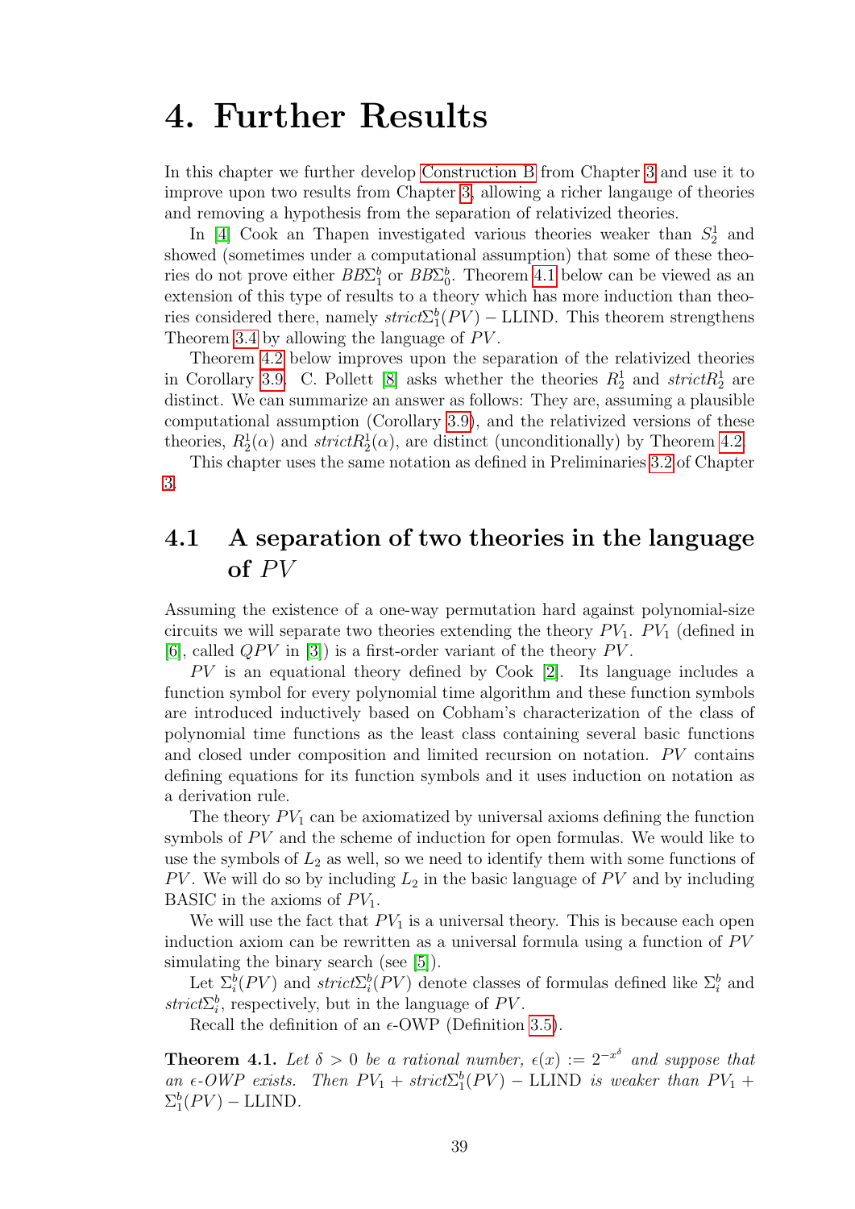# 4. Further Results

In this chapter we further develop Construction B from Chapter 3 and use it to improve upon two results from Chapter 3, allowing a richer langauge of theories and removing a hypothesis from the separation of relativized theories.

In [4] Cook an Thapen investigated various theories weaker than $S^1_2$ and showed (sometimes under a computational assumption) that some of these theories do not prove either $BB\Sigma^b_1$ or $BB\Sigma^b_0$. Theorem 4.1 below can be viewed as an extension of this type of results to a theory which has more induction than theories considered there, namely $strict\Sigma^b_1(PV) - \mathrm{LLIND}$. This theorem strengthens Theorem 3.4 by allowing the language of $PV$.

Theorem 4.2 below improves upon the separation of the relativized theories in Corollary 3.9. C. Pollett [8] asks whether the theories $R^1_2$ and $strictR^1_2$ are distinct. We can summarize an answer as follows: They are, assuming a plausible computational assumption (Corollary 3.9), and the relativized versions of these theories, $R^1_2(\alpha)$ and $strictR^1_2(\alpha)$, are distinct (unconditionally) by Theorem 4.2.

This chapter uses the same notation as defined in Preliminaries 3.2 of Chapter 3.

## 4.1 A separation of two theories in the language of $PV$

Assuming the existence of a one-way permutation hard against polynomial-size circuits we will separate two theories extending the theory $PV_1$. $PV_1$ (defined in [6], called $QPV$ in [3]) is a first-order variant of the theory $PV$.

$PV$ is an equational theory defined by Cook [2]. Its language includes a function symbol for every polynomial time algorithm and these function symbols are introduced inductively based on Cobham's characterization of the class of polynomial time functions as the least class containing several basic functions and closed under composition and limited recursion on notation. $PV$ contains defining equations for its function symbols and it uses induction on notation as a derivation rule.

The theory $PV_1$ can be axiomatized by universal axioms defining the function symbols of $PV$ and the scheme of induction for open formulas. We would like to use the symbols of $L_2$ as well, so we need to identify them with some functions of $PV$. We will do so by including $L_2$ in the basic language of $PV$ and by including BASIC in the axioms of $PV_1$.

We will use the fact that $PV_1$ is a universal theory. This is because each open induction axiom can be rewritten as a universal formula using a function of $PV$ simulating the binary search (see [5]).

Let $\Sigma^b_i(PV)$ and $strict\Sigma^b_i(PV)$ denote classes of formulas defined like $\Sigma^b_i$ and $strict\Sigma^b_i$, respectively, but in the language of $PV$.

Recall the definition of an $\epsilon$-OWP (Definition 3.5).

**Theorem 4.1.** *Let $\delta > 0$ be a rational number, $\epsilon(x) := 2^{-x^\delta}$ and suppose that an $\epsilon$-OWP exists. Then $PV_1 + strict\Sigma^b_1(PV) - \mathrm{LLIND}$ is weaker than $PV_1 + \Sigma^b_1(PV) - \mathrm{LLIND}$.*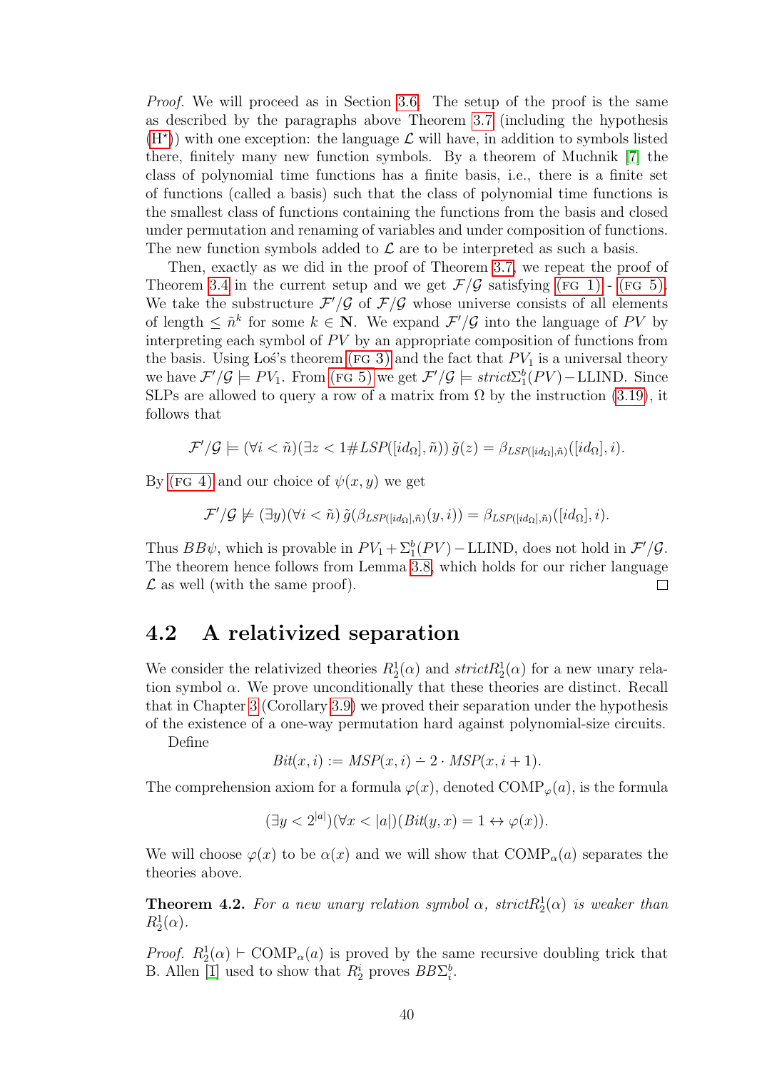*Proof.* We will proceed as in Section 3.6. The setup of the proof is the same as described by the paragraphs above Theorem 3.7 (including the hypothesis (H*)) with one exception: the language $\mathcal{L}$ will have, in addition to symbols listed there, finitely many new function symbols. By a theorem of Muchnik [7] the class of polynomial time functions has a finite basis, i.e., there is a finite set of functions (called a basis) such that the class of polynomial time functions is the smallest class of functions containing the functions from the basis and closed under permutation and renaming of variables and under composition of functions. The new function symbols added to $\mathcal{L}$ are to be interpreted as such a basis.

Then, exactly as we did in the proof of Theorem 3.7, we repeat the proof of Theorem 3.4 in the current setup and we get $\mathcal{F}/\mathcal{G}$ satisfying (FG 1) - (FG 5). We take the substructure $\mathcal{F}'/\mathcal{G}$ of $\mathcal{F}/\mathcal{G}$ whose universe consists of all elements of length $\leq \tilde{n}^k$ for some $k \in \mathbf{N}$. We expand $\mathcal{F}'/\mathcal{G}$ into the language of $PV$ by interpreting each symbol of $PV$ by an appropriate composition of functions from the basis. Using Łoś's theorem (FG 3) and the fact that $PV_1$ is a universal theory we have $\mathcal{F}'/\mathcal{G} \models PV_1$. From (FG 5) we get $\mathcal{F}'/\mathcal{G} \models strict\Sigma^b_1(PV) - \text{LLIND}$. Since SLPs are allowed to query a row of a matrix from $\Omega$ by the instruction (3.19), it follows that

$$\mathcal{F}'/\mathcal{G} \models (\forall i < \tilde{n})(\exists z < 1\#LSP([id_\Omega], \tilde{n}))\, \tilde{g}(z) = \beta_{LSP([id_\Omega],\tilde{n})}([id_\Omega], i).$$

By (FG 4) and our choice of $\psi(x, y)$ we get

$$\mathcal{F}'/\mathcal{G} \not\models (\exists y)(\forall i < \tilde{n})\, \tilde{g}(\beta_{LSP([id_\Omega],\tilde{n})}(y, i)) = \beta_{LSP([id_\Omega],\tilde{n})}([id_\Omega], i).$$

Thus $BB\psi$, which is provable in $PV_1 + \Sigma^b_1(PV) - \text{LLIND}$, does not hold in $\mathcal{F}'/\mathcal{G}$. The theorem hence follows from Lemma 3.8, which holds for our richer language $\mathcal{L}$ as well (with the same proof). □

## 4.2 A relativized separation

We consider the relativized theories $R^1_2(\alpha)$ and $strictR^1_2(\alpha)$ for a new unary relation symbol $\alpha$. We prove unconditionally that these theories are distinct. Recall that in Chapter 3 (Corollary 3.9) we proved their separation under the hypothesis of the existence of a one-way permutation hard against polynomial-size circuits.

Define

$$Bit(x, i) := MSP(x, i) \dot{-} 2 \cdot MSP(x, i + 1).$$

The comprehension axiom for a formula $\varphi(x)$, denoted $\text{COMP}_\varphi(a)$, is the formula

$$(\exists y < 2^{|a|})(\forall x < |a|)(Bit(y, x) = 1 \leftrightarrow \varphi(x)).$$

We will choose $\varphi(x)$ to be $\alpha(x)$ and we will show that $\text{COMP}_\alpha(a)$ separates the theories above.

**Theorem 4.2.** *For a new unary relation symbol $\alpha$, $strictR^1_2(\alpha)$ is weaker than $R^1_2(\alpha)$.*

*Proof.* $R^1_2(\alpha) \vdash \text{COMP}_\alpha(a)$ is proved by the same recursive doubling trick that B. Allen [1] used to show that $R^i_2$ proves $BB\Sigma^b_i$.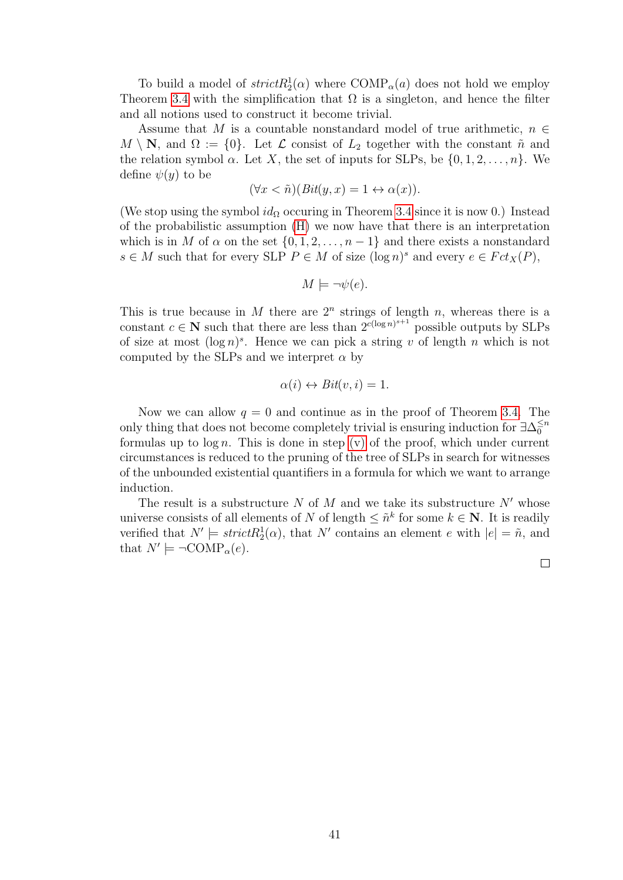To build a model of $strictR^1_2(\alpha)$ where $\mathrm{COMP}_\alpha(a)$ does not hold we employ Theorem 3.4 with the simplification that $\Omega$ is a singleton, and hence the filter and all notions used to construct it become trivial.

Assume that $M$ is a countable nonstandard model of true arithmetic, $n \in M \setminus \mathbf{N}$, and $\Omega := \{0\}$. Let $\mathcal{L}$ consist of $L_2$ together with the constant $\tilde{n}$ and the relation symbol $\alpha$. Let $X$, the set of inputs for SLPs, be $\{0, 1, 2, \ldots, n\}$. We define $\psi(y)$ to be

$$(\forall x < \tilde{n})(Bit(y, x) = 1 \leftrightarrow \alpha(x)).$$

(We stop using the symbol $id_\Omega$ occuring in Theorem 3.4 since it is now 0.) Instead of the probabilistic assumption (H) we now have that there is an interpretation which is in $M$ of $\alpha$ on the set $\{0, 1, 2, \ldots, n-1\}$ and there exists a nonstandard $s \in M$ such that for every SLP $P \in M$ of size $(\log n)^s$ and every $e \in Fct_X(P)$,

$$M \models \neg\psi(e).$$

This is true because in $M$ there are $2^n$ strings of length $n$, whereas there is a constant $c \in \mathbf{N}$ such that there are less than $2^{c(\log n)^{s+1}}$ possible outputs by SLPs of size at most $(\log n)^s$. Hence we can pick a string $v$ of length $n$ which is not computed by the SLPs and we interpret $\alpha$ by

$$\alpha(i) \leftrightarrow Bit(v, i) = 1.$$

Now we can allow $q = 0$ and continue as in the proof of Theorem 3.4. The only thing that does not become completely trivial is ensuring induction for $\exists\Delta_0^{\leq n}$ formulas up to $\log n$. This is done in step (v) of the proof, which under current circumstances is reduced to the pruning of the tree of SLPs in search for witnesses of the unbounded existential quantifiers in a formula for which we want to arrange induction.

The result is a substructure $N$ of $M$ and we take its substructure $N'$ whose universe consists of all elements of $N$ of length $\leq \tilde{n}^k$ for some $k \in \mathbf{N}$. It is readily verified that $N' \models strictR^1_2(\alpha)$, that $N'$ contains an element $e$ with $|e| = \tilde{n}$, and that $N' \models \neg\mathrm{COMP}_\alpha(e)$.

□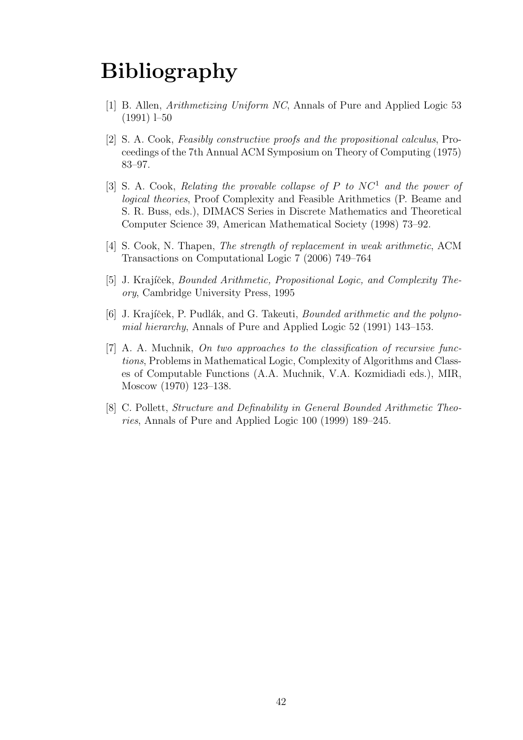# Bibliography

[1] B. Allen, *Arithmetizing Uniform NC*, Annals of Pure and Applied Logic 53 (1991) l–50

[2] S. A. Cook, *Feasibly constructive proofs and the propositional calculus*, Proceedings of the 7th Annual ACM Symposium on Theory of Computing (1975) 83–97.

[3] S. A. Cook, *Relating the provable collapse of $P$ to $NC^1$ and the power of logical theories*, Proof Complexity and Feasible Arithmetics (P. Beame and S. R. Buss, eds.), DIMACS Series in Discrete Mathematics and Theoretical Computer Science 39, American Mathematical Society (1998) 73–92.

[4] S. Cook, N. Thapen, *The strength of replacement in weak arithmetic*, ACM Transactions on Computational Logic 7 (2006) 749–764

[5] J. Krajíček, *Bounded Arithmetic, Propositional Logic, and Complexity Theory*, Cambridge University Press, 1995

[6] J. Krajíček, P. Pudlák, and G. Takeuti, *Bounded arithmetic and the polynomial hierarchy*, Annals of Pure and Applied Logic 52 (1991) 143–153.

[7] A. A. Muchnik, *On two approaches to the classification of recursive functions*, Problems in Mathematical Logic, Complexity of Algorithms and Classes of Computable Functions (A.A. Muchnik, V.A. Kozmidiadi eds.), MIR, Moscow (1970) 123–138.

[8] C. Pollett, *Structure and Definability in General Bounded Arithmetic Theories*, Annals of Pure and Applied Logic 100 (1999) 189–245.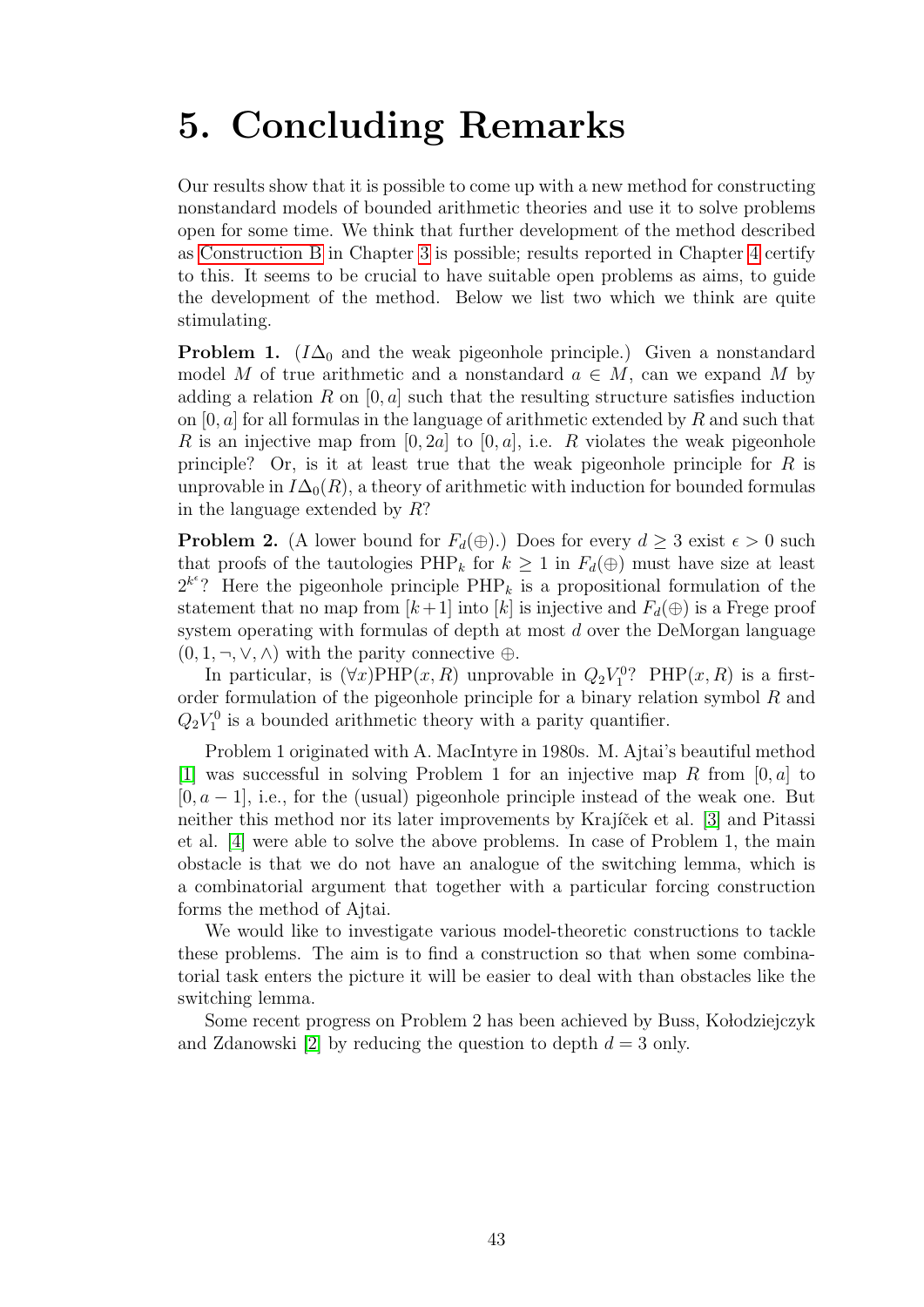# 5. Concluding Remarks

Our results show that it is possible to come up with a new method for constructing nonstandard models of bounded arithmetic theories and use it to solve problems open for some time. We think that further development of the method described as Construction B in Chapter 3 is possible; results reported in Chapter 4 certify to this. It seems to be crucial to have suitable open problems as aims, to guide the development of the method. Below we list two which we think are quite stimulating.

**Problem 1.** ($I\Delta_0$ and the weak pigeonhole principle.) Given a nonstandard model $M$ of true arithmetic and a nonstandard $a \in M$, can we expand $M$ by adding a relation $R$ on $[0, a]$ such that the resulting structure satisfies induction on $[0, a]$ for all formulas in the language of arithmetic extended by $R$ and such that $R$ is an injective map from $[0, 2a]$ to $[0, a]$, i.e. $R$ violates the weak pigeonhole principle? Or, is it at least true that the weak pigeonhole principle for $R$ is unprovable in $I\Delta_0(R)$, a theory of arithmetic with induction for bounded formulas in the language extended by $R$?

**Problem 2.** (A lower bound for $F_d(\oplus)$.) Does for every $d \geq 3$ exist $\epsilon > 0$ such that proofs of the tautologies $\mathrm{PHP}_k$ for $k \geq 1$ in $F_d(\oplus)$ must have size at least $2^{k^\epsilon}$? Here the pigeonhole principle $\mathrm{PHP}_k$ is a propositional formulation of the statement that no map from $[k+1]$ into $[k]$ is injective and $F_d(\oplus)$ is a Frege proof system operating with formulas of depth at most $d$ over the DeMorgan language $(0, 1, \neg, \vee, \wedge)$ with the parity connective $\oplus$.

In particular, is $(\forall x)\mathrm{PHP}(x, R)$ unprovable in $Q_2V_1^0$? $\mathrm{PHP}(x, R)$ is a first-order formulation of the pigeonhole principle for a binary relation symbol $R$ and $Q_2V_1^0$ is a bounded arithmetic theory with a parity quantifier.

Problem 1 originated with A. MacIntyre in 1980s. M. Ajtai's beautiful method [1] was successful in solving Problem 1 for an injective map $R$ from $[0, a]$ to $[0, a-1]$, i.e., for the (usual) pigeonhole principle instead of the weak one. But neither this method nor its later improvements by Krajíček et al. [3] and Pitassi et al. [4] were able to solve the above problems. In case of Problem 1, the main obstacle is that we do not have an analogue of the switching lemma, which is a combinatorial argument that together with a particular forcing construction forms the method of Ajtai.

We would like to investigate various model-theoretic constructions to tackle these problems. The aim is to find a construction so that when some combinatorial task enters the picture it will be easier to deal with than obstacles like the switching lemma.

Some recent progress on Problem 2 has been achieved by Buss, Kołodziejczyk and Zdanowski [2] by reducing the question to depth $d = 3$ only.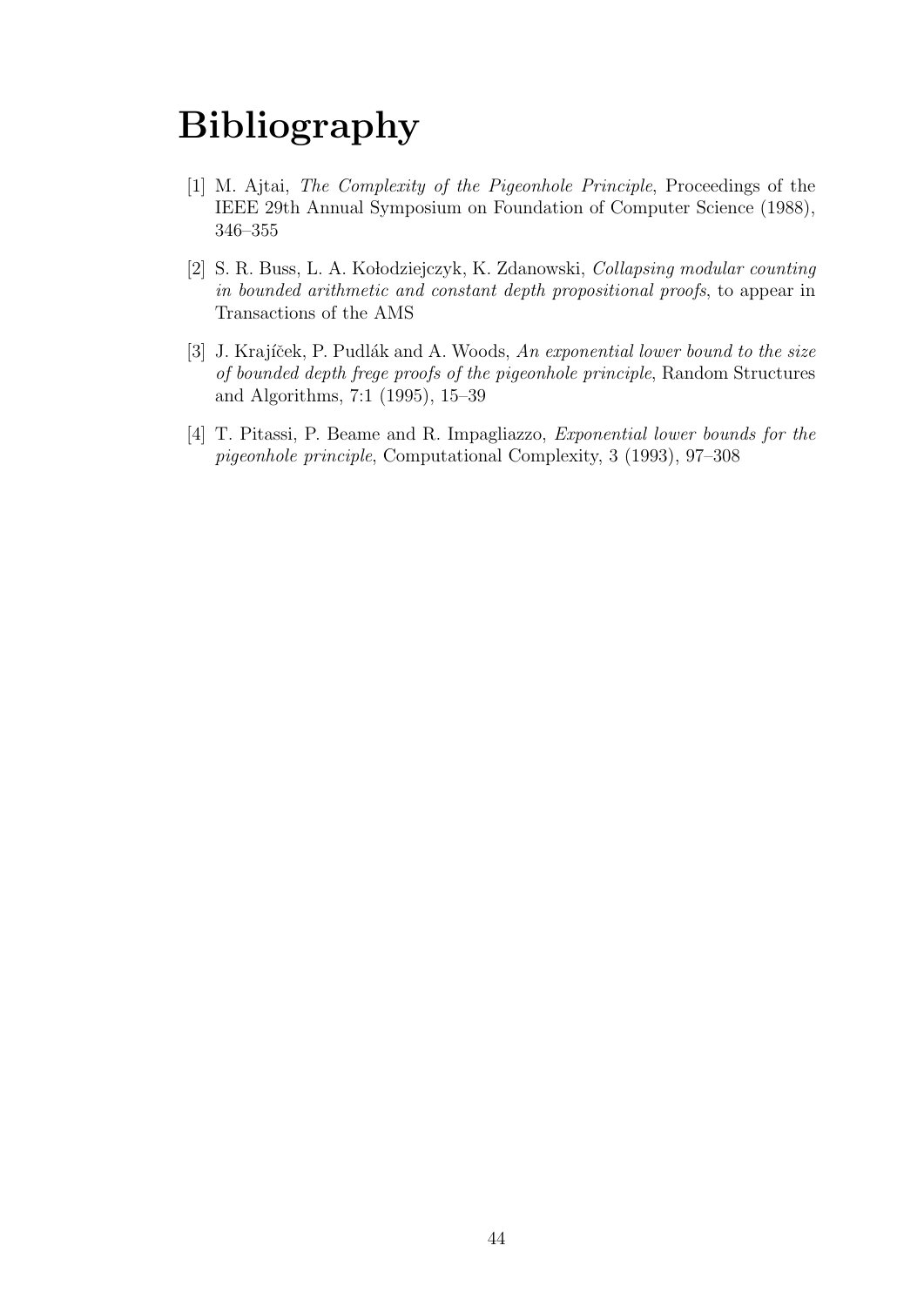# Bibliography

[1] M. Ajtai, *The Complexity of the Pigeonhole Principle*, Proceedings of the IEEE 29th Annual Symposium on Foundation of Computer Science (1988), 346–355

[2] S. R. Buss, L. A. Kołodziejczyk, K. Zdanowski, *Collapsing modular counting in bounded arithmetic and constant depth propositional proofs*, to appear in Transactions of the AMS

[3] J. Krajíček, P. Pudlák and A. Woods, *An exponential lower bound to the size of bounded depth frege proofs of the pigeonhole principle*, Random Structures and Algorithms, 7:1 (1995), 15–39

[4] T. Pitassi, P. Beame and R. Impagliazzo, *Exponential lower bounds for the pigeonhole principle*, Computational Complexity, 3 (1993), 97–308